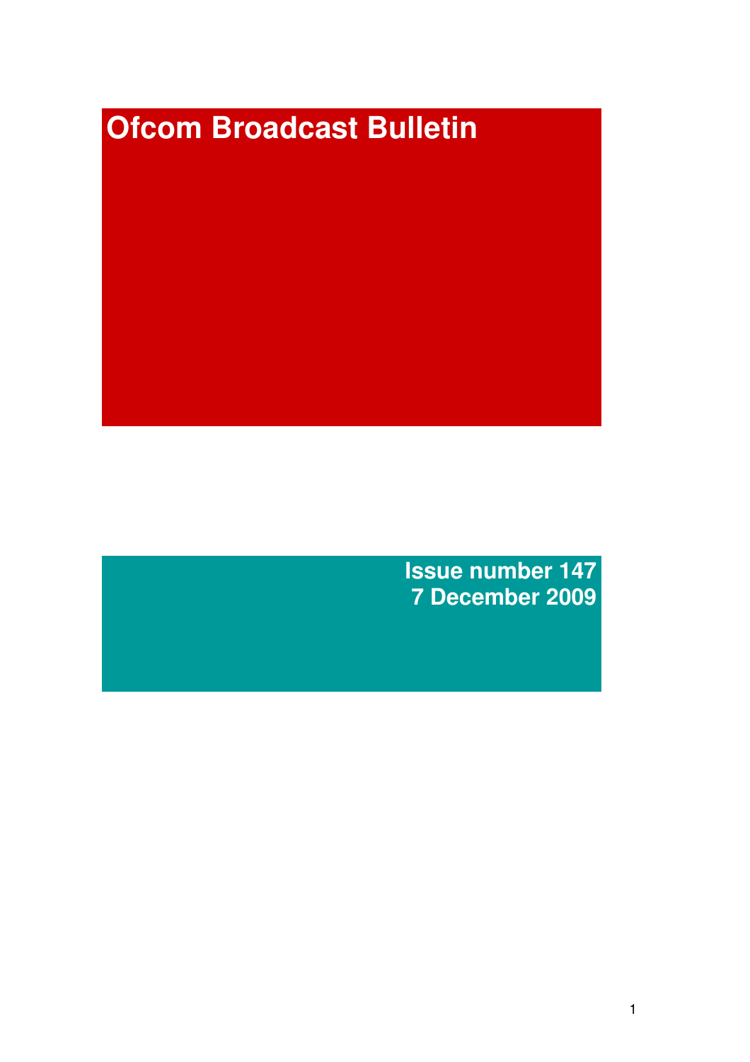# Ofcom Broadcast Bulletin

**Issue number 147**
**7 December 2009**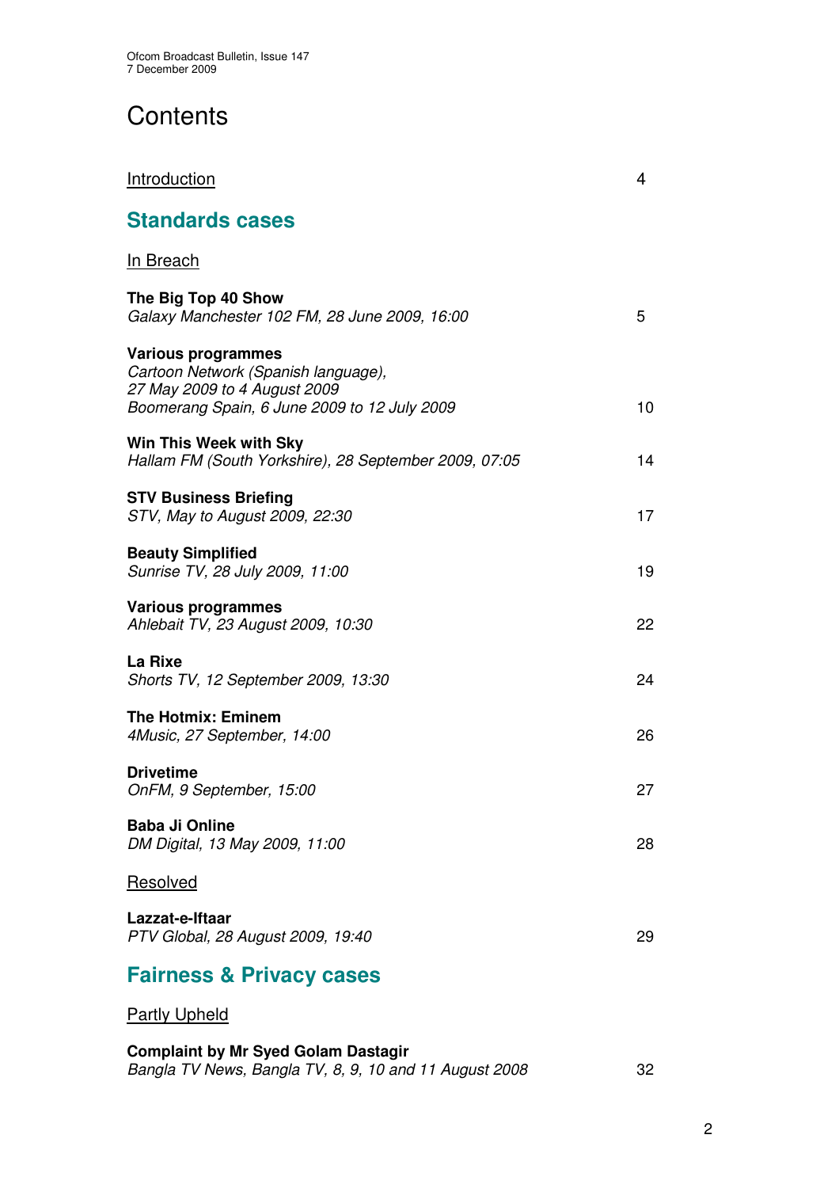# Contents

Introduction 4

## Standards cases

In Breach

**The Big Top 40 Show**
*Galaxy Manchester 102 FM, 28 June 2009, 16:00* 5

**Various programmes**
*Cartoon Network (Spanish language), 27 May 2009 to 4 August 2009*
*Boomerang Spain, 6 June 2009 to 12 July 2009* 10

**Win This Week with Sky**
*Hallam FM (South Yorkshire), 28 September 2009, 07:05* 14

**STV Business Briefing**
*STV, May to August 2009, 22:30* 17

**Beauty Simplified**
*Sunrise TV, 28 July 2009, 11:00* 19

**Various programmes**
*Ahlebait TV, 23 August 2009, 10:30* 22

**La Rixe**
*Shorts TV, 12 September 2009, 13:30* 24

**The Hotmix: Eminem**
*4Music, 27 September, 14:00* 26

**Drivetime**
*OnFM, 9 September, 15:00* 27

**Baba Ji Online**
*DM Digital, 13 May 2009, 11:00* 28

Resolved

**Lazzat-e-Iftaar**
*PTV Global, 28 August 2009, 19:40* 29

## Fairness & Privacy cases

Partly Upheld

**Complaint by Mr Syed Golam Dastagir**
*Bangla TV News, Bangla TV, 8, 9, 10 and 11 August 2008* 32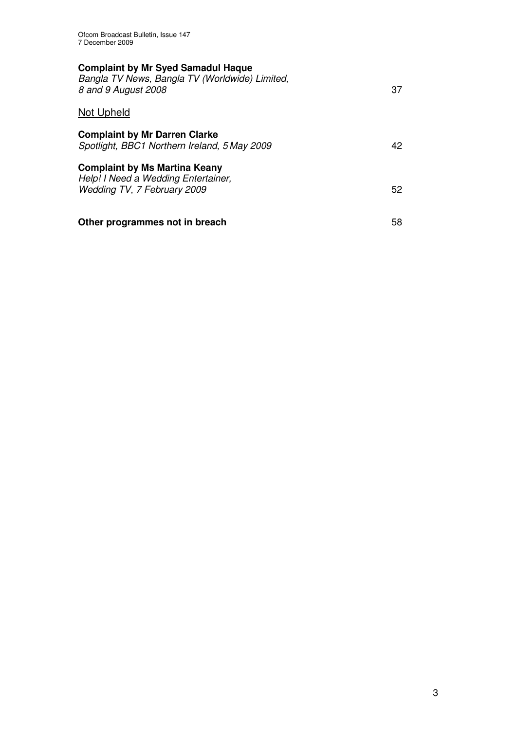**Complaint by Mr Syed Samadul Haque**
*Bangla TV News, Bangla TV (Worldwide) Limited, 8 and 9 August 2008* 37

Not Upheld

**Complaint by Mr Darren Clarke**
*Spotlight, BBC1 Northern Ireland, 5 May 2009* 42

**Complaint by Ms Martina Keany**
*Help! I Need a Wedding Entertainer, Wedding TV, 7 February 2009* 52

**Other programmes not in breach** 58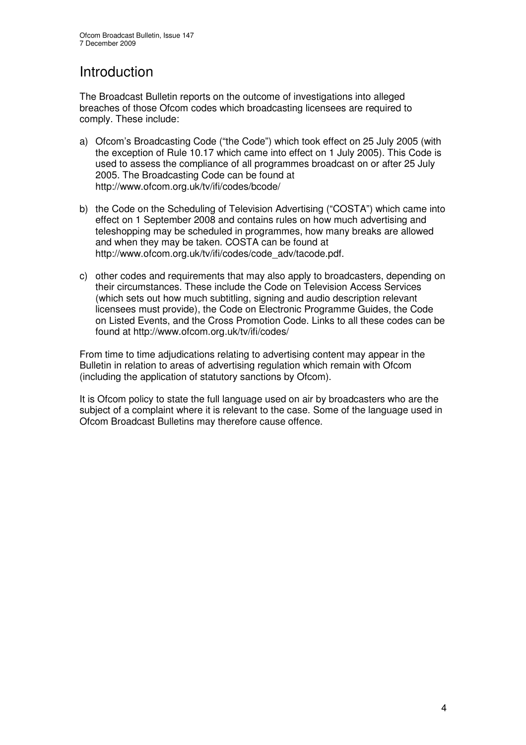# Introduction

The Broadcast Bulletin reports on the outcome of investigations into alleged breaches of those Ofcom codes which broadcasting licensees are required to comply. These include:

a) Ofcom's Broadcasting Code ("the Code") which took effect on 25 July 2005 (with the exception of Rule 10.17 which came into effect on 1 July 2005). This Code is used to assess the compliance of all programmes broadcast on or after 25 July 2005. The Broadcasting Code can be found at http://www.ofcom.org.uk/tv/ifi/codes/bcode/

b) the Code on the Scheduling of Television Advertising ("COSTA") which came into effect on 1 September 2008 and contains rules on how much advertising and teleshopping may be scheduled in programmes, how many breaks are allowed and when they may be taken. COSTA can be found at http://www.ofcom.org.uk/tv/ifi/codes/code_adv/tacode.pdf.

c) other codes and requirements that may also apply to broadcasters, depending on their circumstances. These include the Code on Television Access Services (which sets out how much subtitling, signing and audio description relevant licensees must provide), the Code on Electronic Programme Guides, the Code on Listed Events, and the Cross Promotion Code. Links to all these codes can be found at http://www.ofcom.org.uk/tv/ifi/codes/

From time to time adjudications relating to advertising content may appear in the Bulletin in relation to areas of advertising regulation which remain with Ofcom (including the application of statutory sanctions by Ofcom).

It is Ofcom policy to state the full language used on air by broadcasters who are the subject of a complaint where it is relevant to the case. Some of the language used in Ofcom Broadcast Bulletins may therefore cause offence.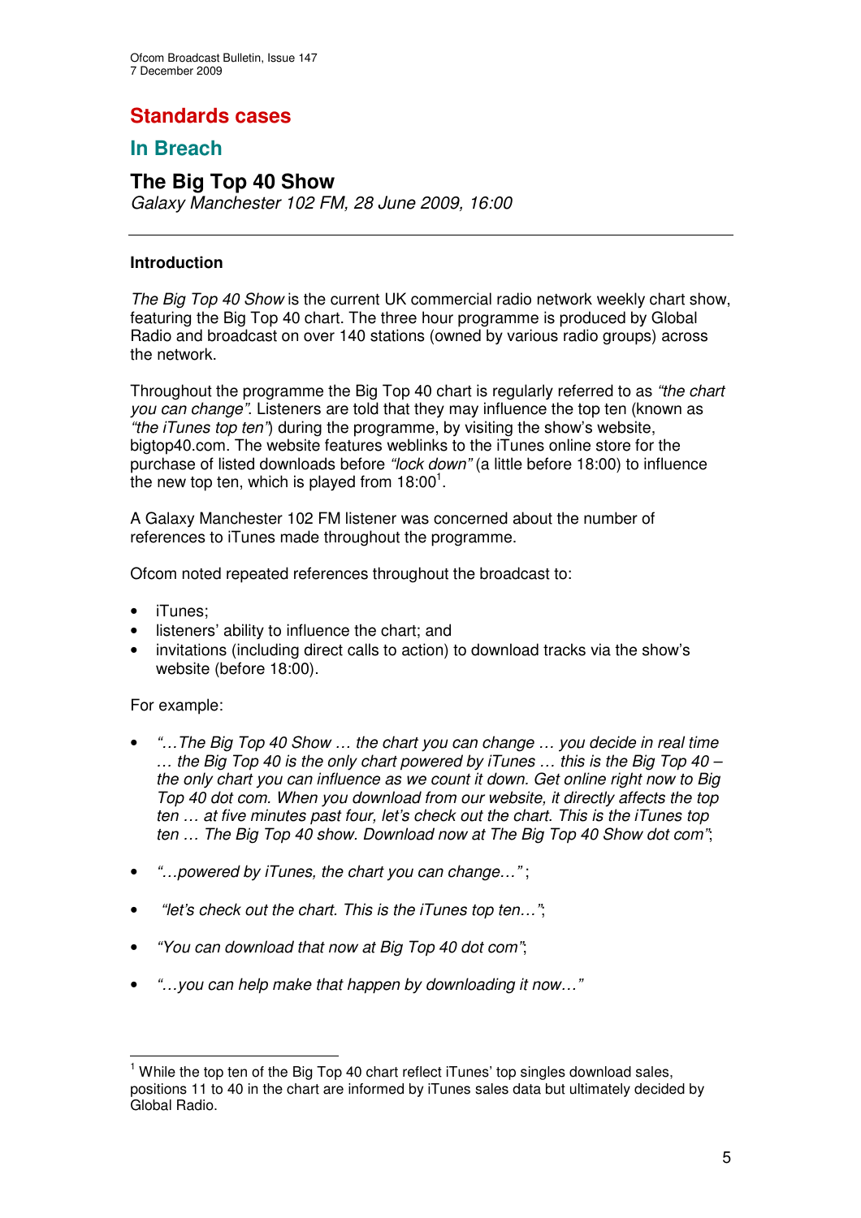# Standards cases

## In Breach

### The Big Top 40 Show

*Galaxy Manchester 102 FM, 28 June 2009, 16:00*

---

**Introduction**

*The Big Top 40 Show* is the current UK commercial radio network weekly chart show, featuring the Big Top 40 chart. The three hour programme is produced by Global Radio and broadcast on over 140 stations (owned by various radio groups) across the network.

Throughout the programme the Big Top 40 chart is regularly referred to as *"the chart you can change"*. Listeners are told that they may influence the top ten (known as *"the iTunes top ten"*) during the programme, by visiting the show's website, bigtop40.com. The website features weblinks to the iTunes online store for the purchase of listed downloads before *"lock down"* (a little before 18:00) to influence the new top ten, which is played from 18:00[1].

A Galaxy Manchester 102 FM listener was concerned about the number of references to iTunes made throughout the programme.

Ofcom noted repeated references throughout the broadcast to:

- iTunes;
- listeners' ability to influence the chart; and
- invitations (including direct calls to action) to download tracks via the show's website (before 18:00).

For example:

- *"…The Big Top 40 Show … the chart you can change … you decide in real time … the Big Top 40 is the only chart powered by iTunes … this is the Big Top 40 – the only chart you can influence as we count it down. Get online right now to Big Top 40 dot com. When you download from our website, it directly affects the top ten … at five minutes past four, let's check out the chart. This is the iTunes top ten … The Big Top 40 show. Download now at The Big Top 40 Show dot com"*;

- *"…powered by iTunes, the chart you can change…"* ;

- *"let's check out the chart. This is the iTunes top ten…"*;

- *"You can download that now at Big Top 40 dot com"*;

- *"…you can help make that happen by downloading it now…"*

---

[1] While the top ten of the Big Top 40 chart reflect iTunes' top singles download sales, positions 11 to 40 in the chart are informed by iTunes sales data but ultimately decided by Global Radio.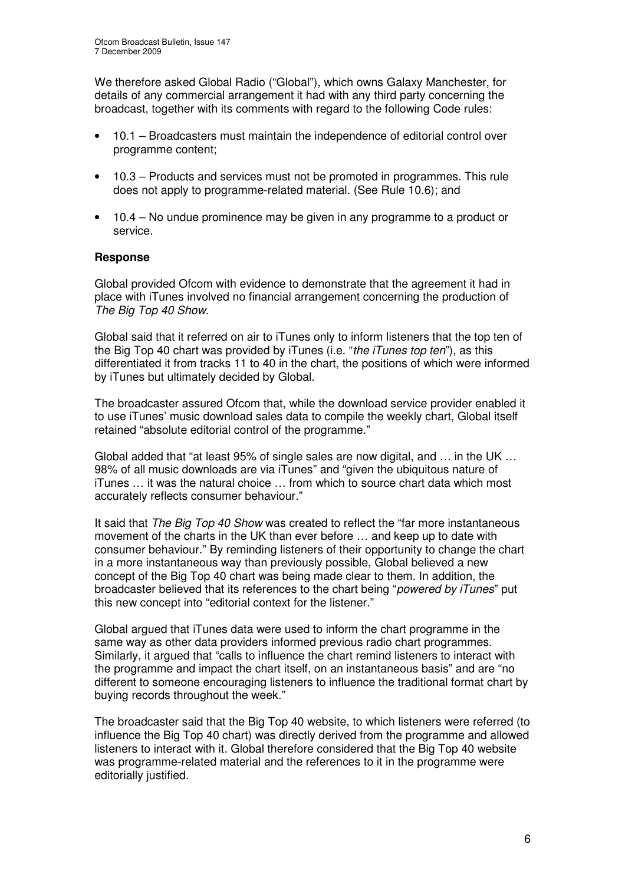We therefore asked Global Radio ("Global"), which owns Galaxy Manchester, for details of any commercial arrangement it had with any third party concerning the broadcast, together with its comments with regard to the following Code rules:

- 10.1 – Broadcasters must maintain the independence of editorial control over programme content;
- 10.3 – Products and services must not be promoted in programmes. This rule does not apply to programme-related material. (See Rule 10.6); and
- 10.4 – No undue prominence may be given in any programme to a product or service.

**Response**

Global provided Ofcom with evidence to demonstrate that the agreement it had in place with iTunes involved no financial arrangement concerning the production of *The Big Top 40 Show*.

Global said that it referred on air to iTunes only to inform listeners that the top ten of the Big Top 40 chart was provided by iTunes (i.e. "*the iTunes top ten*"), as this differentiated it from tracks 11 to 40 in the chart, the positions of which were informed by iTunes but ultimately decided by Global.

The broadcaster assured Ofcom that, while the download service provider enabled it to use iTunes' music download sales data to compile the weekly chart, Global itself retained "absolute editorial control of the programme."

Global added that "at least 95% of single sales are now digital, and … in the UK … 98% of all music downloads are via iTunes" and "given the ubiquitous nature of iTunes … it was the natural choice … from which to source chart data which most accurately reflects consumer behaviour."

It said that *The Big Top 40 Show* was created to reflect the "far more instantaneous movement of the charts in the UK than ever before … and keep up to date with consumer behaviour." By reminding listeners of their opportunity to change the chart in a more instantaneous way than previously possible, Global believed a new concept of the Big Top 40 chart was being made clear to them. In addition, the broadcaster believed that its references to the chart being "*powered by iTunes*" put this new concept into "editorial context for the listener."

Global argued that iTunes data were used to inform the chart programme in the same way as other data providers informed previous radio chart programmes. Similarly, it argued that "calls to influence the chart remind listeners to interact with the programme and impact the chart itself, on an instantaneous basis" and are "no different to someone encouraging listeners to influence the traditional format chart by buying records throughout the week."

The broadcaster said that the Big Top 40 website, to which listeners were referred (to influence the Big Top 40 chart) was directly derived from the programme and allowed listeners to interact with it. Global therefore considered that the Big Top 40 website was programme-related material and the references to it in the programme were editorially justified.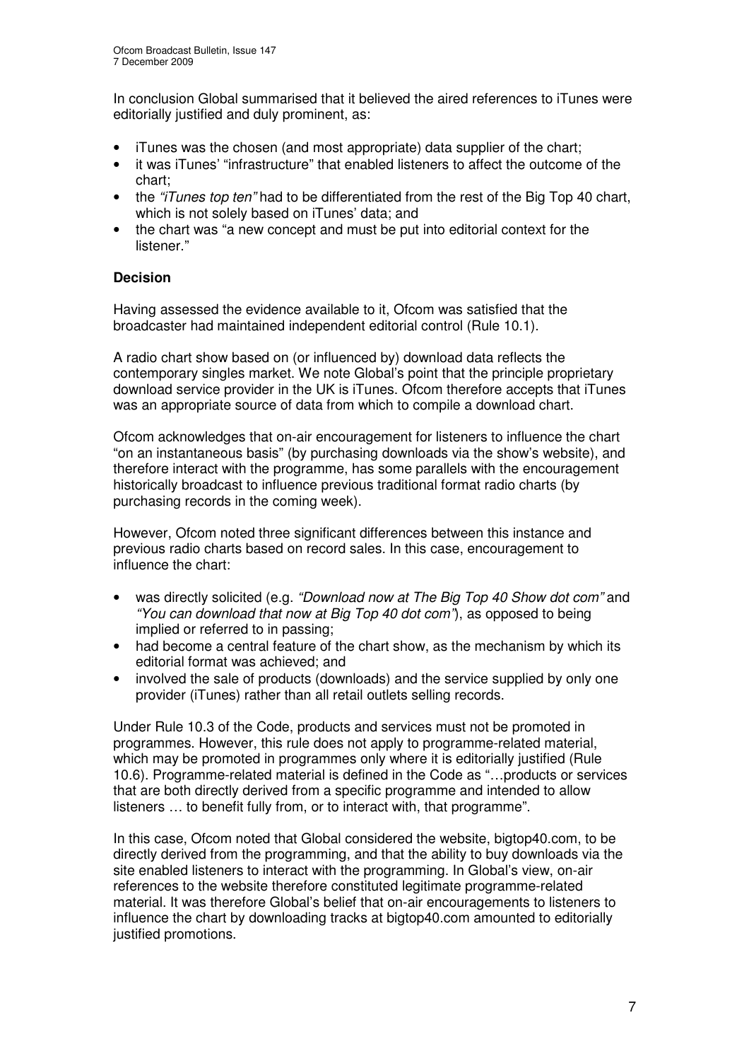In conclusion Global summarised that it believed the aired references to iTunes were editorially justified and duly prominent, as:

- iTunes was the chosen (and most appropriate) data supplier of the chart;
- it was iTunes' "infrastructure" that enabled listeners to affect the outcome of the chart;
- the *"iTunes top ten"* had to be differentiated from the rest of the Big Top 40 chart, which is not solely based on iTunes' data; and
- the chart was "a new concept and must be put into editorial context for the listener."

**Decision**

Having assessed the evidence available to it, Ofcom was satisfied that the broadcaster had maintained independent editorial control (Rule 10.1).

A radio chart show based on (or influenced by) download data reflects the contemporary singles market. We note Global's point that the principle proprietary download service provider in the UK is iTunes. Ofcom therefore accepts that iTunes was an appropriate source of data from which to compile a download chart.

Ofcom acknowledges that on-air encouragement for listeners to influence the chart "on an instantaneous basis" (by purchasing downloads via the show's website), and therefore interact with the programme, has some parallels with the encouragement historically broadcast to influence previous traditional format radio charts (by purchasing records in the coming week).

However, Ofcom noted three significant differences between this instance and previous radio charts based on record sales. In this case, encouragement to influence the chart:

- was directly solicited (e.g. *"Download now at The Big Top 40 Show dot com"* and *"You can download that now at Big Top 40 dot com"*), as opposed to being implied or referred to in passing;
- had become a central feature of the chart show, as the mechanism by which its editorial format was achieved; and
- involved the sale of products (downloads) and the service supplied by only one provider (iTunes) rather than all retail outlets selling records.

Under Rule 10.3 of the Code, products and services must not be promoted in programmes. However, this rule does not apply to programme-related material, which may be promoted in programmes only where it is editorially justified (Rule 10.6). Programme-related material is defined in the Code as "…products or services that are both directly derived from a specific programme and intended to allow listeners … to benefit fully from, or to interact with, that programme".

In this case, Ofcom noted that Global considered the website, bigtop40.com, to be directly derived from the programming, and that the ability to buy downloads via the site enabled listeners to interact with the programming. In Global's view, on-air references to the website therefore constituted legitimate programme-related material. It was therefore Global's belief that on-air encouragements to listeners to influence the chart by downloading tracks at bigtop40.com amounted to editorially justified promotions.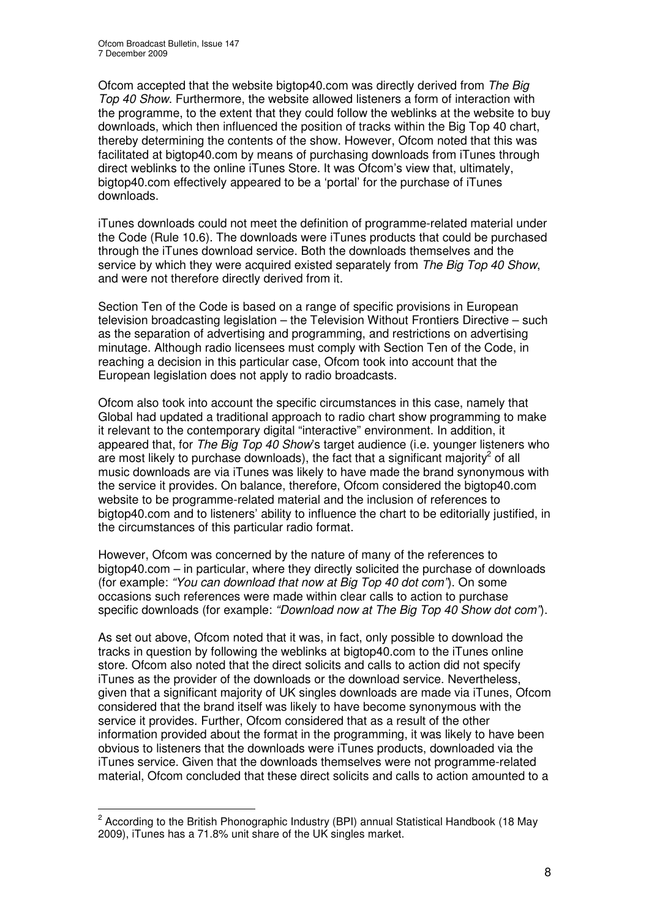Ofcom accepted that the website bigtop40.com was directly derived from *The Big Top 40 Show*. Furthermore, the website allowed listeners a form of interaction with the programme, to the extent that they could follow the weblinks at the website to buy downloads, which then influenced the position of tracks within the Big Top 40 chart, thereby determining the contents of the show. However, Ofcom noted that this was facilitated at bigtop40.com by means of purchasing downloads from iTunes through direct weblinks to the online iTunes Store. It was Ofcom's view that, ultimately, bigtop40.com effectively appeared to be a 'portal' for the purchase of iTunes downloads.

iTunes downloads could not meet the definition of programme-related material under the Code (Rule 10.6). The downloads were iTunes products that could be purchased through the iTunes download service. Both the downloads themselves and the service by which they were acquired existed separately from *The Big Top 40 Show*, and were not therefore directly derived from it.

Section Ten of the Code is based on a range of specific provisions in European television broadcasting legislation – the Television Without Frontiers Directive – such as the separation of advertising and programming, and restrictions on advertising minutage. Although radio licensees must comply with Section Ten of the Code, in reaching a decision in this particular case, Ofcom took into account that the European legislation does not apply to radio broadcasts.

Ofcom also took into account the specific circumstances in this case, namely that Global had updated a traditional approach to radio chart show programming to make it relevant to the contemporary digital "interactive" environment. In addition, it appeared that, for *The Big Top 40 Show*'s target audience (i.e. younger listeners who are most likely to purchase downloads), the fact that a significant majority[2] of all music downloads are via iTunes was likely to have made the brand synonymous with the service it provides. On balance, therefore, Ofcom considered the bigtop40.com website to be programme-related material and the inclusion of references to bigtop40.com and to listeners' ability to influence the chart to be editorially justified, in the circumstances of this particular radio format.

However, Ofcom was concerned by the nature of many of the references to bigtop40.com – in particular, where they directly solicited the purchase of downloads (for example: *"You can download that now at Big Top 40 dot com"*). On some occasions such references were made within clear calls to action to purchase specific downloads (for example: *"Download now at The Big Top 40 Show dot com"*).

As set out above, Ofcom noted that it was, in fact, only possible to download the tracks in question by following the weblinks at bigtop40.com to the iTunes online store. Ofcom also noted that the direct solicits and calls to action did not specify iTunes as the provider of the downloads or the download service. Nevertheless, given that a significant majority of UK singles downloads are made via iTunes, Ofcom considered that the brand itself was likely to have become synonymous with the service it provides. Further, Ofcom considered that as a result of the other information provided about the format in the programming, it was likely to have been obvious to listeners that the downloads were iTunes products, downloaded via the iTunes service. Given that the downloads themselves were not programme-related material, Ofcom concluded that these direct solicits and calls to action amounted to a

[2] According to the British Phonographic Industry (BPI) annual Statistical Handbook (18 May 2009), iTunes has a 71.8% unit share of the UK singles market.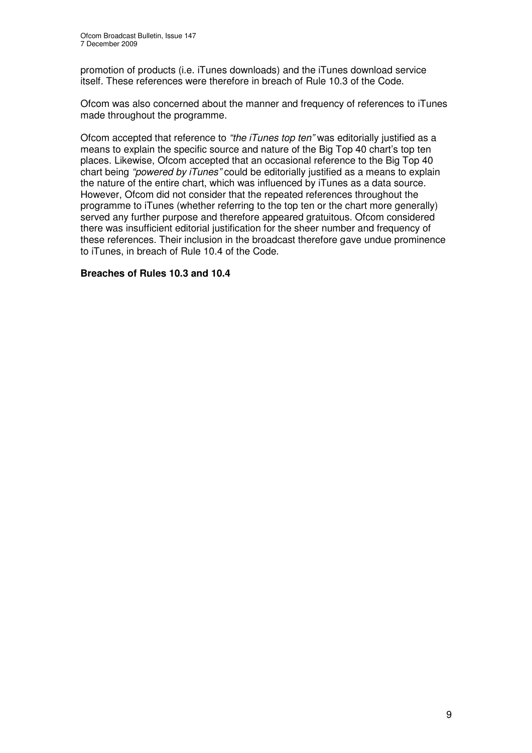promotion of products (i.e. iTunes downloads) and the iTunes download service itself. These references were therefore in breach of Rule 10.3 of the Code.

Ofcom was also concerned about the manner and frequency of references to iTunes made throughout the programme.

Ofcom accepted that reference to *"the iTunes top ten"* was editorially justified as a means to explain the specific source and nature of the Big Top 40 chart's top ten places. Likewise, Ofcom accepted that an occasional reference to the Big Top 40 chart being *"powered by iTunes"* could be editorially justified as a means to explain the nature of the entire chart, which was influenced by iTunes as a data source. However, Ofcom did not consider that the repeated references throughout the programme to iTunes (whether referring to the top ten or the chart more generally) served any further purpose and therefore appeared gratuitous. Ofcom considered there was insufficient editorial justification for the sheer number and frequency of these references. Their inclusion in the broadcast therefore gave undue prominence to iTunes, in breach of Rule 10.4 of the Code.

**Breaches of Rules 10.3 and 10.4**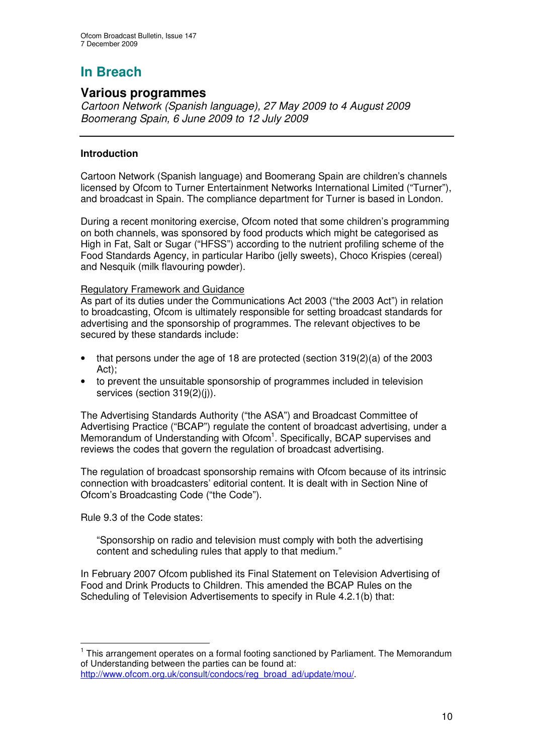# In Breach

## Various programmes

*Cartoon Network (Spanish language), 27 May 2009 to 4 August 2009*
*Boomerang Spain, 6 June 2009 to 12 July 2009*

---

**Introduction**

Cartoon Network (Spanish language) and Boomerang Spain are children's channels licensed by Ofcom to Turner Entertainment Networks International Limited ("Turner"), and broadcast in Spain. The compliance department for Turner is based in London.

During a recent monitoring exercise, Ofcom noted that some children's programming on both channels, was sponsored by food products which might be categorised as High in Fat, Salt or Sugar ("HFSS") according to the nutrient profiling scheme of the Food Standards Agency, in particular Haribo (jelly sweets), Choco Krispies (cereal) and Nesquik (milk flavouring powder).

Regulatory Framework and Guidance

As part of its duties under the Communications Act 2003 ("the 2003 Act") in relation to broadcasting, Ofcom is ultimately responsible for setting broadcast standards for advertising and the sponsorship of programmes. The relevant objectives to be secured by these standards include:

- that persons under the age of 18 are protected (section 319(2)(a) of the 2003 Act);
- to prevent the unsuitable sponsorship of programmes included in television services (section 319(2)(j)).

The Advertising Standards Authority ("the ASA") and Broadcast Committee of Advertising Practice ("BCAP") regulate the content of broadcast advertising, under a Memorandum of Understanding with Ofcom[1]. Specifically, BCAP supervises and reviews the codes that govern the regulation of broadcast advertising.

The regulation of broadcast sponsorship remains with Ofcom because of its intrinsic connection with broadcasters' editorial content. It is dealt with in Section Nine of Ofcom's Broadcasting Code ("the Code").

Rule 9.3 of the Code states:

> "Sponsorship on radio and television must comply with both the advertising content and scheduling rules that apply to that medium."

In February 2007 Ofcom published its Final Statement on Television Advertising of Food and Drink Products to Children. This amended the BCAP Rules on the Scheduling of Television Advertisements to specify in Rule 4.2.1(b) that:

---

[1] This arrangement operates on a formal footing sanctioned by Parliament. The Memorandum of Understanding between the parties can be found at: http://www.ofcom.org.uk/consult/condocs/reg_broad_ad/update/mou/.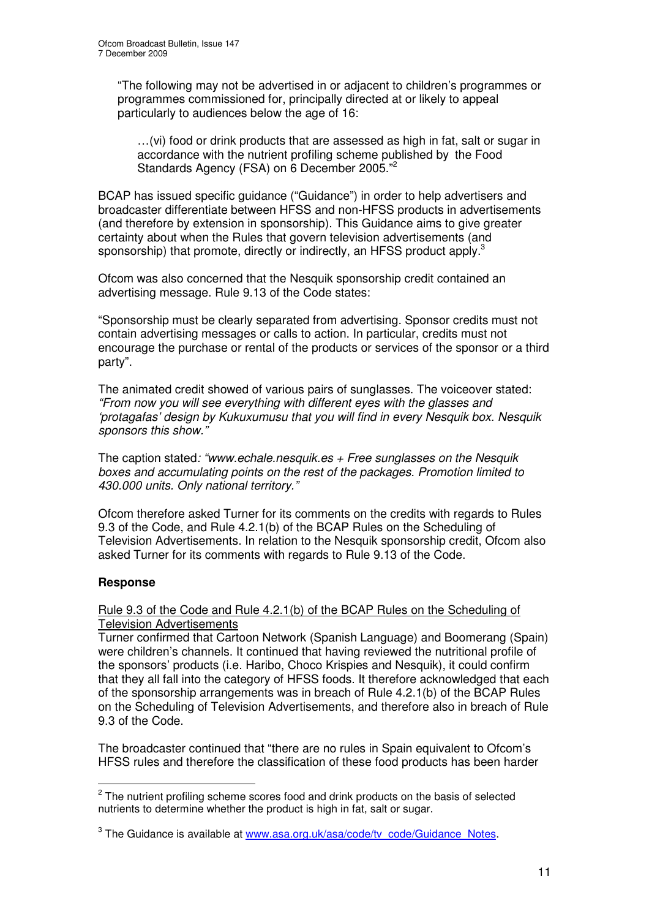> "The following may not be advertised in or adjacent to children's programmes or programmes commissioned for, principally directed at or likely to appeal particularly to audiences below the age of 16:
>
> …(vi) food or drink products that are assessed as high in fat, salt or sugar in accordance with the nutrient profiling scheme published by the Food Standards Agency (FSA) on 6 December 2005."[2]

BCAP has issued specific guidance ("Guidance") in order to help advertisers and broadcaster differentiate between HFSS and non-HFSS products in advertisements (and therefore by extension in sponsorship). This Guidance aims to give greater certainty about when the Rules that govern television advertisements (and sponsorship) that promote, directly or indirectly, an HFSS product apply.[3]

Ofcom was also concerned that the Nesquik sponsorship credit contained an advertising message. Rule 9.13 of the Code states:

"Sponsorship must be clearly separated from advertising. Sponsor credits must not contain advertising messages or calls to action. In particular, credits must not encourage the purchase or rental of the products or services of the sponsor or a third party".

The animated credit showed of various pairs of sunglasses. The voiceover stated: *"From now you will see everything with different eyes with the glasses and 'protagafas' design by Kukuxumusu that you will find in every Nesquik box. Nesquik sponsors this show."*

The caption stated*: "www.echale.nesquik.es + Free sunglasses on the Nesquik boxes and accumulating points on the rest of the packages. Promotion limited to 430.000 units. Only national territory."*

Ofcom therefore asked Turner for its comments on the credits with regards to Rules 9.3 of the Code, and Rule 4.2.1(b) of the BCAP Rules on the Scheduling of Television Advertisements. In relation to the Nesquik sponsorship credit, Ofcom also asked Turner for its comments with regards to Rule 9.13 of the Code.

**Response**

Rule 9.3 of the Code and Rule 4.2.1(b) of the BCAP Rules on the Scheduling of Television Advertisements

Turner confirmed that Cartoon Network (Spanish Language) and Boomerang (Spain) were children's channels. It continued that having reviewed the nutritional profile of the sponsors' products (i.e. Haribo, Choco Krispies and Nesquik), it could confirm that they all fall into the category of HFSS foods. It therefore acknowledged that each of the sponsorship arrangements was in breach of Rule 4.2.1(b) of the BCAP Rules on the Scheduling of Television Advertisements, and therefore also in breach of Rule 9.3 of the Code.

The broadcaster continued that "there are no rules in Spain equivalent to Ofcom's HFSS rules and therefore the classification of these food products has been harder

---

[2] The nutrient profiling scheme scores food and drink products on the basis of selected nutrients to determine whether the product is high in fat, salt or sugar.

[3] The Guidance is available at www.asa.org.uk/asa/code/tv_code/Guidance_Notes.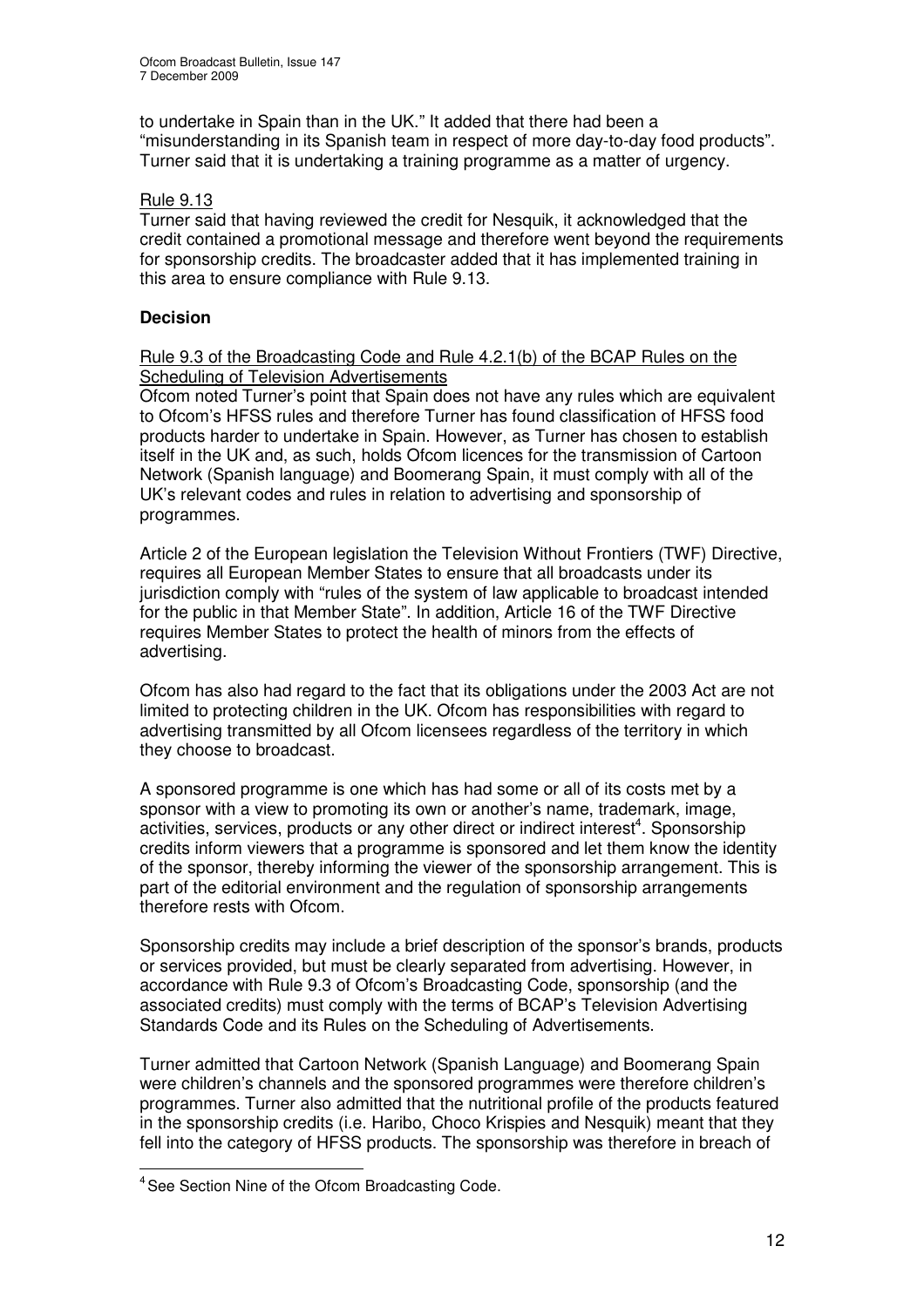to undertake in Spain than in the UK." It added that there had been a "misunderstanding in its Spanish team in respect of more day-to-day food products". Turner said that it is undertaking a training programme as a matter of urgency.

Rule 9.13

Turner said that having reviewed the credit for Nesquik, it acknowledged that the credit contained a promotional message and therefore went beyond the requirements for sponsorship credits. The broadcaster added that it has implemented training in this area to ensure compliance with Rule 9.13.

**Decision**

Rule 9.3 of the Broadcasting Code and Rule 4.2.1(b) of the BCAP Rules on the Scheduling of Television Advertisements

Ofcom noted Turner's point that Spain does not have any rules which are equivalent to Ofcom's HFSS rules and therefore Turner has found classification of HFSS food products harder to undertake in Spain. However, as Turner has chosen to establish itself in the UK and, as such, holds Ofcom licences for the transmission of Cartoon Network (Spanish language) and Boomerang Spain, it must comply with all of the UK's relevant codes and rules in relation to advertising and sponsorship of programmes.

Article 2 of the European legislation the Television Without Frontiers (TWF) Directive, requires all European Member States to ensure that all broadcasts under its jurisdiction comply with "rules of the system of law applicable to broadcast intended for the public in that Member State". In addition, Article 16 of the TWF Directive requires Member States to protect the health of minors from the effects of advertising.

Ofcom has also had regard to the fact that its obligations under the 2003 Act are not limited to protecting children in the UK. Ofcom has responsibilities with regard to advertising transmitted by all Ofcom licensees regardless of the territory in which they choose to broadcast.

A sponsored programme is one which has had some or all of its costs met by a sponsor with a view to promoting its own or another's name, trademark, image, activities, services, products or any other direct or indirect interest[4]. Sponsorship credits inform viewers that a programme is sponsored and let them know the identity of the sponsor, thereby informing the viewer of the sponsorship arrangement. This is part of the editorial environment and the regulation of sponsorship arrangements therefore rests with Ofcom.

Sponsorship credits may include a brief description of the sponsor's brands, products or services provided, but must be clearly separated from advertising. However, in accordance with Rule 9.3 of Ofcom's Broadcasting Code, sponsorship (and the associated credits) must comply with the terms of BCAP's Television Advertising Standards Code and its Rules on the Scheduling of Advertisements.

Turner admitted that Cartoon Network (Spanish Language) and Boomerang Spain were children's channels and the sponsored programmes were therefore children's programmes. Turner also admitted that the nutritional profile of the products featured in the sponsorship credits (i.e. Haribo, Choco Krispies and Nesquik) meant that they fell into the category of HFSS products. The sponsorship was therefore in breach of

[4] See Section Nine of the Ofcom Broadcasting Code.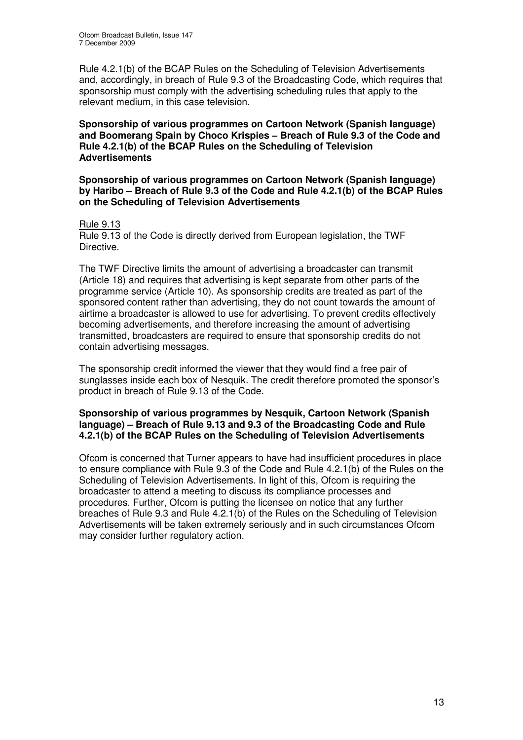Rule 4.2.1(b) of the BCAP Rules on the Scheduling of Television Advertisements and, accordingly, in breach of Rule 9.3 of the Broadcasting Code, which requires that sponsorship must comply with the advertising scheduling rules that apply to the relevant medium, in this case television.

**Sponsorship of various programmes on Cartoon Network (Spanish language) and Boomerang Spain by Choco Krispies – Breach of Rule 9.3 of the Code and Rule 4.2.1(b) of the BCAP Rules on the Scheduling of Television Advertisements**

**Sponsorship of various programmes on Cartoon Network (Spanish language) by Haribo – Breach of Rule 9.3 of the Code and Rule 4.2.1(b) of the BCAP Rules on the Scheduling of Television Advertisements**

Rule 9.13

Rule 9.13 of the Code is directly derived from European legislation, the TWF Directive.

The TWF Directive limits the amount of advertising a broadcaster can transmit (Article 18) and requires that advertising is kept separate from other parts of the programme service (Article 10). As sponsorship credits are treated as part of the sponsored content rather than advertising, they do not count towards the amount of airtime a broadcaster is allowed to use for advertising. To prevent credits effectively becoming advertisements, and therefore increasing the amount of advertising transmitted, broadcasters are required to ensure that sponsorship credits do not contain advertising messages.

The sponsorship credit informed the viewer that they would find a free pair of sunglasses inside each box of Nesquik. The credit therefore promoted the sponsor's product in breach of Rule 9.13 of the Code.

**Sponsorship of various programmes by Nesquik, Cartoon Network (Spanish language) – Breach of Rule 9.13 and 9.3 of the Broadcasting Code and Rule 4.2.1(b) of the BCAP Rules on the Scheduling of Television Advertisements**

Ofcom is concerned that Turner appears to have had insufficient procedures in place to ensure compliance with Rule 9.3 of the Code and Rule 4.2.1(b) of the Rules on the Scheduling of Television Advertisements. In light of this, Ofcom is requiring the broadcaster to attend a meeting to discuss its compliance processes and procedures. Further, Ofcom is putting the licensee on notice that any further breaches of Rule 9.3 and Rule 4.2.1(b) of the Rules on the Scheduling of Television Advertisements will be taken extremely seriously and in such circumstances Ofcom may consider further regulatory action.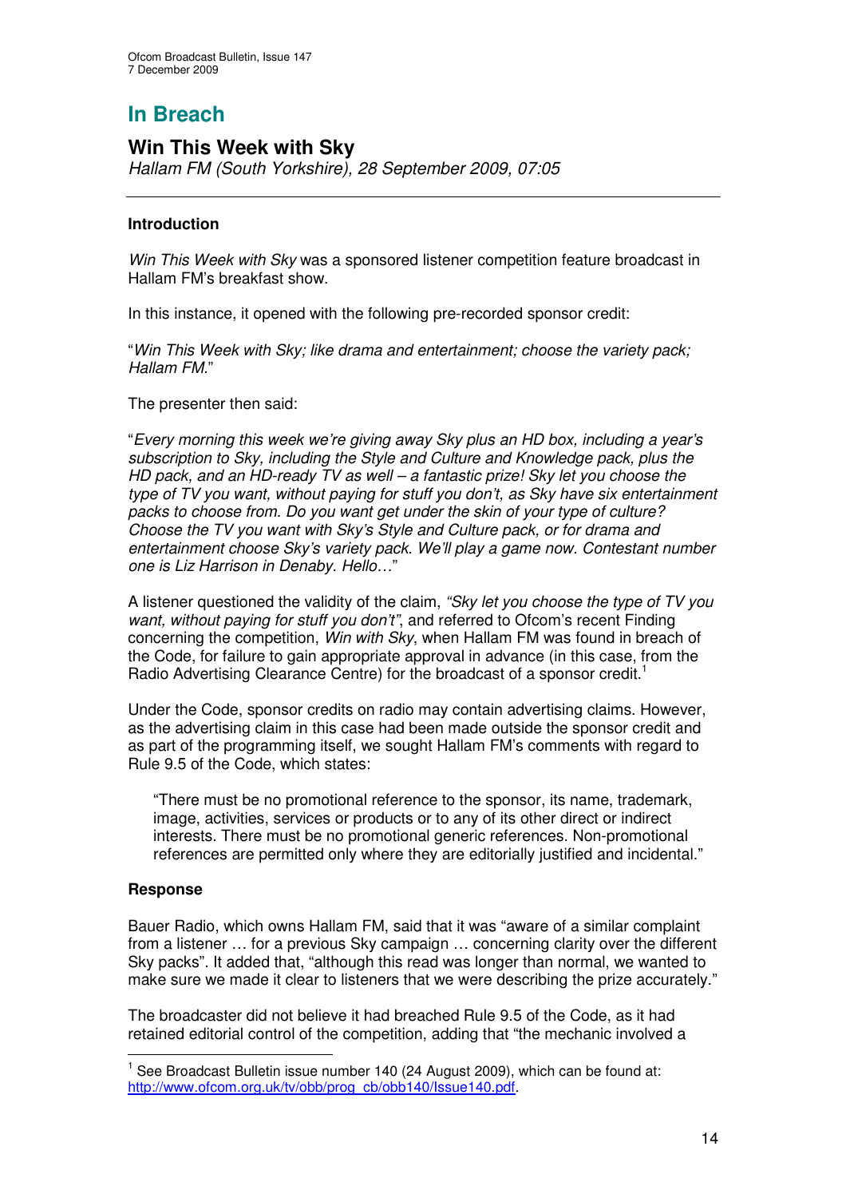# In Breach

## Win This Week with Sky

*Hallam FM (South Yorkshire), 28 September 2009, 07:05*

---

### Introduction

*Win This Week with Sky* was a sponsored listener competition feature broadcast in Hallam FM's breakfast show.

In this instance, it opened with the following pre-recorded sponsor credit:

"*Win This Week with Sky; like drama and entertainment; choose the variety pack; Hallam FM.*"

The presenter then said:

"*Every morning this week we're giving away Sky plus an HD box, including a year's subscription to Sky, including the Style and Culture and Knowledge pack, plus the HD pack, and an HD-ready TV as well – a fantastic prize! Sky let you choose the type of TV you want, without paying for stuff you don't, as Sky have six entertainment packs to choose from. Do you want get under the skin of your type of culture? Choose the TV you want with Sky's Style and Culture pack, or for drama and entertainment choose Sky's variety pack. We'll play a game now. Contestant number one is Liz Harrison in Denaby. Hello…*"

A listener questioned the validity of the claim, *"Sky let you choose the type of TV you want, without paying for stuff you don't"*, and referred to Ofcom's recent Finding concerning the competition, *Win with Sky*, when Hallam FM was found in breach of the Code, for failure to gain appropriate approval in advance (in this case, from the Radio Advertising Clearance Centre) for the broadcast of a sponsor credit.[1]

Under the Code, sponsor credits on radio may contain advertising claims. However, as the advertising claim in this case had been made outside the sponsor credit and as part of the programming itself, we sought Hallam FM's comments with regard to Rule 9.5 of the Code, which states:

> "There must be no promotional reference to the sponsor, its name, trademark, image, activities, services or products or to any of its other direct or indirect interests. There must be no promotional generic references. Non-promotional references are permitted only where they are editorially justified and incidental."

### Response

Bauer Radio, which owns Hallam FM, said that it was "aware of a similar complaint from a listener … for a previous Sky campaign … concerning clarity over the different Sky packs". It added that, "although this read was longer than normal, we wanted to make sure we made it clear to listeners that we were describing the prize accurately."

The broadcaster did not believe it had breached Rule 9.5 of the Code, as it had retained editorial control of the competition, adding that "the mechanic involved a

---

[1] See Broadcast Bulletin issue number 140 (24 August 2009), which can be found at: http://www.ofcom.org.uk/tv/obb/prog_cb/obb140/Issue140.pdf.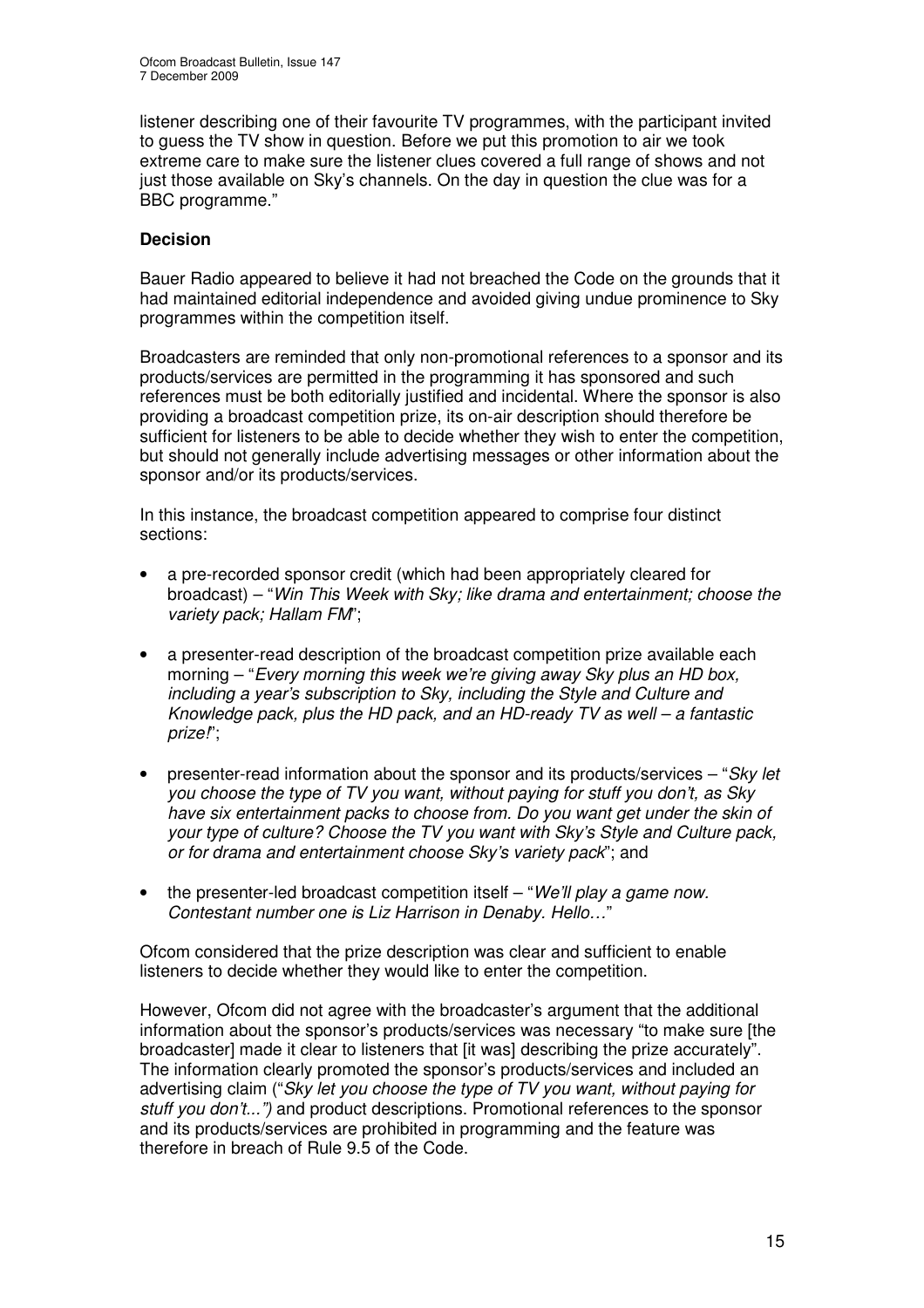listener describing one of their favourite TV programmes, with the participant invited to guess the TV show in question. Before we put this promotion to air we took extreme care to make sure the listener clues covered a full range of shows and not just those available on Sky's channels. On the day in question the clue was for a BBC programme."

**Decision**

Bauer Radio appeared to believe it had not breached the Code on the grounds that it had maintained editorial independence and avoided giving undue prominence to Sky programmes within the competition itself.

Broadcasters are reminded that only non-promotional references to a sponsor and its products/services are permitted in the programming it has sponsored and such references must be both editorially justified and incidental. Where the sponsor is also providing a broadcast competition prize, its on-air description should therefore be sufficient for listeners to be able to decide whether they wish to enter the competition, but should not generally include advertising messages or other information about the sponsor and/or its products/services.

In this instance, the broadcast competition appeared to comprise four distinct sections:

- a pre-recorded sponsor credit (which had been appropriately cleared for broadcast) – "*Win This Week with Sky; like drama and entertainment; choose the variety pack; Hallam FM*";
- a presenter-read description of the broadcast competition prize available each morning – "*Every morning this week we're giving away Sky plus an HD box, including a year's subscription to Sky, including the Style and Culture and Knowledge pack, plus the HD pack, and an HD-ready TV as well – a fantastic prize!*";
- presenter-read information about the sponsor and its products/services – "*Sky let you choose the type of TV you want, without paying for stuff you don't, as Sky have six entertainment packs to choose from. Do you want get under the skin of your type of culture? Choose the TV you want with Sky's Style and Culture pack, or for drama and entertainment choose Sky's variety pack*"; and
- the presenter-led broadcast competition itself – "*We'll play a game now. Contestant number one is Liz Harrison in Denaby. Hello…*"

Ofcom considered that the prize description was clear and sufficient to enable listeners to decide whether they would like to enter the competition.

However, Ofcom did not agree with the broadcaster's argument that the additional information about the sponsor's products/services was necessary "to make sure [the broadcaster] made it clear to listeners that [it was] describing the prize accurately". The information clearly promoted the sponsor's products/services and included an advertising claim ("*Sky let you choose the type of TV you want, without paying for stuff you don't...")* and product descriptions. Promotional references to the sponsor and its products/services are prohibited in programming and the feature was therefore in breach of Rule 9.5 of the Code.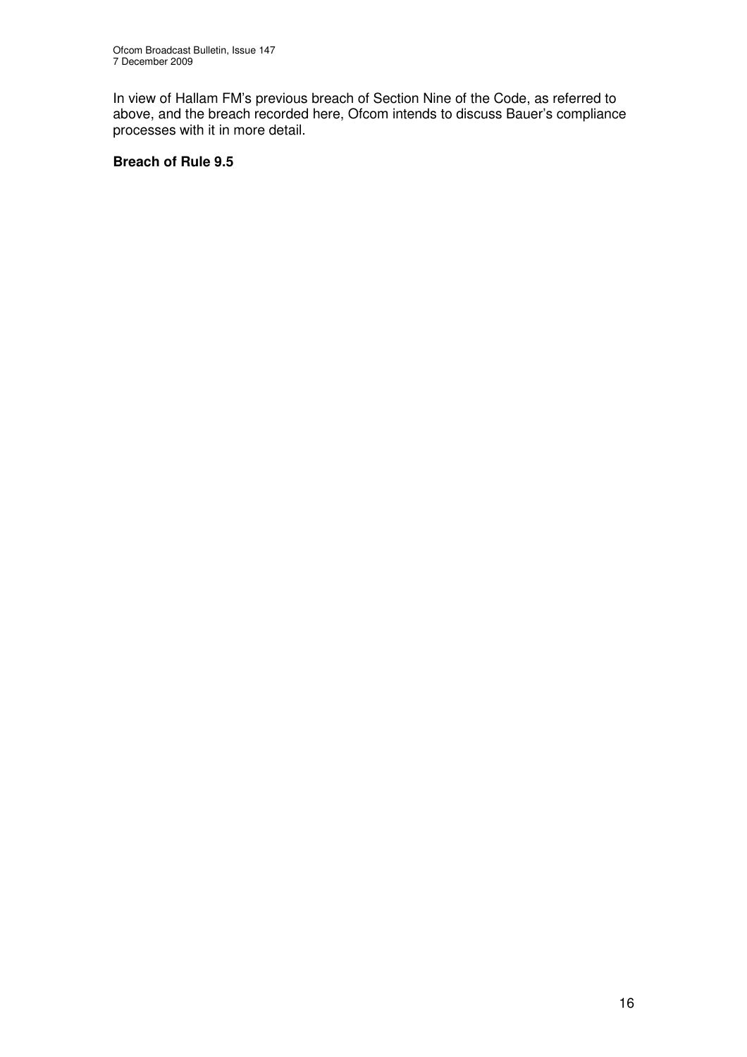In view of Hallam FM's previous breach of Section Nine of the Code, as referred to above, and the breach recorded here, Ofcom intends to discuss Bauer's compliance processes with it in more detail.

**Breach of Rule 9.5**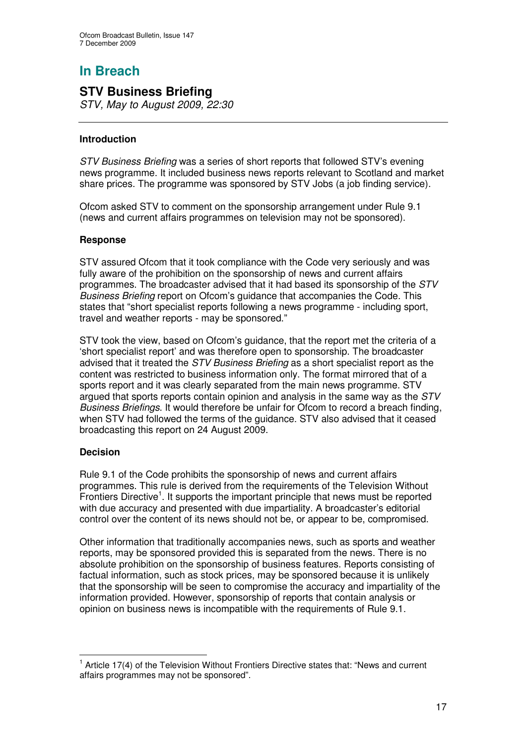# In Breach

## STV Business Briefing

*STV, May to August 2009, 22:30*

---

### Introduction

*STV Business Briefing* was a series of short reports that followed STV's evening news programme. It included business news reports relevant to Scotland and market share prices. The programme was sponsored by STV Jobs (a job finding service).

Ofcom asked STV to comment on the sponsorship arrangement under Rule 9.1 (news and current affairs programmes on television may not be sponsored).

### Response

STV assured Ofcom that it took compliance with the Code very seriously and was fully aware of the prohibition on the sponsorship of news and current affairs programmes. The broadcaster advised that it had based its sponsorship of the *STV Business Briefing* report on Ofcom's guidance that accompanies the Code. This states that "short specialist reports following a news programme - including sport, travel and weather reports - may be sponsored."

STV took the view, based on Ofcom's guidance, that the report met the criteria of a 'short specialist report' and was therefore open to sponsorship. The broadcaster advised that it treated the *STV Business Briefing* as a short specialist report as the content was restricted to business information only. The format mirrored that of a sports report and it was clearly separated from the main news programme. STV argued that sports reports contain opinion and analysis in the same way as the *STV Business Briefings*. It would therefore be unfair for Ofcom to record a breach finding, when STV had followed the terms of the guidance. STV also advised that it ceased broadcasting this report on 24 August 2009.

### Decision

Rule 9.1 of the Code prohibits the sponsorship of news and current affairs programmes. This rule is derived from the requirements of the Television Without Frontiers Directive[1]. It supports the important principle that news must be reported with due accuracy and presented with due impartiality. A broadcaster's editorial control over the content of its news should not be, or appear to be, compromised.

Other information that traditionally accompanies news, such as sports and weather reports, may be sponsored provided this is separated from the news. There is no absolute prohibition on the sponsorship of business features. Reports consisting of factual information, such as stock prices, may be sponsored because it is unlikely that the sponsorship will be seen to compromise the accuracy and impartiality of the information provided. However, sponsorship of reports that contain analysis or opinion on business news is incompatible with the requirements of Rule 9.1.

---

[1] Article 17(4) of the Television Without Frontiers Directive states that: "News and current affairs programmes may not be sponsored".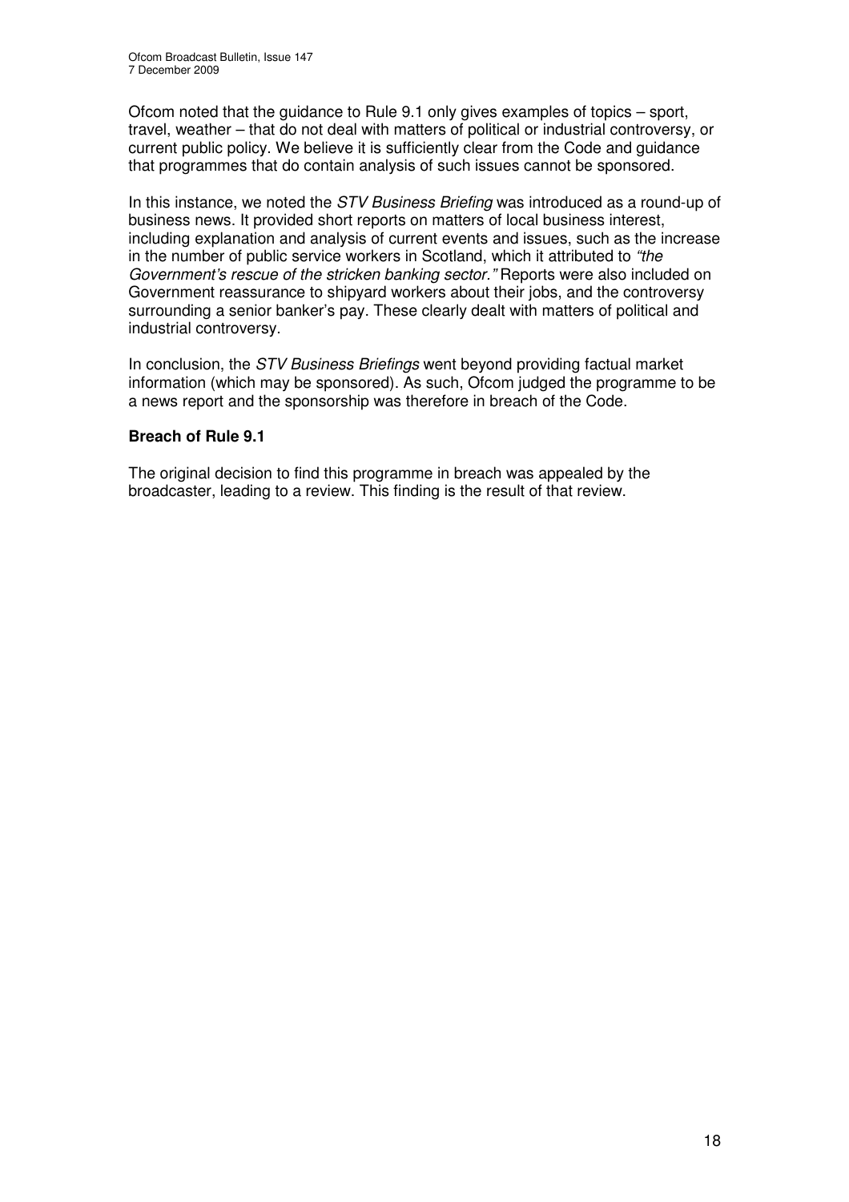Ofcom noted that the guidance to Rule 9.1 only gives examples of topics – sport, travel, weather – that do not deal with matters of political or industrial controversy, or current public policy. We believe it is sufficiently clear from the Code and guidance that programmes that do contain analysis of such issues cannot be sponsored.

In this instance, we noted the *STV Business Briefing* was introduced as a round-up of business news. It provided short reports on matters of local business interest, including explanation and analysis of current events and issues, such as the increase in the number of public service workers in Scotland, which it attributed to *"the Government's rescue of the stricken banking sector."* Reports were also included on Government reassurance to shipyard workers about their jobs, and the controversy surrounding a senior banker's pay. These clearly dealt with matters of political and industrial controversy.

In conclusion, the *STV Business Briefings* went beyond providing factual market information (which may be sponsored). As such, Ofcom judged the programme to be a news report and the sponsorship was therefore in breach of the Code.

**Breach of Rule 9.1**

The original decision to find this programme in breach was appealed by the broadcaster, leading to a review. This finding is the result of that review.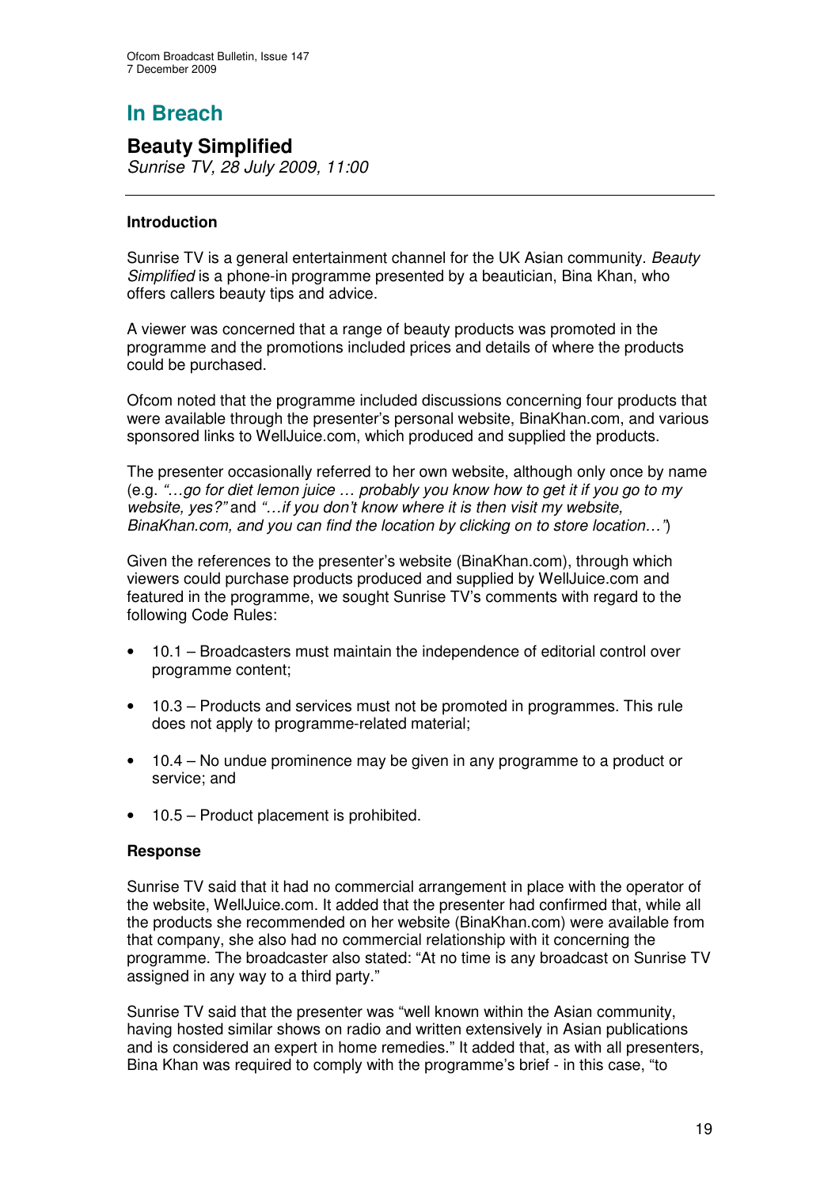## In Breach

### Beauty Simplified

*Sunrise TV, 28 July 2009, 11:00*

---

#### Introduction

Sunrise TV is a general entertainment channel for the UK Asian community. *Beauty Simplified* is a phone-in programme presented by a beautician, Bina Khan, who offers callers beauty tips and advice.

A viewer was concerned that a range of beauty products was promoted in the programme and the promotions included prices and details of where the products could be purchased.

Ofcom noted that the programme included discussions concerning four products that were available through the presenter's personal website, BinaKhan.com, and various sponsored links to WellJuice.com, which produced and supplied the products.

The presenter occasionally referred to her own website, although only once by name (e.g. *"…go for diet lemon juice … probably you know how to get it if you go to my website, yes?"* and *"…if you don't know where it is then visit my website, BinaKhan.com, and you can find the location by clicking on to store location…"*)

Given the references to the presenter's website (BinaKhan.com), through which viewers could purchase products produced and supplied by WellJuice.com and featured in the programme, we sought Sunrise TV's comments with regard to the following Code Rules:

- 10.1 – Broadcasters must maintain the independence of editorial control over programme content;
- 10.3 – Products and services must not be promoted in programmes. This rule does not apply to programme-related material;
- 10.4 – No undue prominence may be given in any programme to a product or service; and
- 10.5 – Product placement is prohibited.

#### Response

Sunrise TV said that it had no commercial arrangement in place with the operator of the website, WellJuice.com. It added that the presenter had confirmed that, while all the products she recommended on her website (BinaKhan.com) were available from that company, she also had no commercial relationship with it concerning the programme. The broadcaster also stated: "At no time is any broadcast on Sunrise TV assigned in any way to a third party."

Sunrise TV said that the presenter was "well known within the Asian community, having hosted similar shows on radio and written extensively in Asian publications and is considered an expert in home remedies." It added that, as with all presenters, Bina Khan was required to comply with the programme's brief - in this case, "to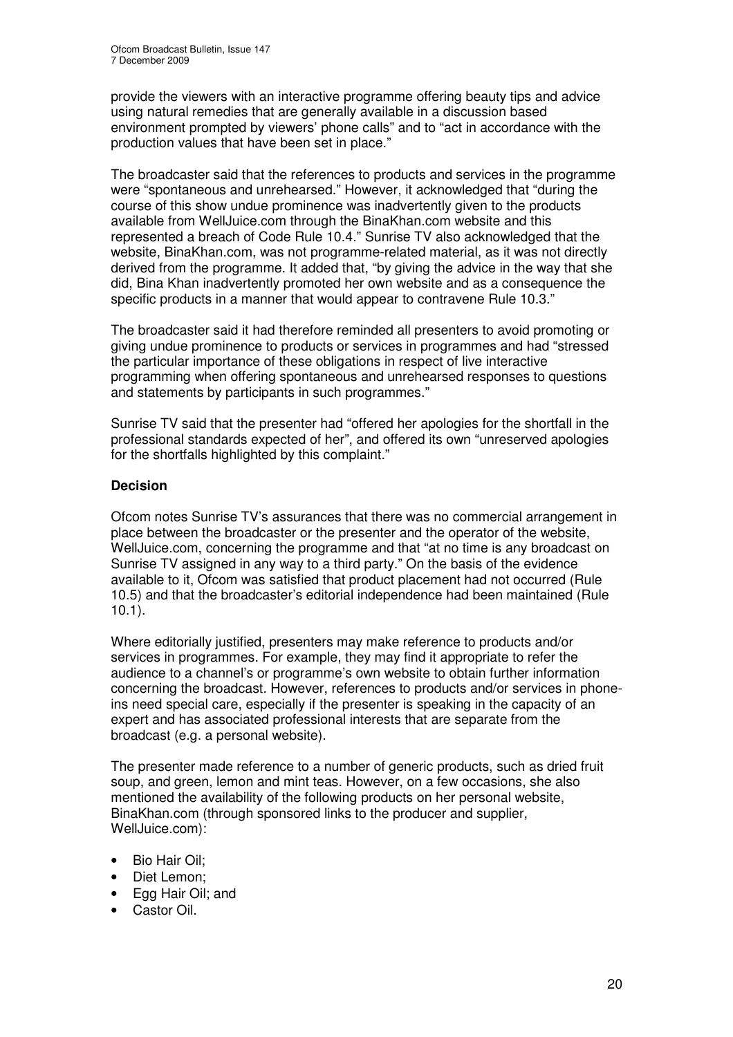provide the viewers with an interactive programme offering beauty tips and advice using natural remedies that are generally available in a discussion based environment prompted by viewers' phone calls" and to "act in accordance with the production values that have been set in place."

The broadcaster said that the references to products and services in the programme were "spontaneous and unrehearsed." However, it acknowledged that "during the course of this show undue prominence was inadvertently given to the products available from WellJuice.com through the BinaKhan.com website and this represented a breach of Code Rule 10.4." Sunrise TV also acknowledged that the website, BinaKhan.com, was not programme-related material, as it was not directly derived from the programme. It added that, "by giving the advice in the way that she did, Bina Khan inadvertently promoted her own website and as a consequence the specific products in a manner that would appear to contravene Rule 10.3."

The broadcaster said it had therefore reminded all presenters to avoid promoting or giving undue prominence to products or services in programmes and had "stressed the particular importance of these obligations in respect of live interactive programming when offering spontaneous and unrehearsed responses to questions and statements by participants in such programmes."

Sunrise TV said that the presenter had "offered her apologies for the shortfall in the professional standards expected of her", and offered its own "unreserved apologies for the shortfalls highlighted by this complaint."

**Decision**

Ofcom notes Sunrise TV's assurances that there was no commercial arrangement in place between the broadcaster or the presenter and the operator of the website, WellJuice.com, concerning the programme and that "at no time is any broadcast on Sunrise TV assigned in any way to a third party." On the basis of the evidence available to it, Ofcom was satisfied that product placement had not occurred (Rule 10.5) and that the broadcaster's editorial independence had been maintained (Rule 10.1).

Where editorially justified, presenters may make reference to products and/or services in programmes. For example, they may find it appropriate to refer the audience to a channel's or programme's own website to obtain further information concerning the broadcast. However, references to products and/or services in phone-ins need special care, especially if the presenter is speaking in the capacity of an expert and has associated professional interests that are separate from the broadcast (e.g. a personal website).

The presenter made reference to a number of generic products, such as dried fruit soup, and green, lemon and mint teas. However, on a few occasions, she also mentioned the availability of the following products on her personal website, BinaKhan.com (through sponsored links to the producer and supplier, WellJuice.com):

- Bio Hair Oil;
- Diet Lemon;
- Egg Hair Oil; and
- Castor Oil.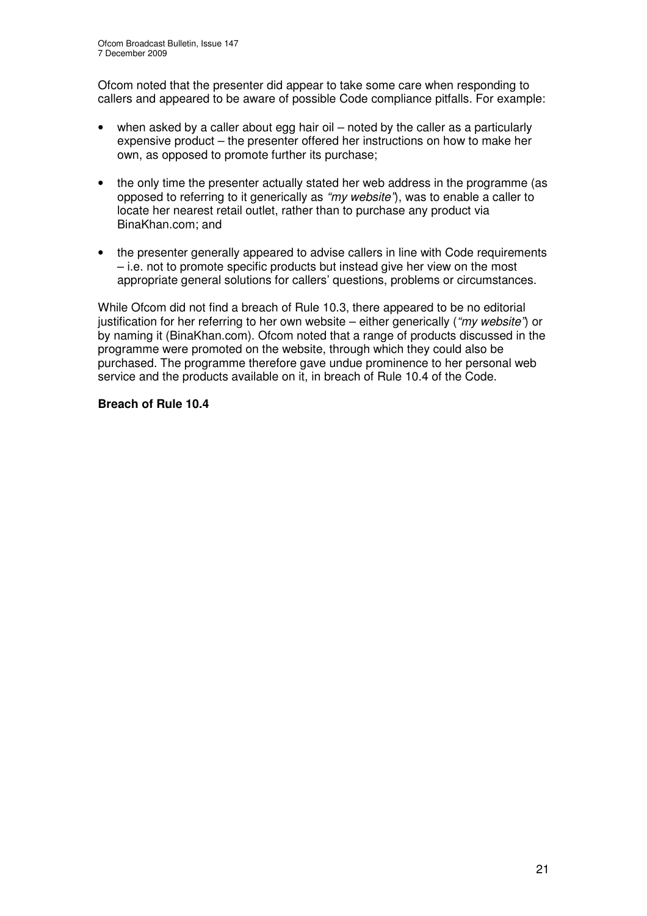Ofcom noted that the presenter did appear to take some care when responding to callers and appeared to be aware of possible Code compliance pitfalls. For example:

- when asked by a caller about egg hair oil – noted by the caller as a particularly expensive product – the presenter offered her instructions on how to make her own, as opposed to promote further its purchase;
- the only time the presenter actually stated her web address in the programme (as opposed to referring to it generically as *"my website"*), was to enable a caller to locate her nearest retail outlet, rather than to purchase any product via BinaKhan.com; and
- the presenter generally appeared to advise callers in line with Code requirements – i.e. not to promote specific products but instead give her view on the most appropriate general solutions for callers' questions, problems or circumstances.

While Ofcom did not find a breach of Rule 10.3, there appeared to be no editorial justification for her referring to her own website – either generically (*"my website"*) or by naming it (BinaKhan.com). Ofcom noted that a range of products discussed in the programme were promoted on the website, through which they could also be purchased. The programme therefore gave undue prominence to her personal web service and the products available on it, in breach of Rule 10.4 of the Code.

**Breach of Rule 10.4**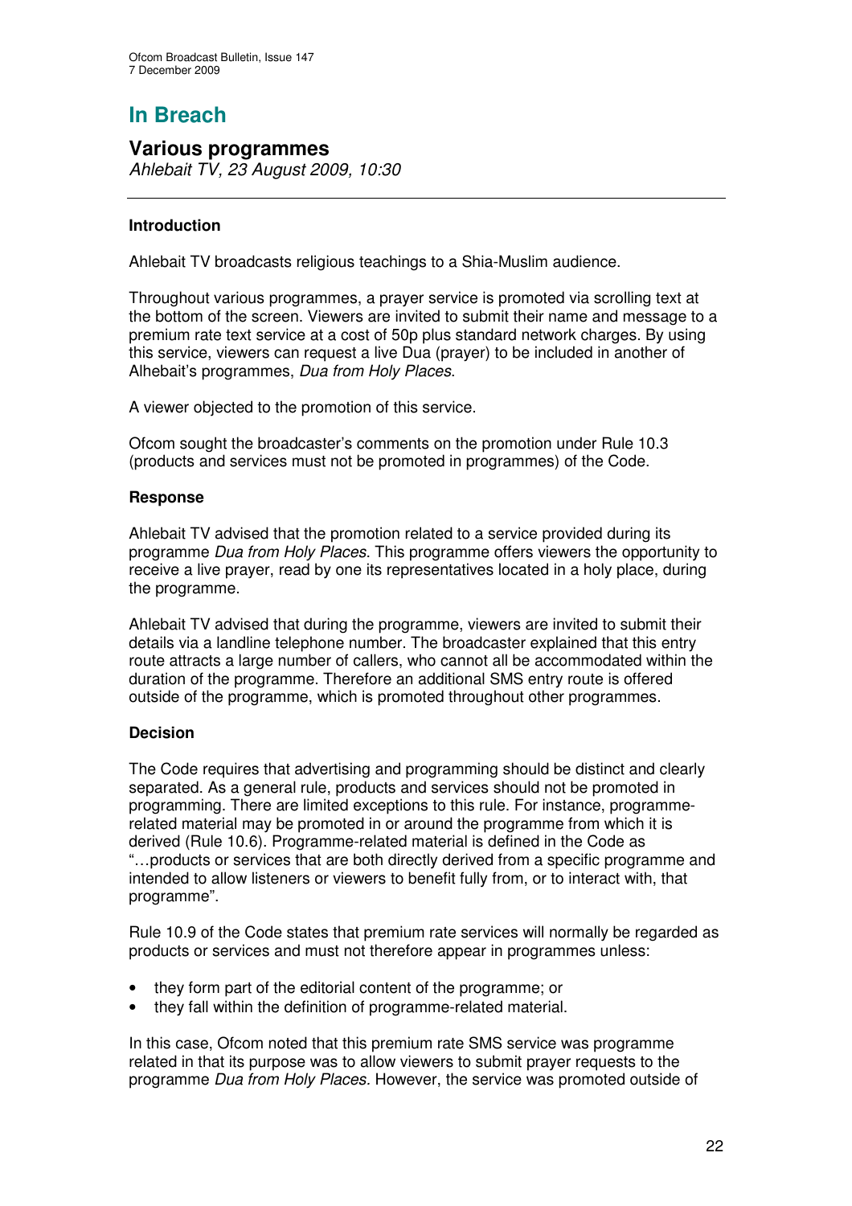# In Breach

## Various programmes

*Ahlebait TV, 23 August 2009, 10:30*

---

### Introduction

Ahlebait TV broadcasts religious teachings to a Shia-Muslim audience.

Throughout various programmes, a prayer service is promoted via scrolling text at the bottom of the screen. Viewers are invited to submit their name and message to a premium rate text service at a cost of 50p plus standard network charges. By using this service, viewers can request a live Dua (prayer) to be included in another of Alhebait's programmes, *Dua from Holy Places*.

A viewer objected to the promotion of this service.

Ofcom sought the broadcaster's comments on the promotion under Rule 10.3 (products and services must not be promoted in programmes) of the Code.

### Response

Ahlebait TV advised that the promotion related to a service provided during its programme *Dua from Holy Places*. This programme offers viewers the opportunity to receive a live prayer, read by one its representatives located in a holy place, during the programme.

Ahlebait TV advised that during the programme, viewers are invited to submit their details via a landline telephone number. The broadcaster explained that this entry route attracts a large number of callers, who cannot all be accommodated within the duration of the programme. Therefore an additional SMS entry route is offered outside of the programme, which is promoted throughout other programmes.

### Decision

The Code requires that advertising and programming should be distinct and clearly separated. As a general rule, products and services should not be promoted in programming. There are limited exceptions to this rule. For instance, programme-related material may be promoted in or around the programme from which it is derived (Rule 10.6). Programme-related material is defined in the Code as "…products or services that are both directly derived from a specific programme and intended to allow listeners or viewers to benefit fully from, or to interact with, that programme".

Rule 10.9 of the Code states that premium rate services will normally be regarded as products or services and must not therefore appear in programmes unless:

- they form part of the editorial content of the programme; or
- they fall within the definition of programme-related material.

In this case, Ofcom noted that this premium rate SMS service was programme related in that its purpose was to allow viewers to submit prayer requests to the programme *Dua from Holy Places*. However, the service was promoted outside of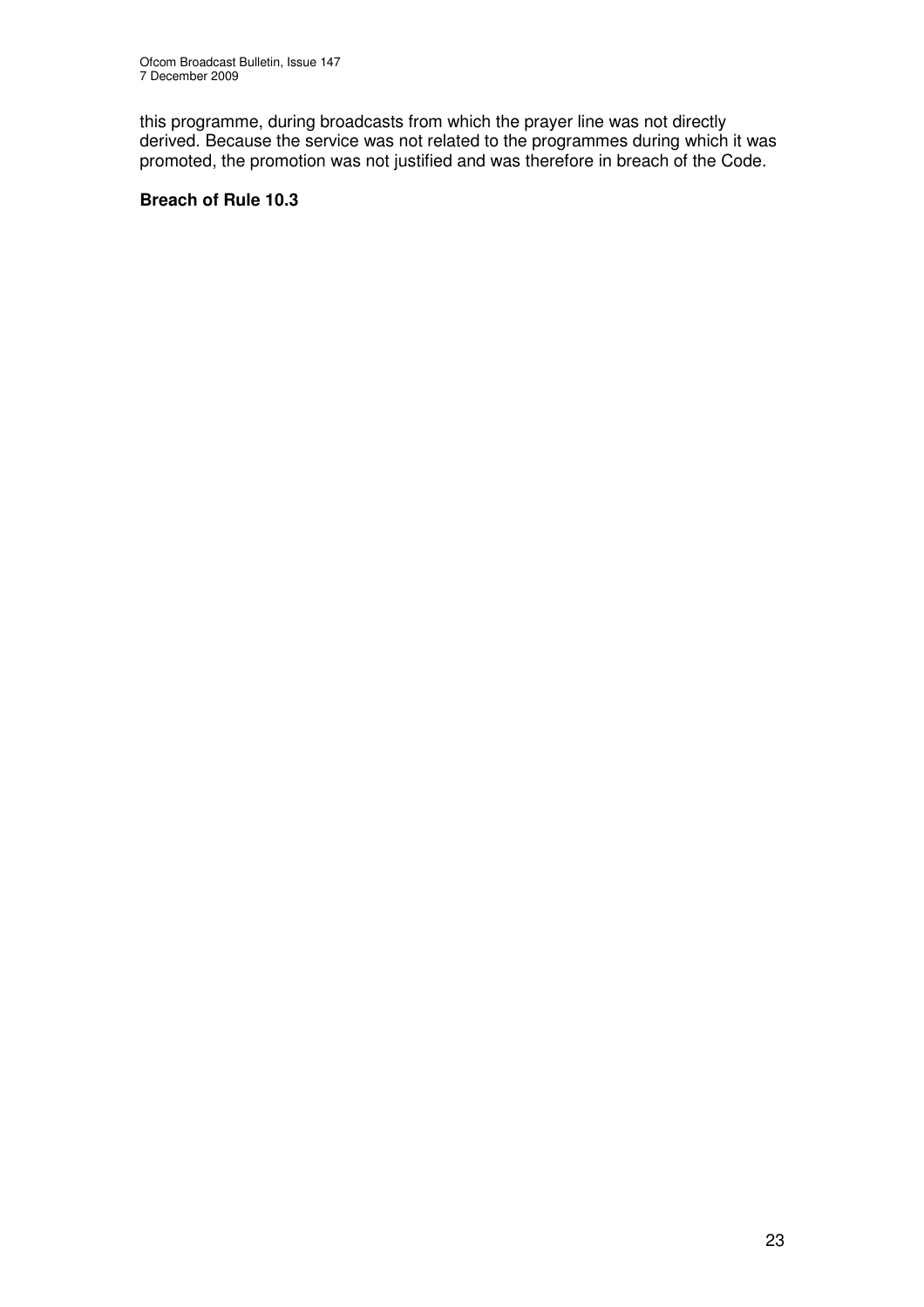this programme, during broadcasts from which the prayer line was not directly derived. Because the service was not related to the programmes during which it was promoted, the promotion was not justified and was therefore in breach of the Code.

**Breach of Rule 10.3**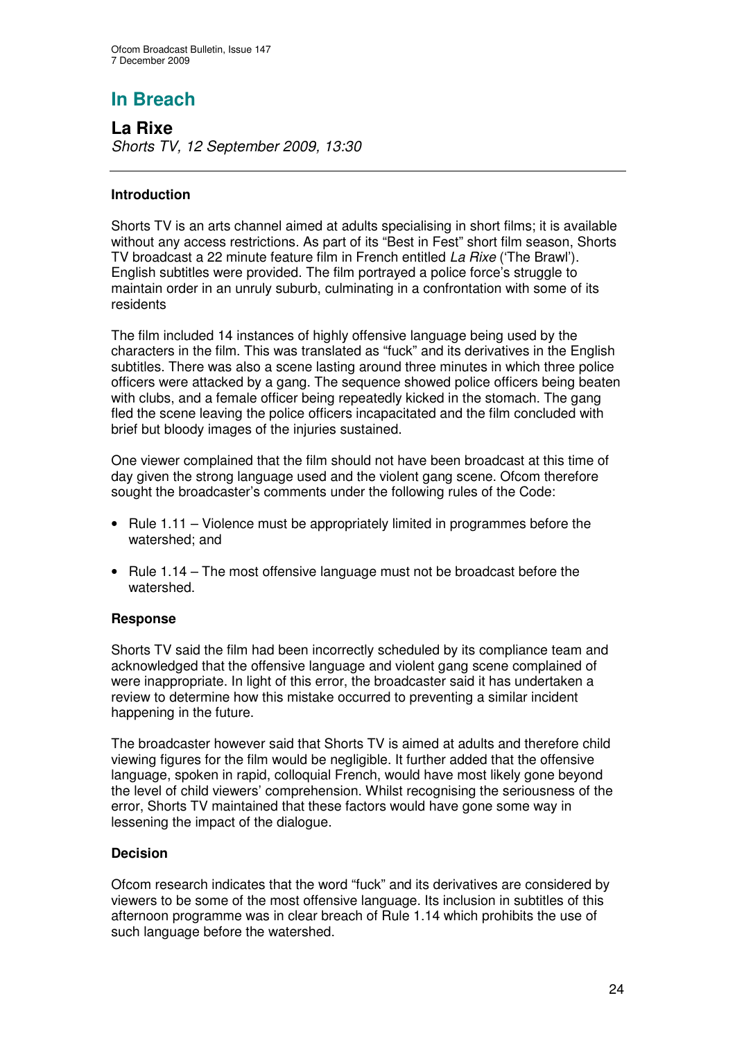# In Breach

## La Rixe

*Shorts TV, 12 September 2009, 13:30*

---

### Introduction

Shorts TV is an arts channel aimed at adults specialising in short films; it is available without any access restrictions. As part of its "Best in Fest" short film season, Shorts TV broadcast a 22 minute feature film in French entitled *La Rixe* ('The Brawl'). English subtitles were provided. The film portrayed a police force's struggle to maintain order in an unruly suburb, culminating in a confrontation with some of its residents

The film included 14 instances of highly offensive language being used by the characters in the film. This was translated as "fuck" and its derivatives in the English subtitles. There was also a scene lasting around three minutes in which three police officers were attacked by a gang. The sequence showed police officers being beaten with clubs, and a female officer being repeatedly kicked in the stomach. The gang fled the scene leaving the police officers incapacitated and the film concluded with brief but bloody images of the injuries sustained.

One viewer complained that the film should not have been broadcast at this time of day given the strong language used and the violent gang scene. Ofcom therefore sought the broadcaster's comments under the following rules of the Code:

- Rule 1.11 – Violence must be appropriately limited in programmes before the watershed; and
- Rule 1.14 – The most offensive language must not be broadcast before the watershed.

### Response

Shorts TV said the film had been incorrectly scheduled by its compliance team and acknowledged that the offensive language and violent gang scene complained of were inappropriate. In light of this error, the broadcaster said it has undertaken a review to determine how this mistake occurred to preventing a similar incident happening in the future.

The broadcaster however said that Shorts TV is aimed at adults and therefore child viewing figures for the film would be negligible. It further added that the offensive language, spoken in rapid, colloquial French, would have most likely gone beyond the level of child viewers' comprehension. Whilst recognising the seriousness of the error, Shorts TV maintained that these factors would have gone some way in lessening the impact of the dialogue.

### Decision

Ofcom research indicates that the word "fuck" and its derivatives are considered by viewers to be some of the most offensive language. Its inclusion in subtitles of this afternoon programme was in clear breach of Rule 1.14 which prohibits the use of such language before the watershed.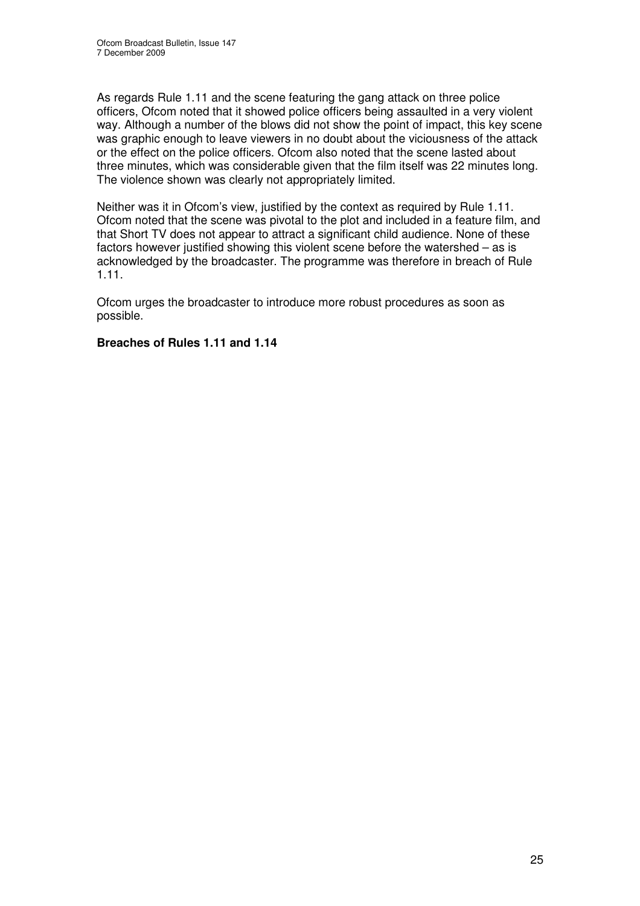As regards Rule 1.11 and the scene featuring the gang attack on three police officers, Ofcom noted that it showed police officers being assaulted in a very violent way. Although a number of the blows did not show the point of impact, this key scene was graphic enough to leave viewers in no doubt about the viciousness of the attack or the effect on the police officers. Ofcom also noted that the scene lasted about three minutes, which was considerable given that the film itself was 22 minutes long. The violence shown was clearly not appropriately limited.

Neither was it in Ofcom's view, justified by the context as required by Rule 1.11. Ofcom noted that the scene was pivotal to the plot and included in a feature film, and that Short TV does not appear to attract a significant child audience. None of these factors however justified showing this violent scene before the watershed – as is acknowledged by the broadcaster. The programme was therefore in breach of Rule 1.11.

Ofcom urges the broadcaster to introduce more robust procedures as soon as possible.

**Breaches of Rules 1.11 and 1.14**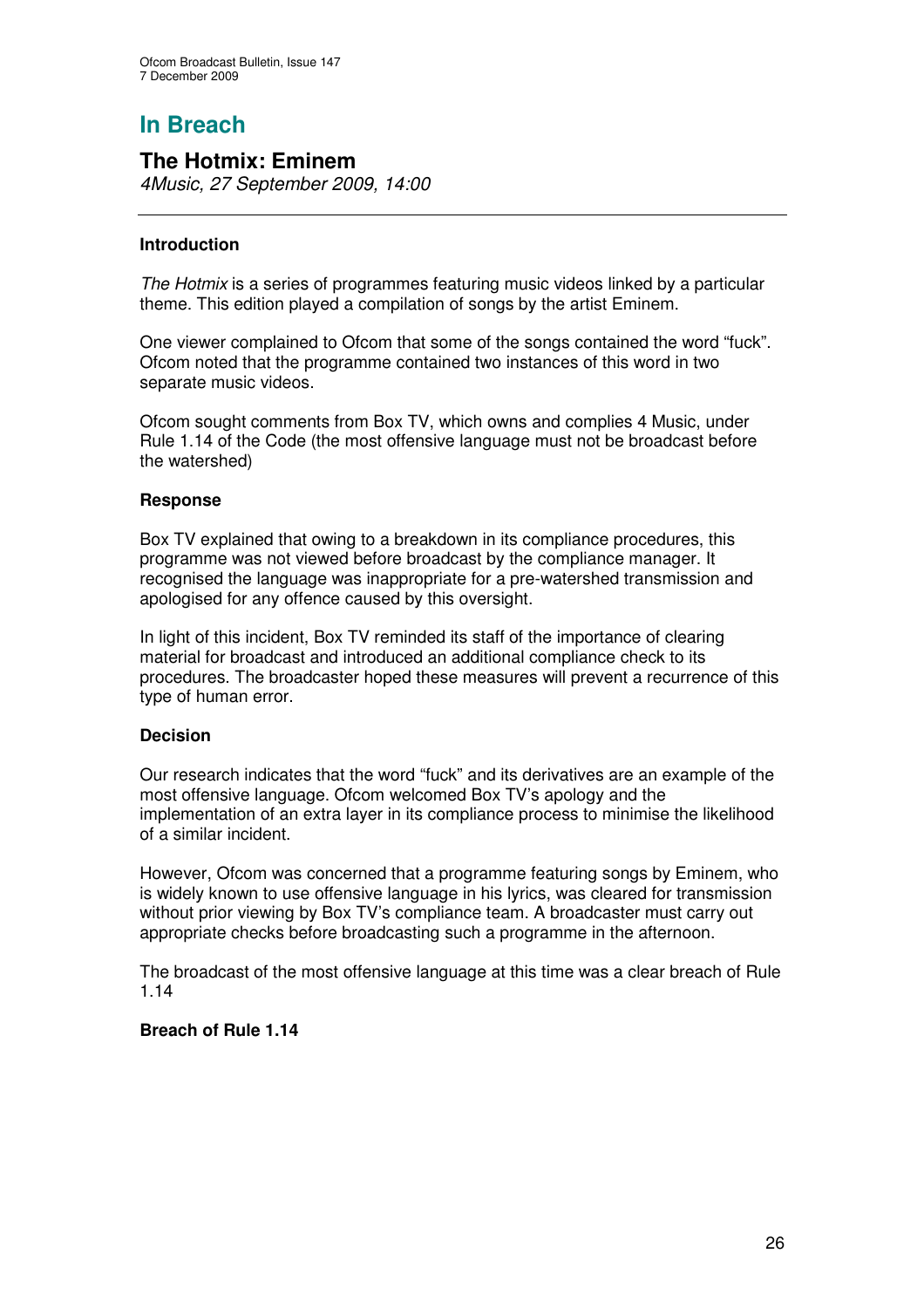# In Breach

## The Hotmix: Eminem

*4Music, 27 September 2009, 14:00*

---

**Introduction**

*The Hotmix* is a series of programmes featuring music videos linked by a particular theme. This edition played a compilation of songs by the artist Eminem.

One viewer complained to Ofcom that some of the songs contained the word "fuck". Ofcom noted that the programme contained two instances of this word in two separate music videos.

Ofcom sought comments from Box TV, which owns and complies 4 Music, under Rule 1.14 of the Code (the most offensive language must not be broadcast before the watershed)

**Response**

Box TV explained that owing to a breakdown in its compliance procedures, this programme was not viewed before broadcast by the compliance manager. It recognised the language was inappropriate for a pre-watershed transmission and apologised for any offence caused by this oversight.

In light of this incident, Box TV reminded its staff of the importance of clearing material for broadcast and introduced an additional compliance check to its procedures. The broadcaster hoped these measures will prevent a recurrence of this type of human error.

**Decision**

Our research indicates that the word "fuck" and its derivatives are an example of the most offensive language. Ofcom welcomed Box TV's apology and the implementation of an extra layer in its compliance process to minimise the likelihood of a similar incident.

However, Ofcom was concerned that a programme featuring songs by Eminem, who is widely known to use offensive language in his lyrics, was cleared for transmission without prior viewing by Box TV's compliance team. A broadcaster must carry out appropriate checks before broadcasting such a programme in the afternoon.

The broadcast of the most offensive language at this time was a clear breach of Rule 1.14

**Breach of Rule 1.14**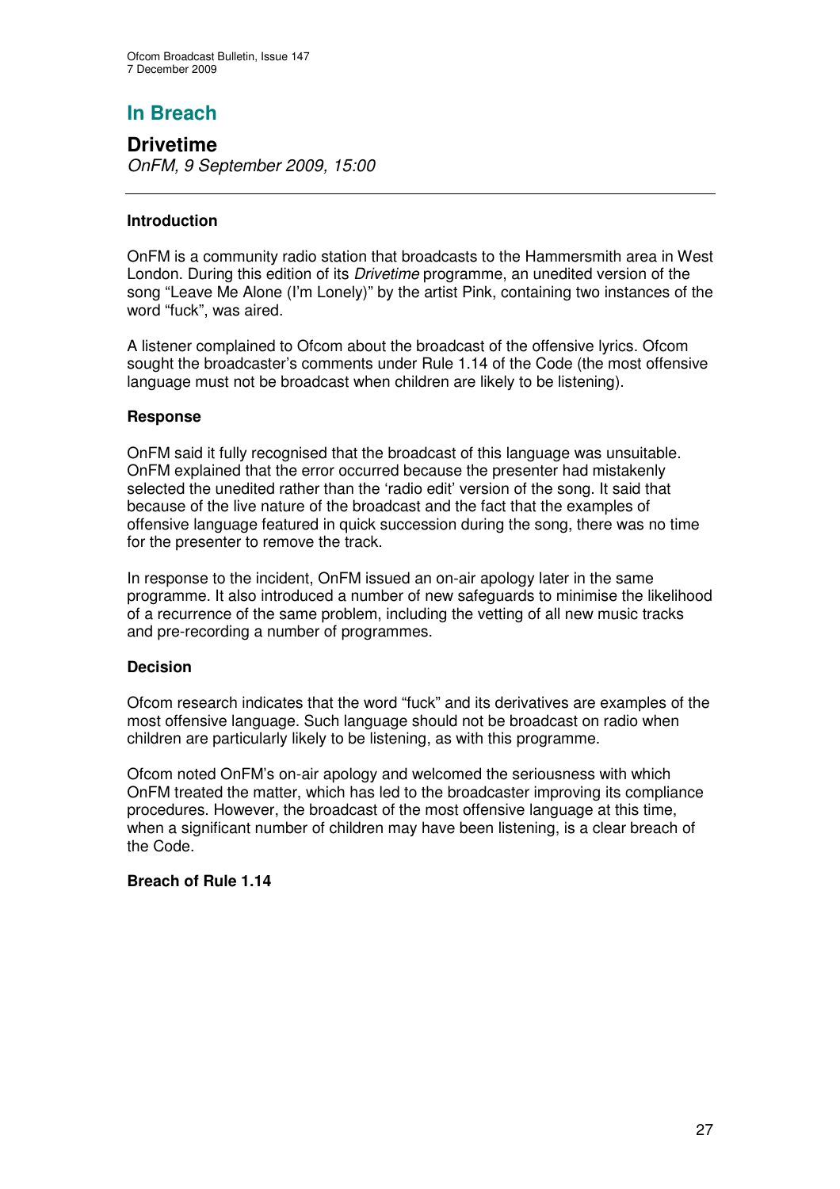## In Breach

### Drivetime

*OnFM, 9 September 2009, 15:00*

---

#### Introduction

OnFM is a community radio station that broadcasts to the Hammersmith area in West London. During this edition of its *Drivetime* programme, an unedited version of the song "Leave Me Alone (I'm Lonely)" by the artist Pink, containing two instances of the word "fuck", was aired.

A listener complained to Ofcom about the broadcast of the offensive lyrics. Ofcom sought the broadcaster's comments under Rule 1.14 of the Code (the most offensive language must not be broadcast when children are likely to be listening).

#### Response

OnFM said it fully recognised that the broadcast of this language was unsuitable. OnFM explained that the error occurred because the presenter had mistakenly selected the unedited rather than the 'radio edit' version of the song. It said that because of the live nature of the broadcast and the fact that the examples of offensive language featured in quick succession during the song, there was no time for the presenter to remove the track.

In response to the incident, OnFM issued an on-air apology later in the same programme. It also introduced a number of new safeguards to minimise the likelihood of a recurrence of the same problem, including the vetting of all new music tracks and pre-recording a number of programmes.

#### Decision

Ofcom research indicates that the word "fuck" and its derivatives are examples of the most offensive language. Such language should not be broadcast on radio when children are particularly likely to be listening, as with this programme.

Ofcom noted OnFM's on-air apology and welcomed the seriousness with which OnFM treated the matter, which has led to the broadcaster improving its compliance procedures. However, the broadcast of the most offensive language at this time, when a significant number of children may have been listening, is a clear breach of the Code.

**Breach of Rule 1.14**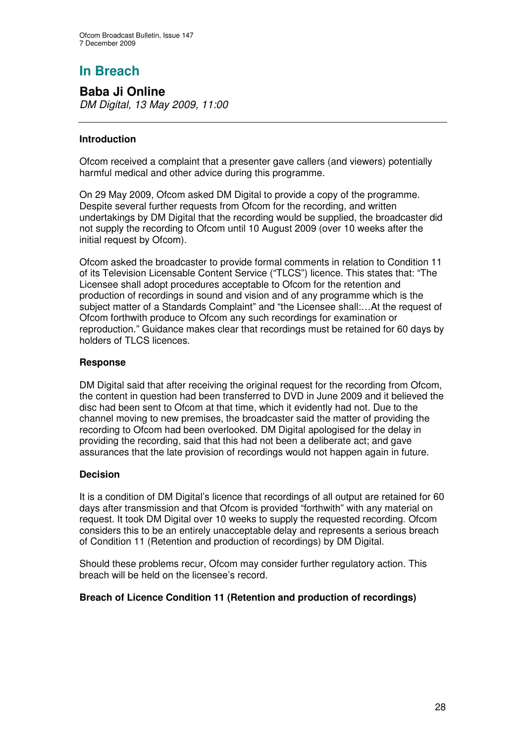# In Breach

## Baba Ji Online

*DM Digital, 13 May 2009, 11:00*

---

**Introduction**

Ofcom received a complaint that a presenter gave callers (and viewers) potentially harmful medical and other advice during this programme.

On 29 May 2009, Ofcom asked DM Digital to provide a copy of the programme. Despite several further requests from Ofcom for the recording, and written undertakings by DM Digital that the recording would be supplied, the broadcaster did not supply the recording to Ofcom until 10 August 2009 (over 10 weeks after the initial request by Ofcom).

Ofcom asked the broadcaster to provide formal comments in relation to Condition 11 of its Television Licensable Content Service ("TLCS") licence. This states that: "The Licensee shall adopt procedures acceptable to Ofcom for the retention and production of recordings in sound and vision and of any programme which is the subject matter of a Standards Complaint" and "the Licensee shall:…At the request of Ofcom forthwith produce to Ofcom any such recordings for examination or reproduction." Guidance makes clear that recordings must be retained for 60 days by holders of TLCS licences.

**Response**

DM Digital said that after receiving the original request for the recording from Ofcom, the content in question had been transferred to DVD in June 2009 and it believed the disc had been sent to Ofcom at that time, which it evidently had not. Due to the channel moving to new premises, the broadcaster said the matter of providing the recording to Ofcom had been overlooked. DM Digital apologised for the delay in providing the recording, said that this had not been a deliberate act; and gave assurances that the late provision of recordings would not happen again in future.

**Decision**

It is a condition of DM Digital's licence that recordings of all output are retained for 60 days after transmission and that Ofcom is provided "forthwith" with any material on request. It took DM Digital over 10 weeks to supply the requested recording. Ofcom considers this to be an entirely unacceptable delay and represents a serious breach of Condition 11 (Retention and production of recordings) by DM Digital.

Should these problems recur, Ofcom may consider further regulatory action. This breach will be held on the licensee's record.

**Breach of Licence Condition 11 (Retention and production of recordings)**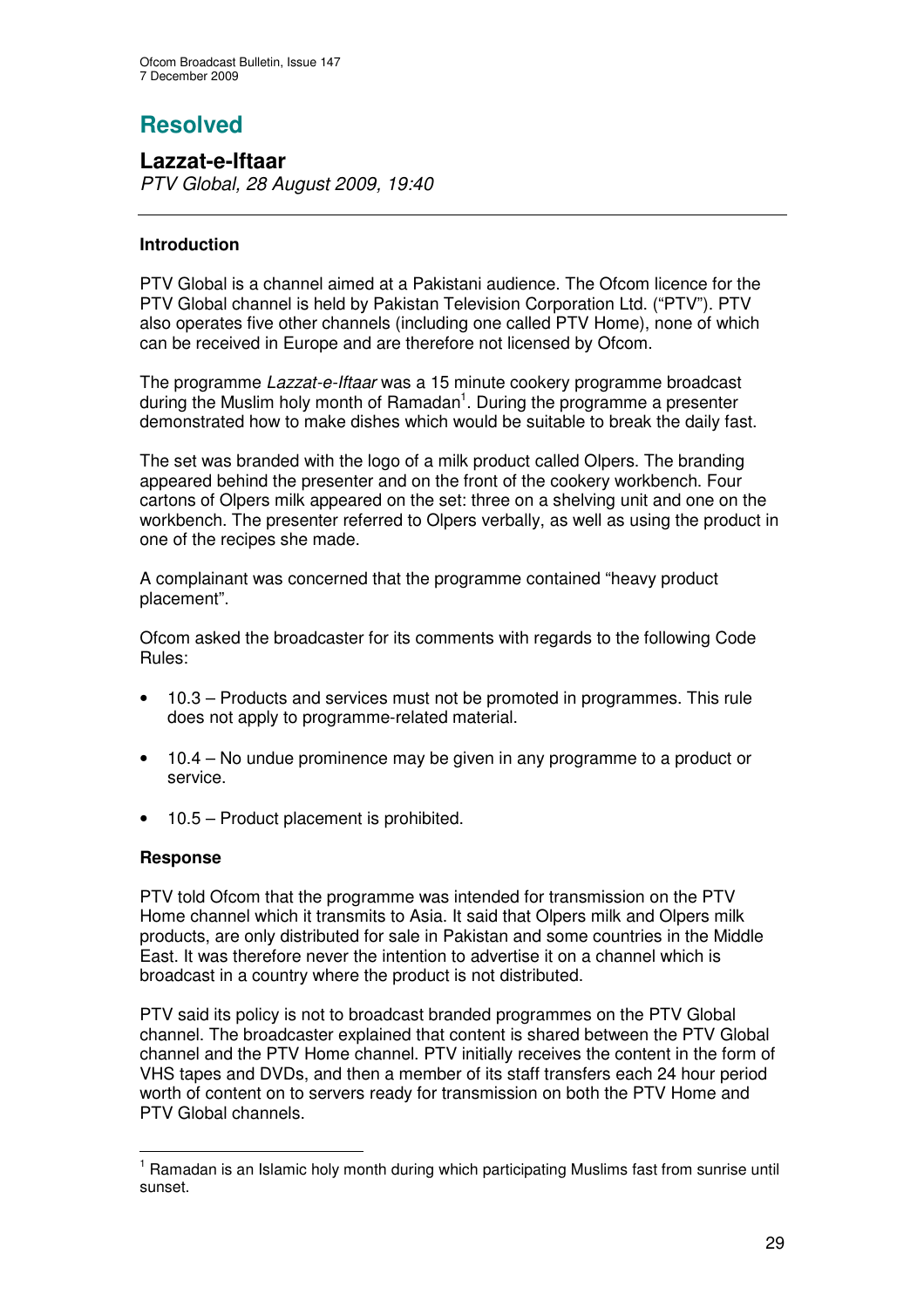# Resolved

## Lazzat-e-Iftaar

*PTV Global, 28 August 2009, 19:40*

---

### Introduction

PTV Global is a channel aimed at a Pakistani audience. The Ofcom licence for the PTV Global channel is held by Pakistan Television Corporation Ltd. ("PTV"). PTV also operates five other channels (including one called PTV Home), none of which can be received in Europe and are therefore not licensed by Ofcom.

The programme *Lazzat-e-Iftaar* was a 15 minute cookery programme broadcast during the Muslim holy month of Ramadan[1]. During the programme a presenter demonstrated how to make dishes which would be suitable to break the daily fast.

The set was branded with the logo of a milk product called Olpers. The branding appeared behind the presenter and on the front of the cookery workbench. Four cartons of Olpers milk appeared on the set: three on a shelving unit and one on the workbench. The presenter referred to Olpers verbally, as well as using the product in one of the recipes she made.

A complainant was concerned that the programme contained "heavy product placement".

Ofcom asked the broadcaster for its comments with regards to the following Code Rules:

- 10.3 – Products and services must not be promoted in programmes. This rule does not apply to programme-related material.
- 10.4 – No undue prominence may be given in any programme to a product or service.
- 10.5 – Product placement is prohibited.

### Response

PTV told Ofcom that the programme was intended for transmission on the PTV Home channel which it transmits to Asia. It said that Olpers milk and Olpers milk products, are only distributed for sale in Pakistan and some countries in the Middle East. It was therefore never the intention to advertise it on a channel which is broadcast in a country where the product is not distributed.

PTV said its policy is not to broadcast branded programmes on the PTV Global channel. The broadcaster explained that content is shared between the PTV Global channel and the PTV Home channel. PTV initially receives the content in the form of VHS tapes and DVDs, and then a member of its staff transfers each 24 hour period worth of content on to servers ready for transmission on both the PTV Home and PTV Global channels.

---

[1] Ramadan is an Islamic holy month during which participating Muslims fast from sunrise until sunset.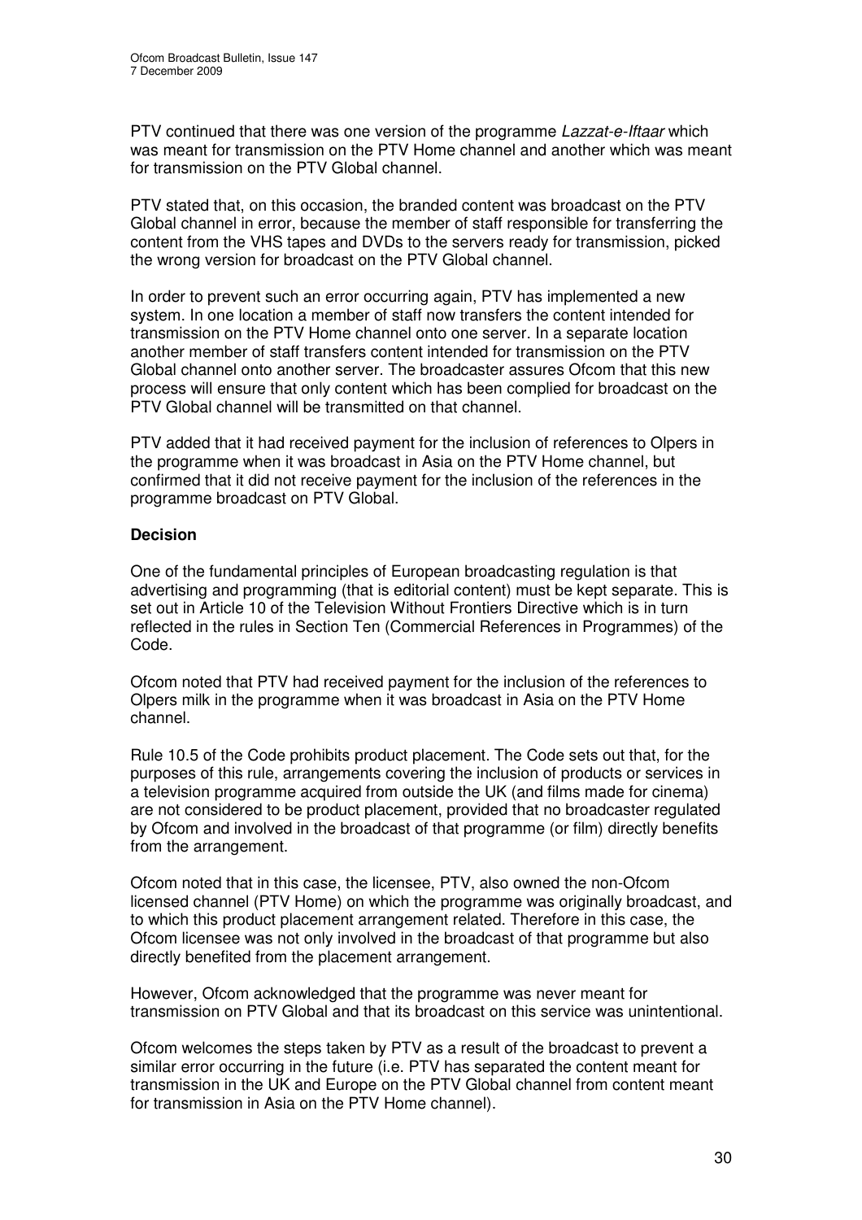PTV continued that there was one version of the programme *Lazzat-e-Iftaar* which was meant for transmission on the PTV Home channel and another which was meant for transmission on the PTV Global channel.

PTV stated that, on this occasion, the branded content was broadcast on the PTV Global channel in error, because the member of staff responsible for transferring the content from the VHS tapes and DVDs to the servers ready for transmission, picked the wrong version for broadcast on the PTV Global channel.

In order to prevent such an error occurring again, PTV has implemented a new system. In one location a member of staff now transfers the content intended for transmission on the PTV Home channel onto one server. In a separate location another member of staff transfers content intended for transmission on the PTV Global channel onto another server. The broadcaster assures Ofcom that this new process will ensure that only content which has been complied for broadcast on the PTV Global channel will be transmitted on that channel.

PTV added that it had received payment for the inclusion of references to Olpers in the programme when it was broadcast in Asia on the PTV Home channel, but confirmed that it did not receive payment for the inclusion of the references in the programme broadcast on PTV Global.

**Decision**

One of the fundamental principles of European broadcasting regulation is that advertising and programming (that is editorial content) must be kept separate. This is set out in Article 10 of the Television Without Frontiers Directive which is in turn reflected in the rules in Section Ten (Commercial References in Programmes) of the Code.

Ofcom noted that PTV had received payment for the inclusion of the references to Olpers milk in the programme when it was broadcast in Asia on the PTV Home channel.

Rule 10.5 of the Code prohibits product placement. The Code sets out that, for the purposes of this rule, arrangements covering the inclusion of products or services in a television programme acquired from outside the UK (and films made for cinema) are not considered to be product placement, provided that no broadcaster regulated by Ofcom and involved in the broadcast of that programme (or film) directly benefits from the arrangement.

Ofcom noted that in this case, the licensee, PTV, also owned the non-Ofcom licensed channel (PTV Home) on which the programme was originally broadcast, and to which this product placement arrangement related. Therefore in this case, the Ofcom licensee was not only involved in the broadcast of that programme but also directly benefited from the placement arrangement.

However, Ofcom acknowledged that the programme was never meant for transmission on PTV Global and that its broadcast on this service was unintentional.

Ofcom welcomes the steps taken by PTV as a result of the broadcast to prevent a similar error occurring in the future (i.e. PTV has separated the content meant for transmission in the UK and Europe on the PTV Global channel from content meant for transmission in Asia on the PTV Home channel).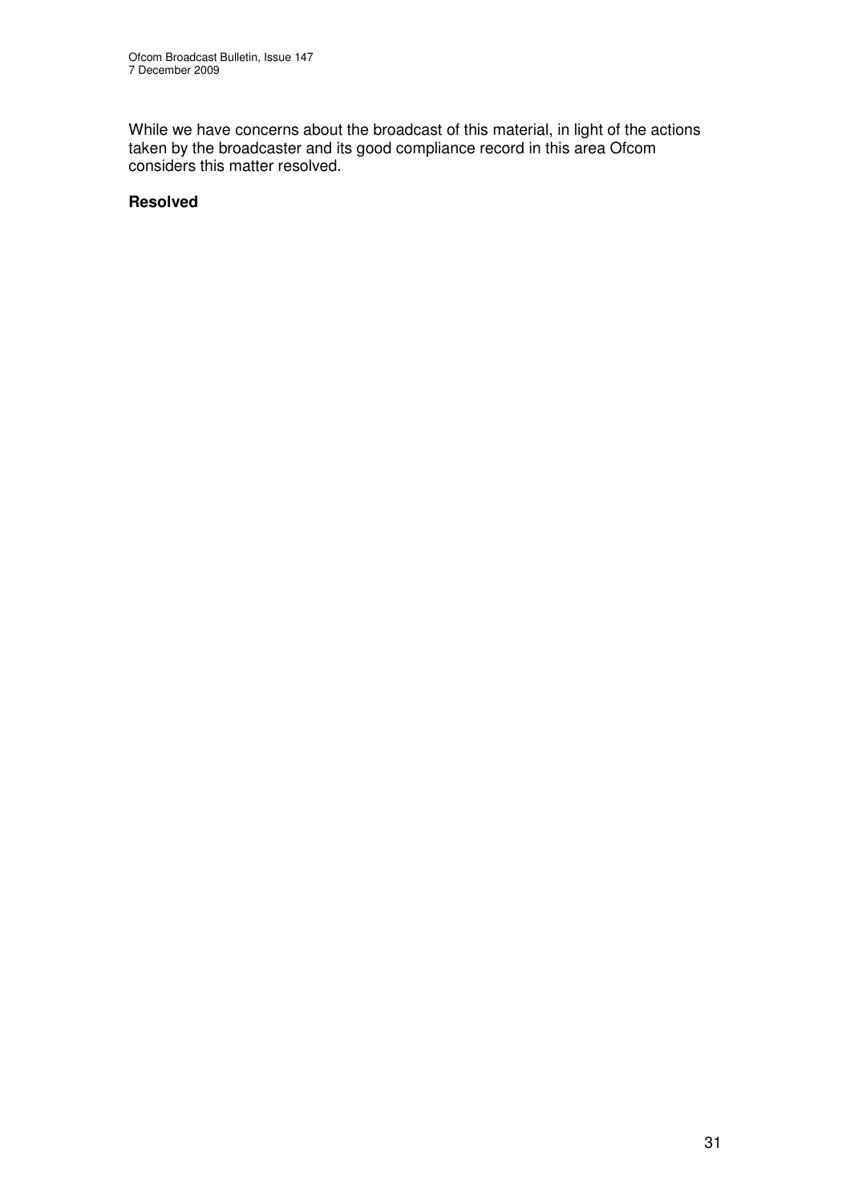While we have concerns about the broadcast of this material, in light of the actions taken by the broadcaster and its good compliance record in this area Ofcom considers this matter resolved.

**Resolved**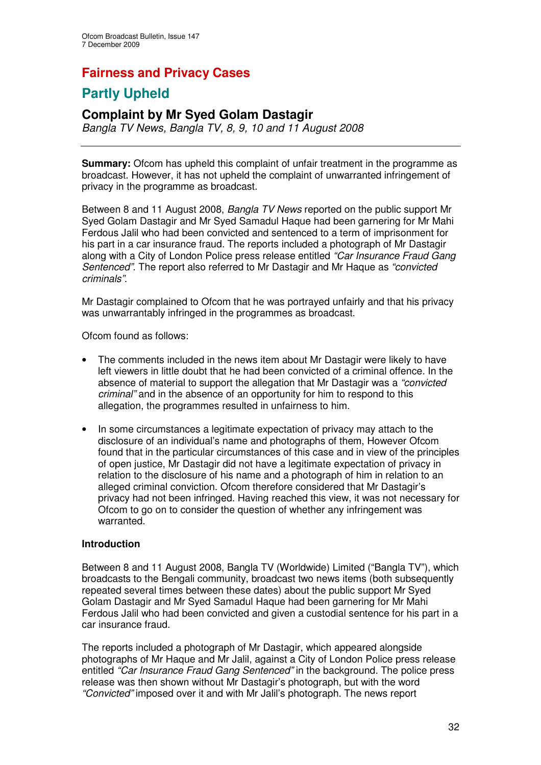## Fairness and Privacy Cases

## Partly Upheld

### Complaint by Mr Syed Golam Dastagir

*Bangla TV News, Bangla TV, 8, 9, 10 and 11 August 2008*

---

**Summary:** Ofcom has upheld this complaint of unfair treatment in the programme as broadcast. However, it has not upheld the complaint of unwarranted infringement of privacy in the programme as broadcast.

Between 8 and 11 August 2008, *Bangla TV News* reported on the public support Mr Syed Golam Dastagir and Mr Syed Samadul Haque had been garnering for Mr Mahi Ferdous Jalil who had been convicted and sentenced to a term of imprisonment for his part in a car insurance fraud. The reports included a photograph of Mr Dastagir along with a City of London Police press release entitled *"Car Insurance Fraud Gang Sentenced"*. The report also referred to Mr Dastagir and Mr Haque as *"convicted criminals"*.

Mr Dastagir complained to Ofcom that he was portrayed unfairly and that his privacy was unwarrantably infringed in the programmes as broadcast.

Ofcom found as follows:

- The comments included in the news item about Mr Dastagir were likely to have left viewers in little doubt that he had been convicted of a criminal offence. In the absence of material to support the allegation that Mr Dastagir was a *"convicted criminal"* and in the absence of an opportunity for him to respond to this allegation, the programmes resulted in unfairness to him.

- In some circumstances a legitimate expectation of privacy may attach to the disclosure of an individual's name and photographs of them, However Ofcom found that in the particular circumstances of this case and in view of the principles of open justice, Mr Dastagir did not have a legitimate expectation of privacy in relation to the disclosure of his name and a photograph of him in relation to an alleged criminal conviction. Ofcom therefore considered that Mr Dastagir's privacy had not been infringed. Having reached this view, it was not necessary for Ofcom to go on to consider the question of whether any infringement was warranted.

**Introduction**

Between 8 and 11 August 2008, Bangla TV (Worldwide) Limited ("Bangla TV"), which broadcasts to the Bengali community, broadcast two news items (both subsequently repeated several times between these dates) about the public support Mr Syed Golam Dastagir and Mr Syed Samadul Haque had been garnering for Mr Mahi Ferdous Jalil who had been convicted and given a custodial sentence for his part in a car insurance fraud.

The reports included a photograph of Mr Dastagir, which appeared alongside photographs of Mr Haque and Mr Jalil, against a City of London Police press release entitled *"Car Insurance Fraud Gang Sentenced"* in the background. The police press release was then shown without Mr Dastagir's photograph, but with the word *"Convicted"* imposed over it and with Mr Jalil's photograph. The news report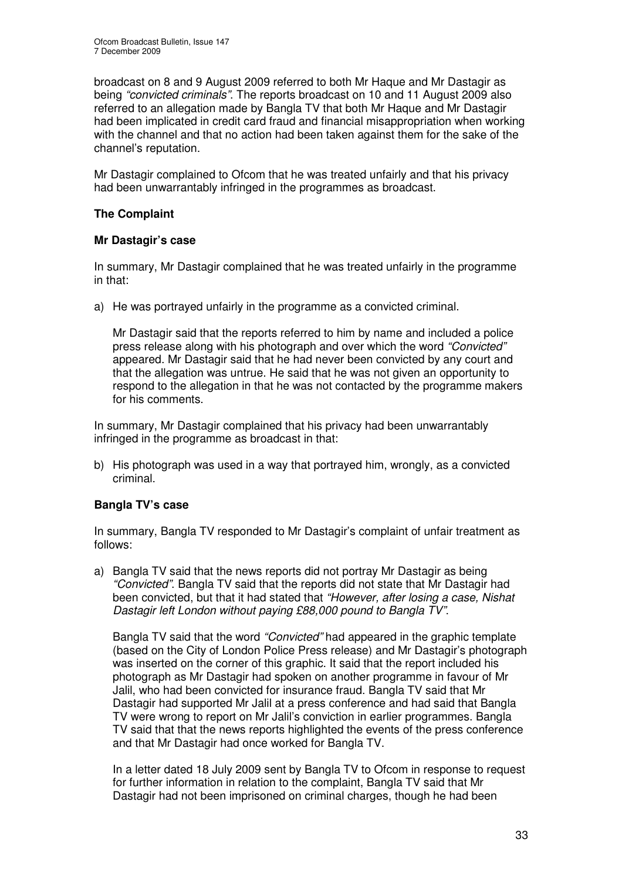broadcast on 8 and 9 August 2009 referred to both Mr Haque and Mr Dastagir as being *"convicted criminals"*. The reports broadcast on 10 and 11 August 2009 also referred to an allegation made by Bangla TV that both Mr Haque and Mr Dastagir had been implicated in credit card fraud and financial misappropriation when working with the channel and that no action had been taken against them for the sake of the channel's reputation.

Mr Dastagir complained to Ofcom that he was treated unfairly and that his privacy had been unwarrantably infringed in the programmes as broadcast.

## The Complaint

### Mr Dastagir's case

In summary, Mr Dastagir complained that he was treated unfairly in the programme in that:

a) He was portrayed unfairly in the programme as a convicted criminal.

   Mr Dastagir said that the reports referred to him by name and included a police press release along with his photograph and over which the word *"Convicted"* appeared. Mr Dastagir said that he had never been convicted by any court and that the allegation was untrue. He said that he was not given an opportunity to respond to the allegation in that he was not contacted by the programme makers for his comments.

In summary, Mr Dastagir complained that his privacy had been unwarrantably infringed in the programme as broadcast in that:

b) His photograph was used in a way that portrayed him, wrongly, as a convicted criminal.

### Bangla TV's case

In summary, Bangla TV responded to Mr Dastagir's complaint of unfair treatment as follows:

a) Bangla TV said that the news reports did not portray Mr Dastagir as being *"Convicted"*. Bangla TV said that the reports did not state that Mr Dastagir had been convicted, but that it had stated that *"However, after losing a case, Nishat Dastagir left London without paying £88,000 pound to Bangla TV"*.

   Bangla TV said that the word *"Convicted"* had appeared in the graphic template (based on the City of London Police Press release) and Mr Dastagir's photograph was inserted on the corner of this graphic. It said that the report included his photograph as Mr Dastagir had spoken on another programme in favour of Mr Jalil, who had been convicted for insurance fraud. Bangla TV said that Mr Dastagir had supported Mr Jalil at a press conference and had said that Bangla TV were wrong to report on Mr Jalil's conviction in earlier programmes. Bangla TV said that that the news reports highlighted the events of the press conference and that Mr Dastagir had once worked for Bangla TV.

   In a letter dated 18 July 2009 sent by Bangla TV to Ofcom in response to request for further information in relation to the complaint, Bangla TV said that Mr Dastagir had not been imprisoned on criminal charges, though he had been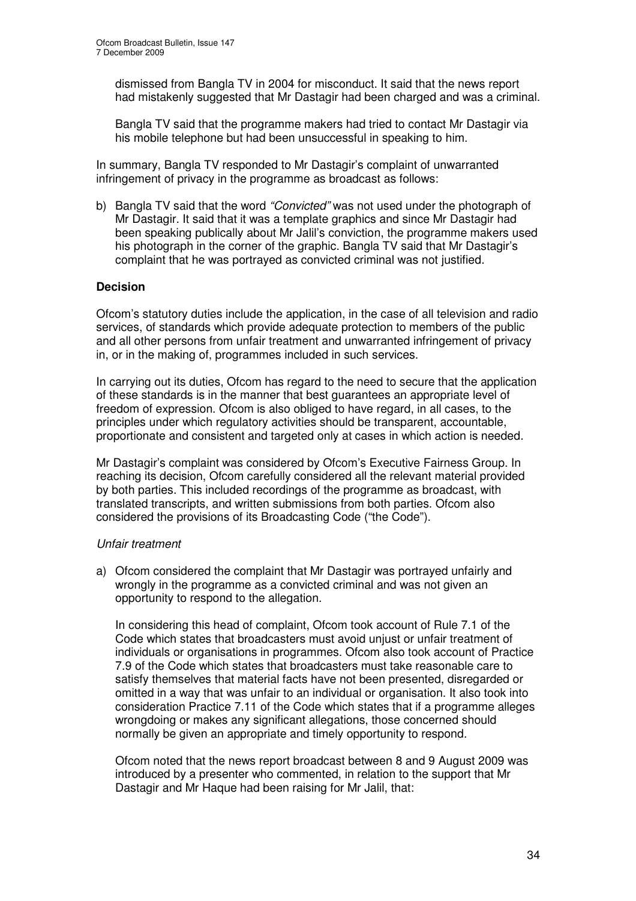dismissed from Bangla TV in 2004 for misconduct. It said that the news report had mistakenly suggested that Mr Dastagir had been charged and was a criminal.

Bangla TV said that the programme makers had tried to contact Mr Dastagir via his mobile telephone but had been unsuccessful in speaking to him.

In summary, Bangla TV responded to Mr Dastagir's complaint of unwarranted infringement of privacy in the programme as broadcast as follows:

b) Bangla TV said that the word *"Convicted"* was not used under the photograph of Mr Dastagir. It said that it was a template graphics and since Mr Dastagir had been speaking publically about Mr Jalil's conviction, the programme makers used his photograph in the corner of the graphic. Bangla TV said that Mr Dastagir's complaint that he was portrayed as convicted criminal was not justified.

**Decision**

Ofcom's statutory duties include the application, in the case of all television and radio services, of standards which provide adequate protection to members of the public and all other persons from unfair treatment and unwarranted infringement of privacy in, or in the making of, programmes included in such services.

In carrying out its duties, Ofcom has regard to the need to secure that the application of these standards is in the manner that best guarantees an appropriate level of freedom of expression. Ofcom is also obliged to have regard, in all cases, to the principles under which regulatory activities should be transparent, accountable, proportionate and consistent and targeted only at cases in which action is needed.

Mr Dastagir's complaint was considered by Ofcom's Executive Fairness Group. In reaching its decision, Ofcom carefully considered all the relevant material provided by both parties. This included recordings of the programme as broadcast, with translated transcripts, and written submissions from both parties. Ofcom also considered the provisions of its Broadcasting Code ("the Code").

*Unfair treatment*

a) Ofcom considered the complaint that Mr Dastagir was portrayed unfairly and wrongly in the programme as a convicted criminal and was not given an opportunity to respond to the allegation.

   In considering this head of complaint, Ofcom took account of Rule 7.1 of the Code which states that broadcasters must avoid unjust or unfair treatment of individuals or organisations in programmes. Ofcom also took account of Practice 7.9 of the Code which states that broadcasters must take reasonable care to satisfy themselves that material facts have not been presented, disregarded or omitted in a way that was unfair to an individual or organisation. It also took into consideration Practice 7.11 of the Code which states that if a programme alleges wrongdoing or makes any significant allegations, those concerned should normally be given an appropriate and timely opportunity to respond.

   Ofcom noted that the news report broadcast between 8 and 9 August 2009 was introduced by a presenter who commented, in relation to the support that Mr Dastagir and Mr Haque had been raising for Mr Jalil, that: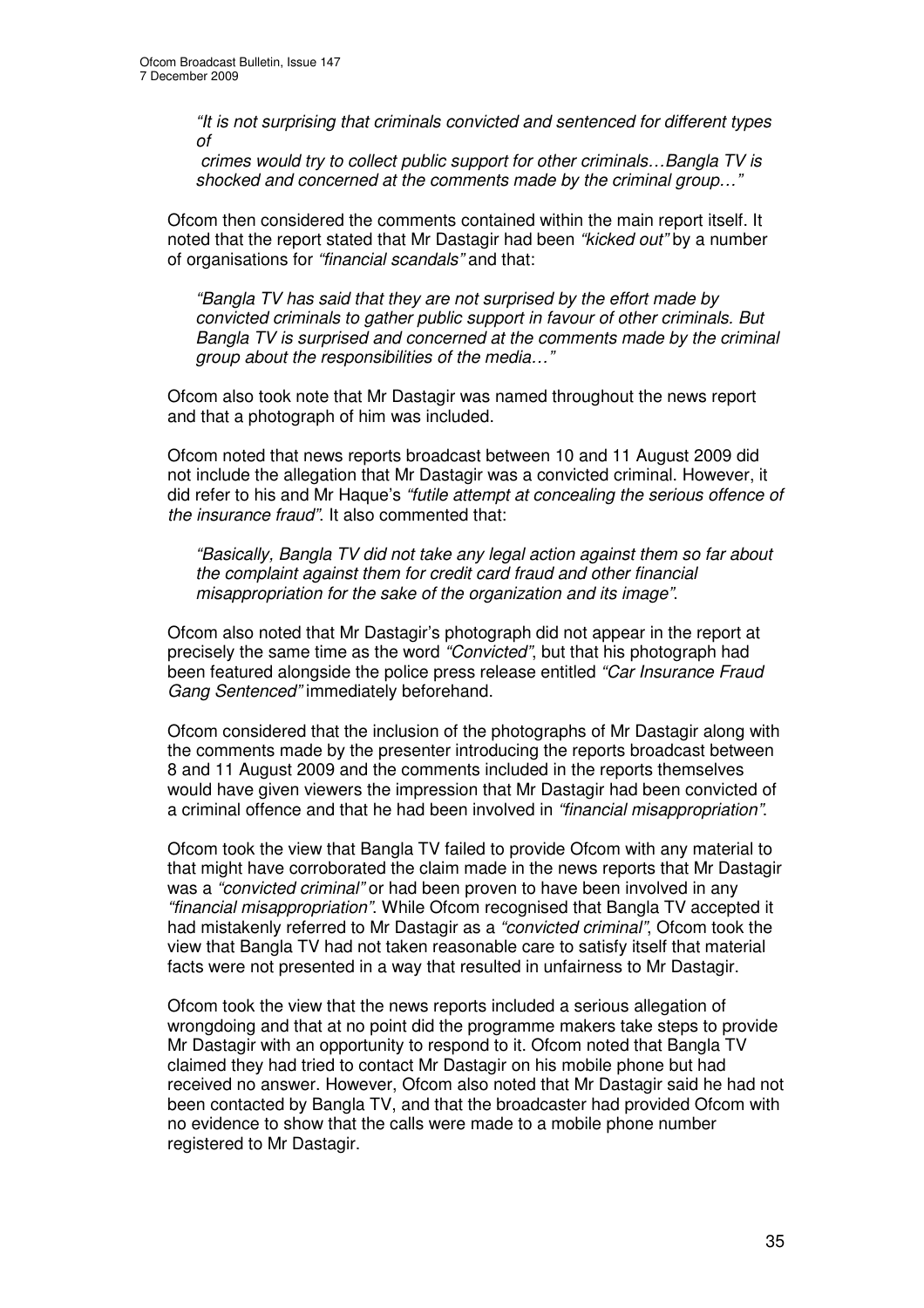> *"It is not surprising that criminals convicted and sentenced for different types of crimes would try to collect public support for other criminals…Bangla TV is shocked and concerned at the comments made by the criminal group…"*

Ofcom then considered the comments contained within the main report itself. It noted that the report stated that Mr Dastagir had been *"kicked out"* by a number of organisations for *"financial scandals"* and that:

> *"Bangla TV has said that they are not surprised by the effort made by convicted criminals to gather public support in favour of other criminals. But Bangla TV is surprised and concerned at the comments made by the criminal group about the responsibilities of the media…"*

Ofcom also took note that Mr Dastagir was named throughout the news report and that a photograph of him was included.

Ofcom noted that news reports broadcast between 10 and 11 August 2009 did not include the allegation that Mr Dastagir was a convicted criminal. However, it did refer to his and Mr Haque's *"futile attempt at concealing the serious offence of the insurance fraud"*. It also commented that:

> *"Basically, Bangla TV did not take any legal action against them so far about the complaint against them for credit card fraud and other financial misappropriation for the sake of the organization and its image"*.

Ofcom also noted that Mr Dastagir's photograph did not appear in the report at precisely the same time as the word *"Convicted"*, but that his photograph had been featured alongside the police press release entitled *"Car Insurance Fraud Gang Sentenced"* immediately beforehand.

Ofcom considered that the inclusion of the photographs of Mr Dastagir along with the comments made by the presenter introducing the reports broadcast between 8 and 11 August 2009 and the comments included in the reports themselves would have given viewers the impression that Mr Dastagir had been convicted of a criminal offence and that he had been involved in *"financial misappropriation"*.

Ofcom took the view that Bangla TV failed to provide Ofcom with any material to that might have corroborated the claim made in the news reports that Mr Dastagir was a *"convicted criminal"* or had been proven to have been involved in any *"financial misappropriation"*. While Ofcom recognised that Bangla TV accepted it had mistakenly referred to Mr Dastagir as a *"convicted criminal"*, Ofcom took the view that Bangla TV had not taken reasonable care to satisfy itself that material facts were not presented in a way that resulted in unfairness to Mr Dastagir.

Ofcom took the view that the news reports included a serious allegation of wrongdoing and that at no point did the programme makers take steps to provide Mr Dastagir with an opportunity to respond to it. Ofcom noted that Bangla TV claimed they had tried to contact Mr Dastagir on his mobile phone but had received no answer. However, Ofcom also noted that Mr Dastagir said he had not been contacted by Bangla TV, and that the broadcaster had provided Ofcom with no evidence to show that the calls were made to a mobile phone number registered to Mr Dastagir.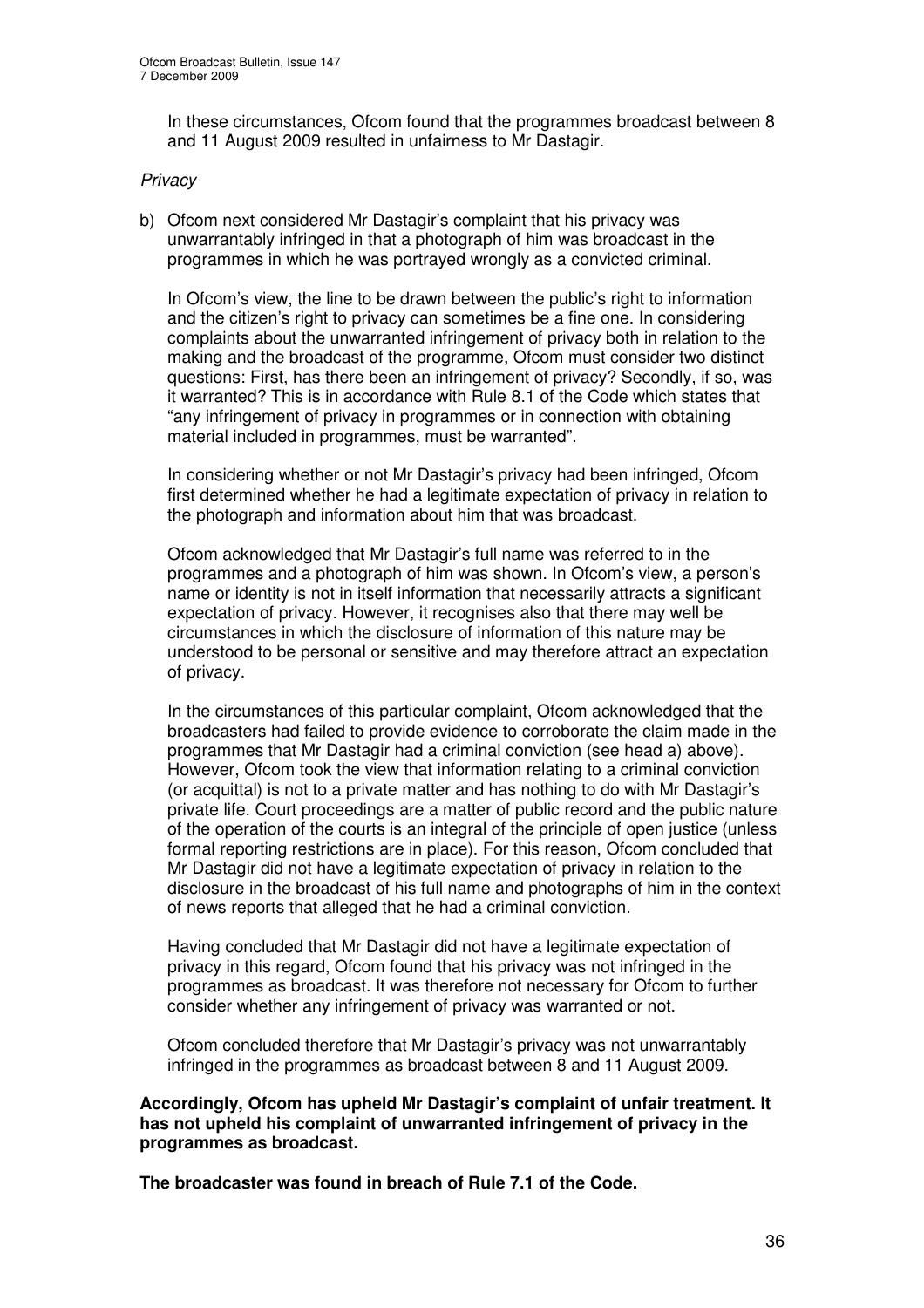In these circumstances, Ofcom found that the programmes broadcast between 8 and 11 August 2009 resulted in unfairness to Mr Dastagir.

*Privacy*

b) Ofcom next considered Mr Dastagir's complaint that his privacy was unwarrantably infringed in that a photograph of him was broadcast in the programmes in which he was portrayed wrongly as a convicted criminal.

In Ofcom's view, the line to be drawn between the public's right to information and the citizen's right to privacy can sometimes be a fine one. In considering complaints about the unwarranted infringement of privacy both in relation to the making and the broadcast of the programme, Ofcom must consider two distinct questions: First, has there been an infringement of privacy? Secondly, if so, was it warranted? This is in accordance with Rule 8.1 of the Code which states that "any infringement of privacy in programmes or in connection with obtaining material included in programmes, must be warranted".

In considering whether or not Mr Dastagir's privacy had been infringed, Ofcom first determined whether he had a legitimate expectation of privacy in relation to the photograph and information about him that was broadcast.

Ofcom acknowledged that Mr Dastagir's full name was referred to in the programmes and a photograph of him was shown. In Ofcom's view, a person's name or identity is not in itself information that necessarily attracts a significant expectation of privacy. However, it recognises also that there may well be circumstances in which the disclosure of information of this nature may be understood to be personal or sensitive and may therefore attract an expectation of privacy.

In the circumstances of this particular complaint, Ofcom acknowledged that the broadcasters had failed to provide evidence to corroborate the claim made in the programmes that Mr Dastagir had a criminal conviction (see head a) above). However, Ofcom took the view that information relating to a criminal conviction (or acquittal) is not to a private matter and has nothing to do with Mr Dastagir's private life. Court proceedings are a matter of public record and the public nature of the operation of the courts is an integral of the principle of open justice (unless formal reporting restrictions are in place). For this reason, Ofcom concluded that Mr Dastagir did not have a legitimate expectation of privacy in relation to the disclosure in the broadcast of his full name and photographs of him in the context of news reports that alleged that he had a criminal conviction.

Having concluded that Mr Dastagir did not have a legitimate expectation of privacy in this regard, Ofcom found that his privacy was not infringed in the programmes as broadcast. It was therefore not necessary for Ofcom to further consider whether any infringement of privacy was warranted or not.

Ofcom concluded therefore that Mr Dastagir's privacy was not unwarrantably infringed in the programmes as broadcast between 8 and 11 August 2009.

**Accordingly, Ofcom has upheld Mr Dastagir's complaint of unfair treatment. It has not upheld his complaint of unwarranted infringement of privacy in the programmes as broadcast.**

**The broadcaster was found in breach of Rule 7.1 of the Code.**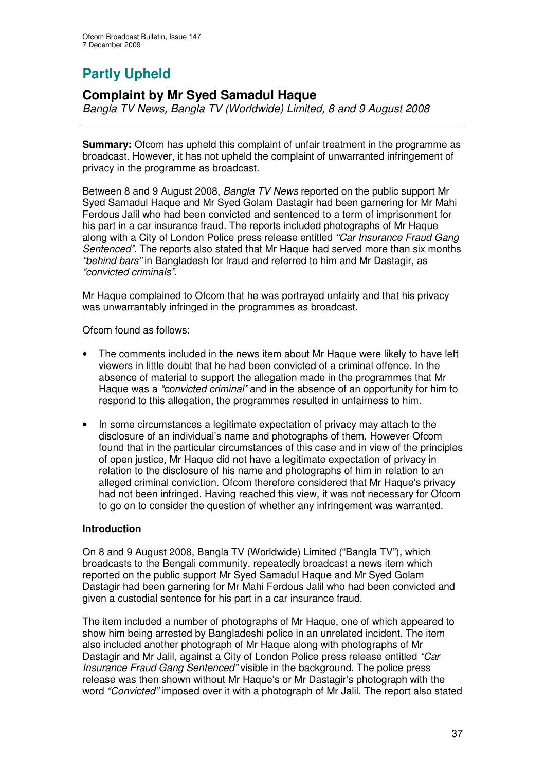# Partly Upheld

## Complaint by Mr Syed Samadul Haque

*Bangla TV News, Bangla TV (Worldwide) Limited, 8 and 9 August 2008*

---

**Summary:** Ofcom has upheld this complaint of unfair treatment in the programme as broadcast. However, it has not upheld the complaint of unwarranted infringement of privacy in the programme as broadcast.

Between 8 and 9 August 2008, *Bangla TV News* reported on the public support Mr Syed Samadul Haque and Mr Syed Golam Dastagir had been garnering for Mr Mahi Ferdous Jalil who had been convicted and sentenced to a term of imprisonment for his part in a car insurance fraud. The reports included photographs of Mr Haque along with a City of London Police press release entitled *"Car Insurance Fraud Gang Sentenced"*. The reports also stated that Mr Haque had served more than six months *"behind bars"* in Bangladesh for fraud and referred to him and Mr Dastagir, as *"convicted criminals"*.

Mr Haque complained to Ofcom that he was portrayed unfairly and that his privacy was unwarrantably infringed in the programmes as broadcast.

Ofcom found as follows:

- The comments included in the news item about Mr Haque were likely to have left viewers in little doubt that he had been convicted of a criminal offence. In the absence of material to support the allegation made in the programmes that Mr Haque was a *"convicted criminal"* and in the absence of an opportunity for him to respond to this allegation, the programmes resulted in unfairness to him.

- In some circumstances a legitimate expectation of privacy may attach to the disclosure of an individual's name and photographs of them, However Ofcom found that in the particular circumstances of this case and in view of the principles of open justice, Mr Haque did not have a legitimate expectation of privacy in relation to the disclosure of his name and photographs of him in relation to an alleged criminal conviction. Ofcom therefore considered that Mr Haque's privacy had not been infringed. Having reached this view, it was not necessary for Ofcom to go on to consider the question of whether any infringement was warranted.

### Introduction

On 8 and 9 August 2008, Bangla TV (Worldwide) Limited ("Bangla TV"), which broadcasts to the Bengali community, repeatedly broadcast a news item which reported on the public support Mr Syed Samadul Haque and Mr Syed Golam Dastagir had been garnering for Mr Mahi Ferdous Jalil who had been convicted and given a custodial sentence for his part in a car insurance fraud.

The item included a number of photographs of Mr Haque, one of which appeared to show him being arrested by Bangladeshi police in an unrelated incident. The item also included another photograph of Mr Haque along with photographs of Mr Dastagir and Mr Jalil, against a City of London Police press release entitled *"Car Insurance Fraud Gang Sentenced"* visible in the background. The police press release was then shown without Mr Haque's or Mr Dastagir's photograph with the word *"Convicted"* imposed over it with a photograph of Mr Jalil. The report also stated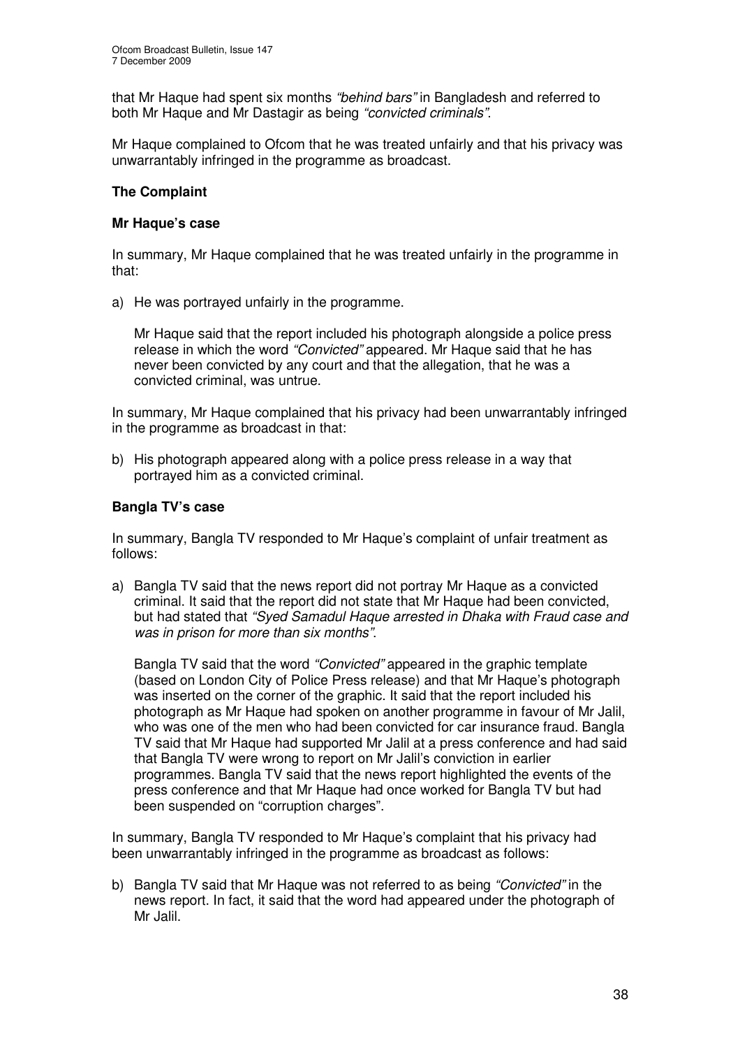that Mr Haque had spent six months *"behind bars"* in Bangladesh and referred to both Mr Haque and Mr Dastagir as being *"convicted criminals"*.

Mr Haque complained to Ofcom that he was treated unfairly and that his privacy was unwarrantably infringed in the programme as broadcast.

## The Complaint

### Mr Haque's case

In summary, Mr Haque complained that he was treated unfairly in the programme in that:

a) He was portrayed unfairly in the programme.

   Mr Haque said that the report included his photograph alongside a police press release in which the word *"Convicted"* appeared. Mr Haque said that he has never been convicted by any court and that the allegation, that he was a convicted criminal, was untrue.

In summary, Mr Haque complained that his privacy had been unwarrantably infringed in the programme as broadcast in that:

b) His photograph appeared along with a police press release in a way that portrayed him as a convicted criminal.

### Bangla TV's case

In summary, Bangla TV responded to Mr Haque's complaint of unfair treatment as follows:

a) Bangla TV said that the news report did not portray Mr Haque as a convicted criminal. It said that the report did not state that Mr Haque had been convicted, but had stated that *"Syed Samadul Haque arrested in Dhaka with Fraud case and was in prison for more than six months"*.

   Bangla TV said that the word *"Convicted"* appeared in the graphic template (based on London City of Police Press release) and that Mr Haque's photograph was inserted on the corner of the graphic. It said that the report included his photograph as Mr Haque had spoken on another programme in favour of Mr Jalil, who was one of the men who had been convicted for car insurance fraud. Bangla TV said that Mr Haque had supported Mr Jalil at a press conference and had said that Bangla TV were wrong to report on Mr Jalil's conviction in earlier programmes. Bangla TV said that the news report highlighted the events of the press conference and that Mr Haque had once worked for Bangla TV but had been suspended on "corruption charges".

In summary, Bangla TV responded to Mr Haque's complaint that his privacy had been unwarrantably infringed in the programme as broadcast as follows:

b) Bangla TV said that Mr Haque was not referred to as being *"Convicted"* in the news report. In fact, it said that the word had appeared under the photograph of Mr Jalil.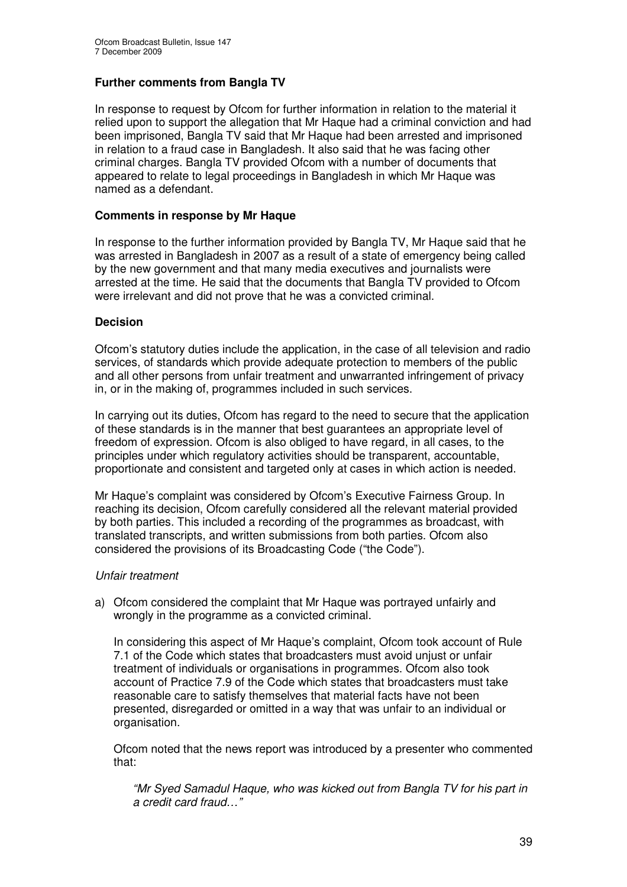**Further comments from Bangla TV**

In response to request by Ofcom for further information in relation to the material it relied upon to support the allegation that Mr Haque had a criminal conviction and had been imprisoned, Bangla TV said that Mr Haque had been arrested and imprisoned in relation to a fraud case in Bangladesh. It also said that he was facing other criminal charges. Bangla TV provided Ofcom with a number of documents that appeared to relate to legal proceedings in Bangladesh in which Mr Haque was named as a defendant.

**Comments in response by Mr Haque**

In response to the further information provided by Bangla TV, Mr Haque said that he was arrested in Bangladesh in 2007 as a result of a state of emergency being called by the new government and that many media executives and journalists were arrested at the time. He said that the documents that Bangla TV provided to Ofcom were irrelevant and did not prove that he was a convicted criminal.

**Decision**

Ofcom's statutory duties include the application, in the case of all television and radio services, of standards which provide adequate protection to members of the public and all other persons from unfair treatment and unwarranted infringement of privacy in, or in the making of, programmes included in such services.

In carrying out its duties, Ofcom has regard to the need to secure that the application of these standards is in the manner that best guarantees an appropriate level of freedom of expression. Ofcom is also obliged to have regard, in all cases, to the principles under which regulatory activities should be transparent, accountable, proportionate and consistent and targeted only at cases in which action is needed.

Mr Haque's complaint was considered by Ofcom's Executive Fairness Group. In reaching its decision, Ofcom carefully considered all the relevant material provided by both parties. This included a recording of the programmes as broadcast, with translated transcripts, and written submissions from both parties. Ofcom also considered the provisions of its Broadcasting Code ("the Code").

*Unfair treatment*

a) Ofcom considered the complaint that Mr Haque was portrayed unfairly and wrongly in the programme as a convicted criminal.

   In considering this aspect of Mr Haque's complaint, Ofcom took account of Rule 7.1 of the Code which states that broadcasters must avoid unjust or unfair treatment of individuals or organisations in programmes. Ofcom also took account of Practice 7.9 of the Code which states that broadcasters must take reasonable care to satisfy themselves that material facts have not been presented, disregarded or omitted in a way that was unfair to an individual or organisation.

   Ofcom noted that the news report was introduced by a presenter who commented that:

   *"Mr Syed Samadul Haque, who was kicked out from Bangla TV for his part in a credit card fraud…"*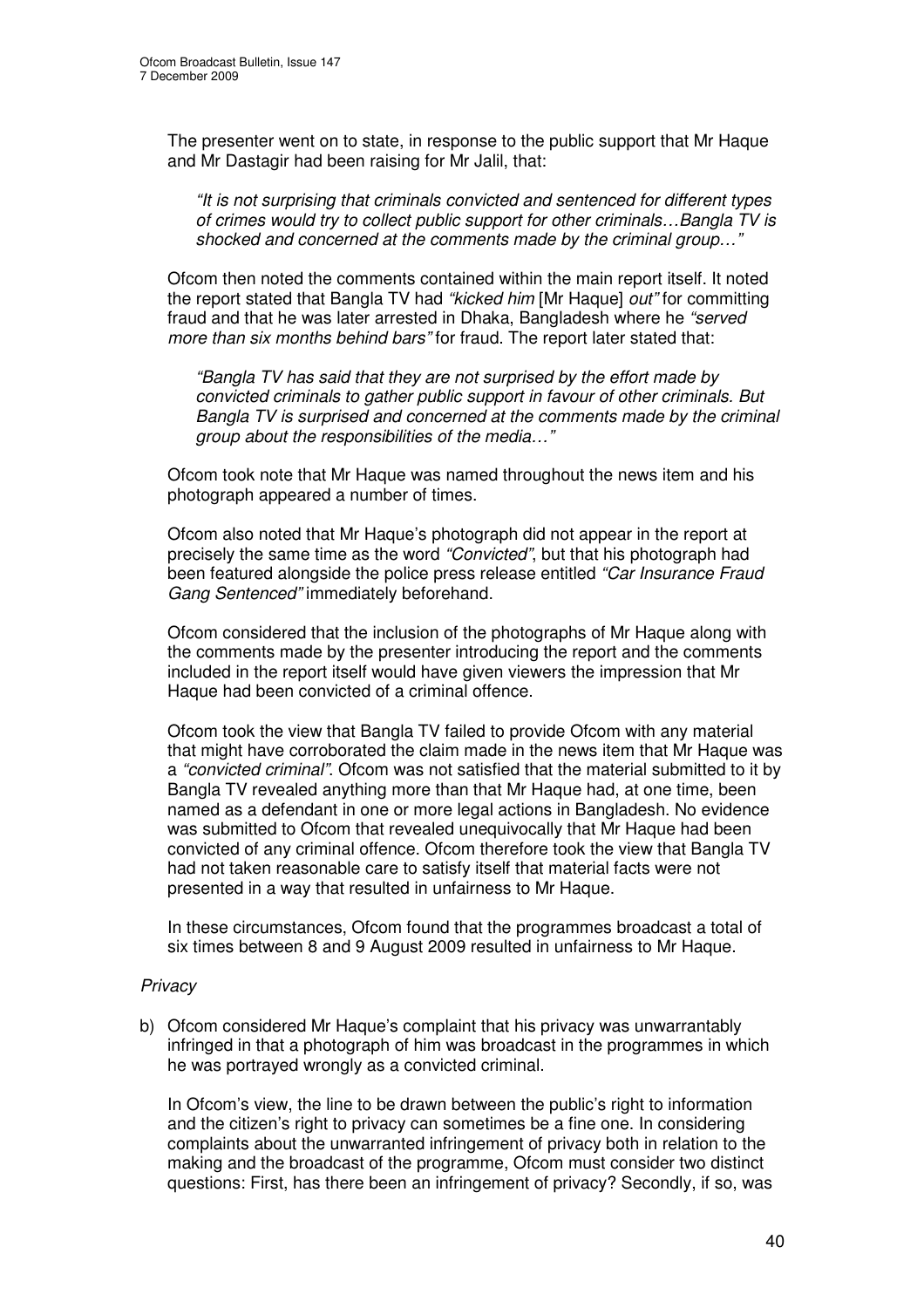The presenter went on to state, in response to the public support that Mr Haque and Mr Dastagir had been raising for Mr Jalil, that:

> *"It is not surprising that criminals convicted and sentenced for different types of crimes would try to collect public support for other criminals…Bangla TV is shocked and concerned at the comments made by the criminal group…"*

Ofcom then noted the comments contained within the main report itself. It noted the report stated that Bangla TV had *"kicked him* [Mr Haque] *out"* for committing fraud and that he was later arrested in Dhaka, Bangladesh where he *"served more than six months behind bars"* for fraud. The report later stated that:

> *"Bangla TV has said that they are not surprised by the effort made by convicted criminals to gather public support in favour of other criminals. But Bangla TV is surprised and concerned at the comments made by the criminal group about the responsibilities of the media…"*

Ofcom took note that Mr Haque was named throughout the news item and his photograph appeared a number of times.

Ofcom also noted that Mr Haque's photograph did not appear in the report at precisely the same time as the word *"Convicted"*, but that his photograph had been featured alongside the police press release entitled *"Car Insurance Fraud Gang Sentenced"* immediately beforehand.

Ofcom considered that the inclusion of the photographs of Mr Haque along with the comments made by the presenter introducing the report and the comments included in the report itself would have given viewers the impression that Mr Haque had been convicted of a criminal offence.

Ofcom took the view that Bangla TV failed to provide Ofcom with any material that might have corroborated the claim made in the news item that Mr Haque was a *"convicted criminal"*. Ofcom was not satisfied that the material submitted to it by Bangla TV revealed anything more than that Mr Haque had, at one time, been named as a defendant in one or more legal actions in Bangladesh. No evidence was submitted to Ofcom that revealed unequivocally that Mr Haque had been convicted of any criminal offence. Ofcom therefore took the view that Bangla TV had not taken reasonable care to satisfy itself that material facts were not presented in a way that resulted in unfairness to Mr Haque.

In these circumstances, Ofcom found that the programmes broadcast a total of six times between 8 and 9 August 2009 resulted in unfairness to Mr Haque.

*Privacy*

b) Ofcom considered Mr Haque's complaint that his privacy was unwarrantably infringed in that a photograph of him was broadcast in the programmes in which he was portrayed wrongly as a convicted criminal.

In Ofcom's view, the line to be drawn between the public's right to information and the citizen's right to privacy can sometimes be a fine one. In considering complaints about the unwarranted infringement of privacy both in relation to the making and the broadcast of the programme, Ofcom must consider two distinct questions: First, has there been an infringement of privacy? Secondly, if so, was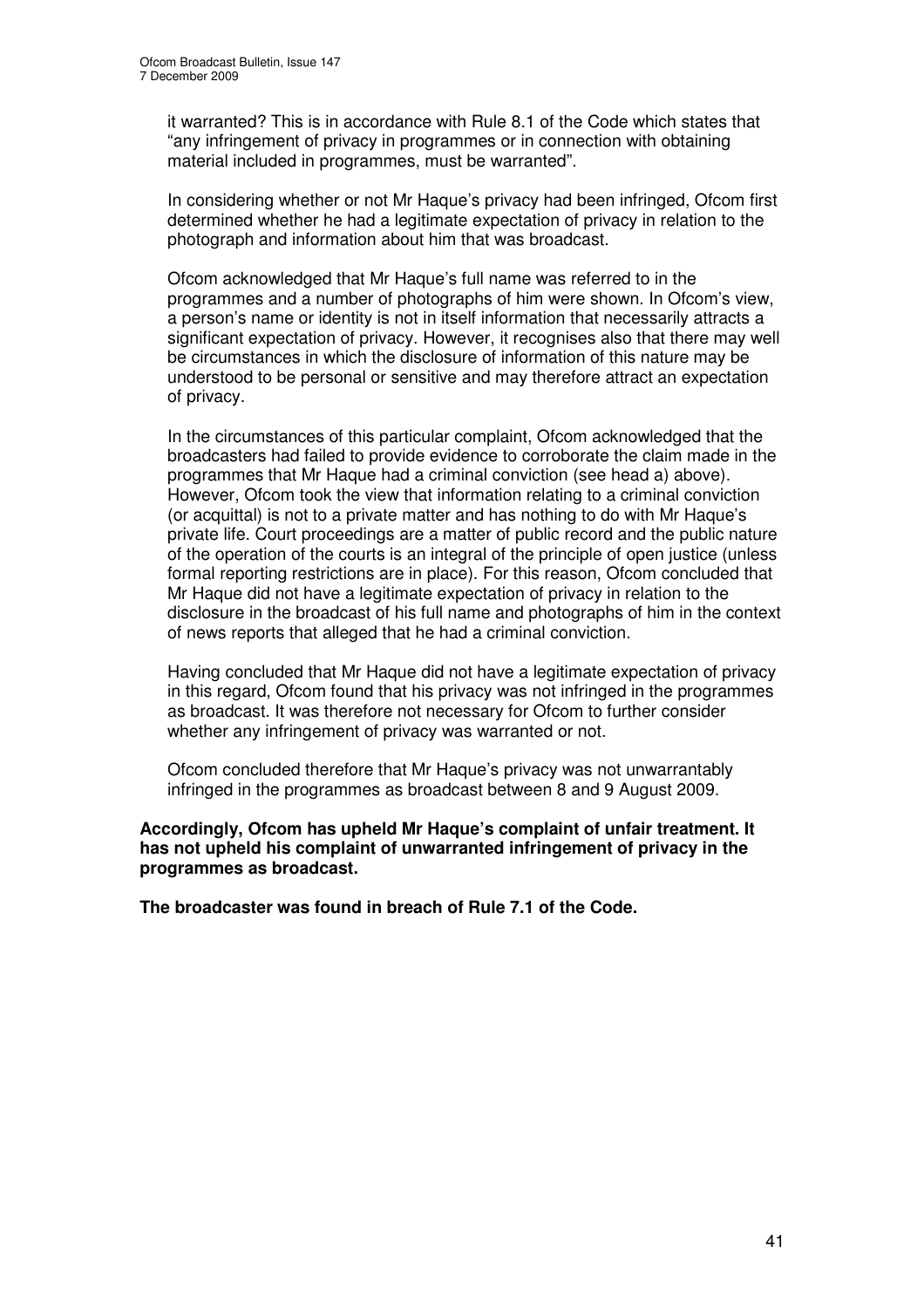it warranted? This is in accordance with Rule 8.1 of the Code which states that "any infringement of privacy in programmes or in connection with obtaining material included in programmes, must be warranted".

In considering whether or not Mr Haque's privacy had been infringed, Ofcom first determined whether he had a legitimate expectation of privacy in relation to the photograph and information about him that was broadcast.

Ofcom acknowledged that Mr Haque's full name was referred to in the programmes and a number of photographs of him were shown. In Ofcom's view, a person's name or identity is not in itself information that necessarily attracts a significant expectation of privacy. However, it recognises also that there may well be circumstances in which the disclosure of information of this nature may be understood to be personal or sensitive and may therefore attract an expectation of privacy.

In the circumstances of this particular complaint, Ofcom acknowledged that the broadcasters had failed to provide evidence to corroborate the claim made in the programmes that Mr Haque had a criminal conviction (see head a) above). However, Ofcom took the view that information relating to a criminal conviction (or acquittal) is not to a private matter and has nothing to do with Mr Haque's private life. Court proceedings are a matter of public record and the public nature of the operation of the courts is an integral of the principle of open justice (unless formal reporting restrictions are in place). For this reason, Ofcom concluded that Mr Haque did not have a legitimate expectation of privacy in relation to the disclosure in the broadcast of his full name and photographs of him in the context of news reports that alleged that he had a criminal conviction.

Having concluded that Mr Haque did not have a legitimate expectation of privacy in this regard, Ofcom found that his privacy was not infringed in the programmes as broadcast. It was therefore not necessary for Ofcom to further consider whether any infringement of privacy was warranted or not.

Ofcom concluded therefore that Mr Haque's privacy was not unwarrantably infringed in the programmes as broadcast between 8 and 9 August 2009.

**Accordingly, Ofcom has upheld Mr Haque's complaint of unfair treatment. It has not upheld his complaint of unwarranted infringement of privacy in the programmes as broadcast.**

**The broadcaster was found in breach of Rule 7.1 of the Code.**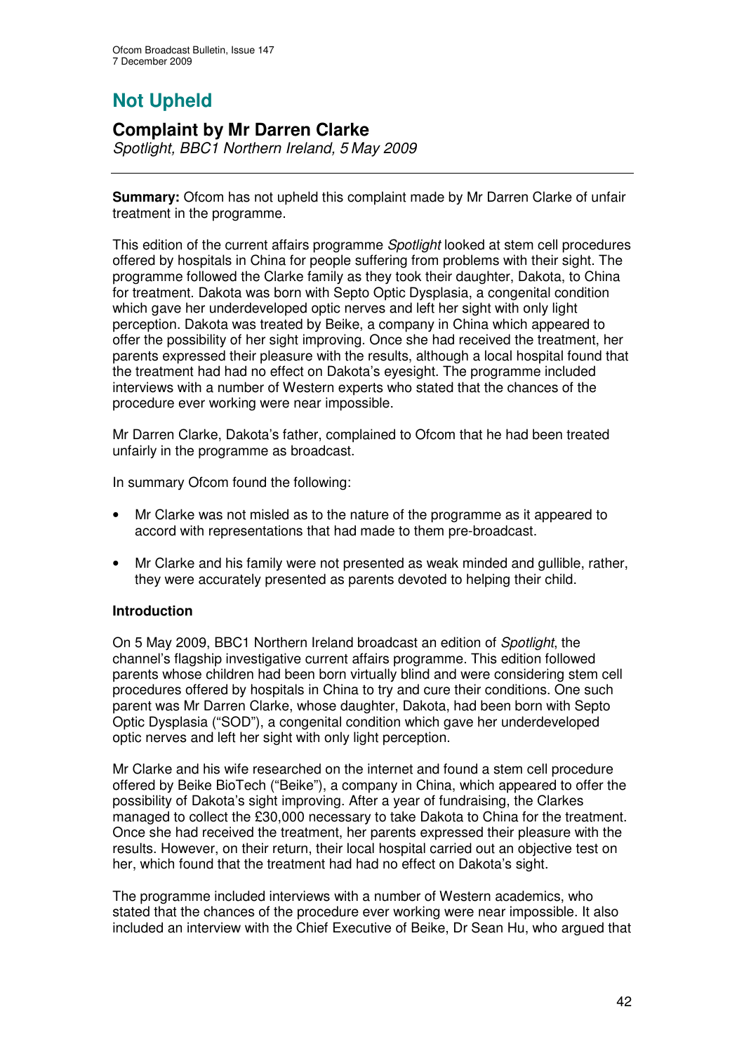# Not Upheld

## Complaint by Mr Darren Clarke

*Spotlight, BBC1 Northern Ireland, 5 May 2009*

---

**Summary:** Ofcom has not upheld this complaint made by Mr Darren Clarke of unfair treatment in the programme.

This edition of the current affairs programme *Spotlight* looked at stem cell procedures offered by hospitals in China for people suffering from problems with their sight. The programme followed the Clarke family as they took their daughter, Dakota, to China for treatment. Dakota was born with Septo Optic Dysplasia, a congenital condition which gave her underdeveloped optic nerves and left her sight with only light perception. Dakota was treated by Beike, a company in China which appeared to offer the possibility of her sight improving. Once she had received the treatment, her parents expressed their pleasure with the results, although a local hospital found that the treatment had had no effect on Dakota's eyesight. The programme included interviews with a number of Western experts who stated that the chances of the procedure ever working were near impossible.

Mr Darren Clarke, Dakota's father, complained to Ofcom that he had been treated unfairly in the programme as broadcast.

In summary Ofcom found the following:

- Mr Clarke was not misled as to the nature of the programme as it appeared to accord with representations that had made to them pre-broadcast.
- Mr Clarke and his family were not presented as weak minded and gullible, rather, they were accurately presented as parents devoted to helping their child.

### Introduction

On 5 May 2009, BBC1 Northern Ireland broadcast an edition of *Spotlight*, the channel's flagship investigative current affairs programme. This edition followed parents whose children had been born virtually blind and were considering stem cell procedures offered by hospitals in China to try and cure their conditions. One such parent was Mr Darren Clarke, whose daughter, Dakota, had been born with Septo Optic Dysplasia ("SOD"), a congenital condition which gave her underdeveloped optic nerves and left her sight with only light perception.

Mr Clarke and his wife researched on the internet and found a stem cell procedure offered by Beike BioTech ("Beike"), a company in China, which appeared to offer the possibility of Dakota's sight improving. After a year of fundraising, the Clarkes managed to collect the £30,000 necessary to take Dakota to China for the treatment. Once she had received the treatment, her parents expressed their pleasure with the results. However, on their return, their local hospital carried out an objective test on her, which found that the treatment had had no effect on Dakota's sight.

The programme included interviews with a number of Western academics, who stated that the chances of the procedure ever working were near impossible. It also included an interview with the Chief Executive of Beike, Dr Sean Hu, who argued that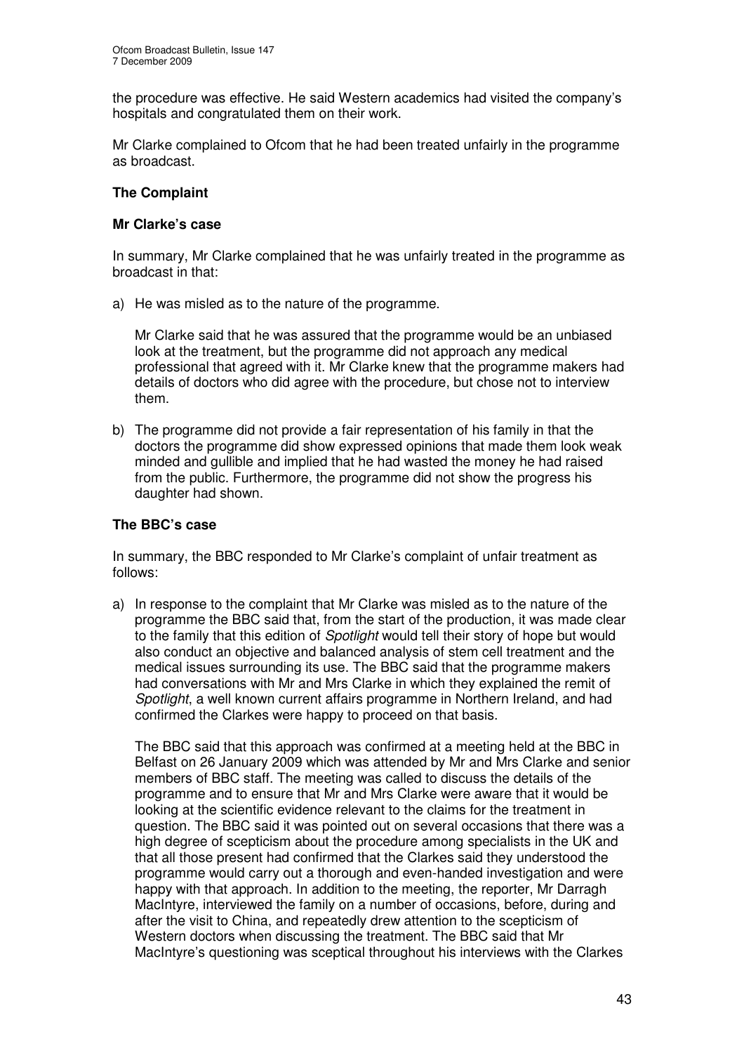the procedure was effective. He said Western academics had visited the company's hospitals and congratulated them on their work.

Mr Clarke complained to Ofcom that he had been treated unfairly in the programme as broadcast.

## The Complaint

### Mr Clarke's case

In summary, Mr Clarke complained that he was unfairly treated in the programme as broadcast in that:

a) He was misled as to the nature of the programme.

   Mr Clarke said that he was assured that the programme would be an unbiased look at the treatment, but the programme did not approach any medical professional that agreed with it. Mr Clarke knew that the programme makers had details of doctors who did agree with the procedure, but chose not to interview them.

b) The programme did not provide a fair representation of his family in that the doctors the programme did show expressed opinions that made them look weak minded and gullible and implied that he had wasted the money he had raised from the public. Furthermore, the programme did not show the progress his daughter had shown.

### The BBC's case

In summary, the BBC responded to Mr Clarke's complaint of unfair treatment as follows:

a) In response to the complaint that Mr Clarke was misled as to the nature of the programme the BBC said that, from the start of the production, it was made clear to the family that this edition of *Spotlight* would tell their story of hope but would also conduct an objective and balanced analysis of stem cell treatment and the medical issues surrounding its use. The BBC said that the programme makers had conversations with Mr and Mrs Clarke in which they explained the remit of *Spotlight*, a well known current affairs programme in Northern Ireland, and had confirmed the Clarkes were happy to proceed on that basis.

   The BBC said that this approach was confirmed at a meeting held at the BBC in Belfast on 26 January 2009 which was attended by Mr and Mrs Clarke and senior members of BBC staff. The meeting was called to discuss the details of the programme and to ensure that Mr and Mrs Clarke were aware that it would be looking at the scientific evidence relevant to the claims for the treatment in question. The BBC said it was pointed out on several occasions that there was a high degree of scepticism about the procedure among specialists in the UK and that all those present had confirmed that the Clarkes said they understood the programme would carry out a thorough and even-handed investigation and were happy with that approach. In addition to the meeting, the reporter, Mr Darragh MacIntyre, interviewed the family on a number of occasions, before, during and after the visit to China, and repeatedly drew attention to the scepticism of Western doctors when discussing the treatment. The BBC said that Mr MacIntyre's questioning was sceptical throughout his interviews with the Clarkes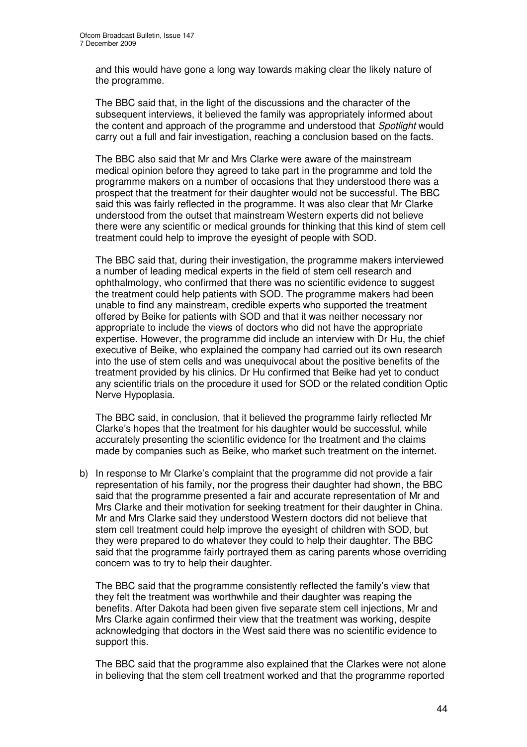and this would have gone a long way towards making clear the likely nature of the programme.

The BBC said that, in the light of the discussions and the character of the subsequent interviews, it believed the family was appropriately informed about the content and approach of the programme and understood that *Spotlight* would carry out a full and fair investigation, reaching a conclusion based on the facts.

The BBC also said that Mr and Mrs Clarke were aware of the mainstream medical opinion before they agreed to take part in the programme and told the programme makers on a number of occasions that they understood there was a prospect that the treatment for their daughter would not be successful. The BBC said this was fairly reflected in the programme. It was also clear that Mr Clarke understood from the outset that mainstream Western experts did not believe there were any scientific or medical grounds for thinking that this kind of stem cell treatment could help to improve the eyesight of people with SOD.

The BBC said that, during their investigation, the programme makers interviewed a number of leading medical experts in the field of stem cell research and ophthalmology, who confirmed that there was no scientific evidence to suggest the treatment could help patients with SOD. The programme makers had been unable to find any mainstream, credible experts who supported the treatment offered by Beike for patients with SOD and that it was neither necessary nor appropriate to include the views of doctors who did not have the appropriate expertise. However, the programme did include an interview with Dr Hu, the chief executive of Beike, who explained the company had carried out its own research into the use of stem cells and was unequivocal about the positive benefits of the treatment provided by his clinics. Dr Hu confirmed that Beike had yet to conduct any scientific trials on the procedure it used for SOD or the related condition Optic Nerve Hypoplasia.

The BBC said, in conclusion, that it believed the programme fairly reflected Mr Clarke's hopes that the treatment for his daughter would be successful, while accurately presenting the scientific evidence for the treatment and the claims made by companies such as Beike, who market such treatment on the internet.

b) In response to Mr Clarke's complaint that the programme did not provide a fair representation of his family, nor the progress their daughter had shown, the BBC said that the programme presented a fair and accurate representation of Mr and Mrs Clarke and their motivation for seeking treatment for their daughter in China. Mr and Mrs Clarke said they understood Western doctors did not believe that stem cell treatment could help improve the eyesight of children with SOD, but they were prepared to do whatever they could to help their daughter. The BBC said that the programme fairly portrayed them as caring parents whose overriding concern was to try to help their daughter.

   The BBC said that the programme consistently reflected the family's view that they felt the treatment was worthwhile and their daughter was reaping the benefits. After Dakota had been given five separate stem cell injections, Mr and Mrs Clarke again confirmed their view that the treatment was working, despite acknowledging that doctors in the West said there was no scientific evidence to support this.

   The BBC said that the programme also explained that the Clarkes were not alone in believing that the stem cell treatment worked and that the programme reported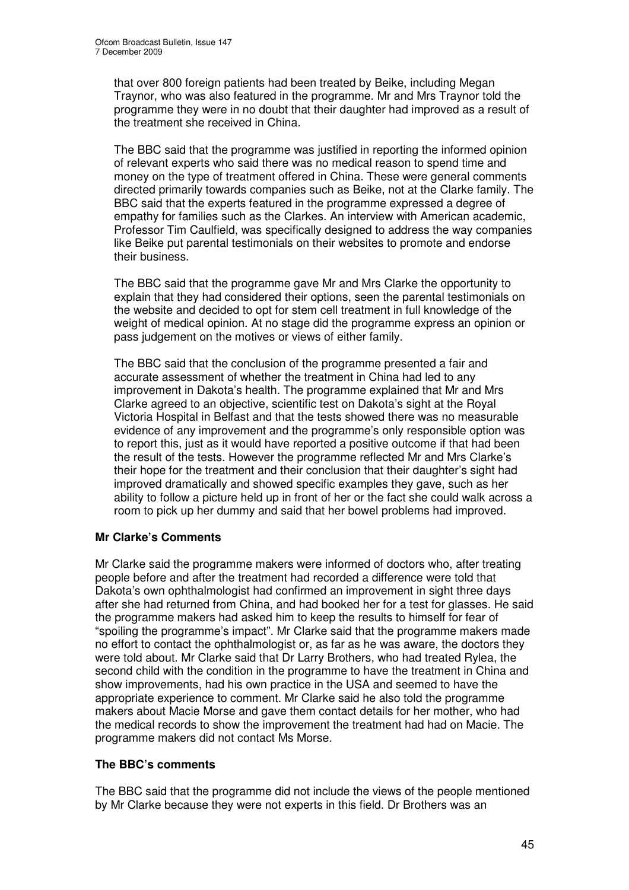that over 800 foreign patients had been treated by Beike, including Megan Traynor, who was also featured in the programme. Mr and Mrs Traynor told the programme they were in no doubt that their daughter had improved as a result of the treatment she received in China.

The BBC said that the programme was justified in reporting the informed opinion of relevant experts who said there was no medical reason to spend time and money on the type of treatment offered in China. These were general comments directed primarily towards companies such as Beike, not at the Clarke family. The BBC said that the experts featured in the programme expressed a degree of empathy for families such as the Clarkes. An interview with American academic, Professor Tim Caulfield, was specifically designed to address the way companies like Beike put parental testimonials on their websites to promote and endorse their business.

The BBC said that the programme gave Mr and Mrs Clarke the opportunity to explain that they had considered their options, seen the parental testimonials on the website and decided to opt for stem cell treatment in full knowledge of the weight of medical opinion. At no stage did the programme express an opinion or pass judgement on the motives or views of either family.

The BBC said that the conclusion of the programme presented a fair and accurate assessment of whether the treatment in China had led to any improvement in Dakota's health. The programme explained that Mr and Mrs Clarke agreed to an objective, scientific test on Dakota's sight at the Royal Victoria Hospital in Belfast and that the tests showed there was no measurable evidence of any improvement and the programme's only responsible option was to report this, just as it would have reported a positive outcome if that had been the result of the tests. However the programme reflected Mr and Mrs Clarke's their hope for the treatment and their conclusion that their daughter's sight had improved dramatically and showed specific examples they gave, such as her ability to follow a picture held up in front of her or the fact she could walk across a room to pick up her dummy and said that her bowel problems had improved.

**Mr Clarke's Comments**

Mr Clarke said the programme makers were informed of doctors who, after treating people before and after the treatment had recorded a difference were told that Dakota's own ophthalmologist had confirmed an improvement in sight three days after she had returned from China, and had booked her for a test for glasses. He said the programme makers had asked him to keep the results to himself for fear of "spoiling the programme's impact". Mr Clarke said that the programme makers made no effort to contact the ophthalmologist or, as far as he was aware, the doctors they were told about. Mr Clarke said that Dr Larry Brothers, who had treated Rylea, the second child with the condition in the programme to have the treatment in China and show improvements, had his own practice in the USA and seemed to have the appropriate experience to comment. Mr Clarke said he also told the programme makers about Macie Morse and gave them contact details for her mother, who had the medical records to show the improvement the treatment had had on Macie. The programme makers did not contact Ms Morse.

**The BBC's comments**

The BBC said that the programme did not include the views of the people mentioned by Mr Clarke because they were not experts in this field. Dr Brothers was an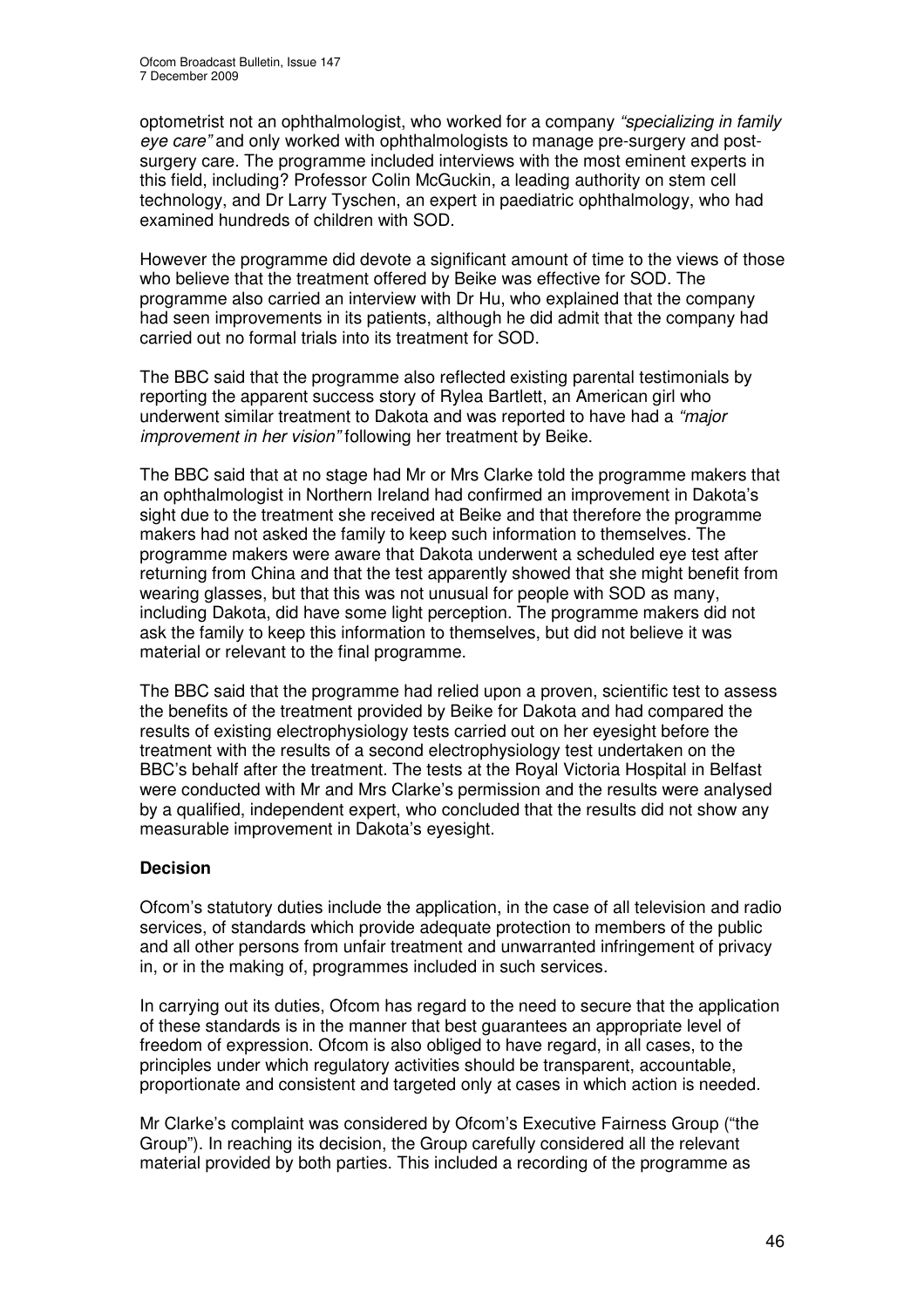optometrist not an ophthalmologist, who worked for a company *"specializing in family eye care"* and only worked with ophthalmologists to manage pre-surgery and post-surgery care. The programme included interviews with the most eminent experts in this field, including? Professor Colin McGuckin, a leading authority on stem cell technology, and Dr Larry Tyschen, an expert in paediatric ophthalmology, who had examined hundreds of children with SOD.

However the programme did devote a significant amount of time to the views of those who believe that the treatment offered by Beike was effective for SOD. The programme also carried an interview with Dr Hu, who explained that the company had seen improvements in its patients, although he did admit that the company had carried out no formal trials into its treatment for SOD.

The BBC said that the programme also reflected existing parental testimonials by reporting the apparent success story of Rylea Bartlett, an American girl who underwent similar treatment to Dakota and was reported to have had a *"major improvement in her vision"* following her treatment by Beike.

The BBC said that at no stage had Mr or Mrs Clarke told the programme makers that an ophthalmologist in Northern Ireland had confirmed an improvement in Dakota's sight due to the treatment she received at Beike and that therefore the programme makers had not asked the family to keep such information to themselves. The programme makers were aware that Dakota underwent a scheduled eye test after returning from China and that the test apparently showed that she might benefit from wearing glasses, but that this was not unusual for people with SOD as many, including Dakota, did have some light perception. The programme makers did not ask the family to keep this information to themselves, but did not believe it was material or relevant to the final programme.

The BBC said that the programme had relied upon a proven, scientific test to assess the benefits of the treatment provided by Beike for Dakota and had compared the results of existing electrophysiology tests carried out on her eyesight before the treatment with the results of a second electrophysiology test undertaken on the BBC's behalf after the treatment. The tests at the Royal Victoria Hospital in Belfast were conducted with Mr and Mrs Clarke's permission and the results were analysed by a qualified, independent expert, who concluded that the results did not show any measurable improvement in Dakota's eyesight.

**Decision**

Ofcom's statutory duties include the application, in the case of all television and radio services, of standards which provide adequate protection to members of the public and all other persons from unfair treatment and unwarranted infringement of privacy in, or in the making of, programmes included in such services.

In carrying out its duties, Ofcom has regard to the need to secure that the application of these standards is in the manner that best guarantees an appropriate level of freedom of expression. Ofcom is also obliged to have regard, in all cases, to the principles under which regulatory activities should be transparent, accountable, proportionate and consistent and targeted only at cases in which action is needed.

Mr Clarke's complaint was considered by Ofcom's Executive Fairness Group ("the Group"). In reaching its decision, the Group carefully considered all the relevant material provided by both parties. This included a recording of the programme as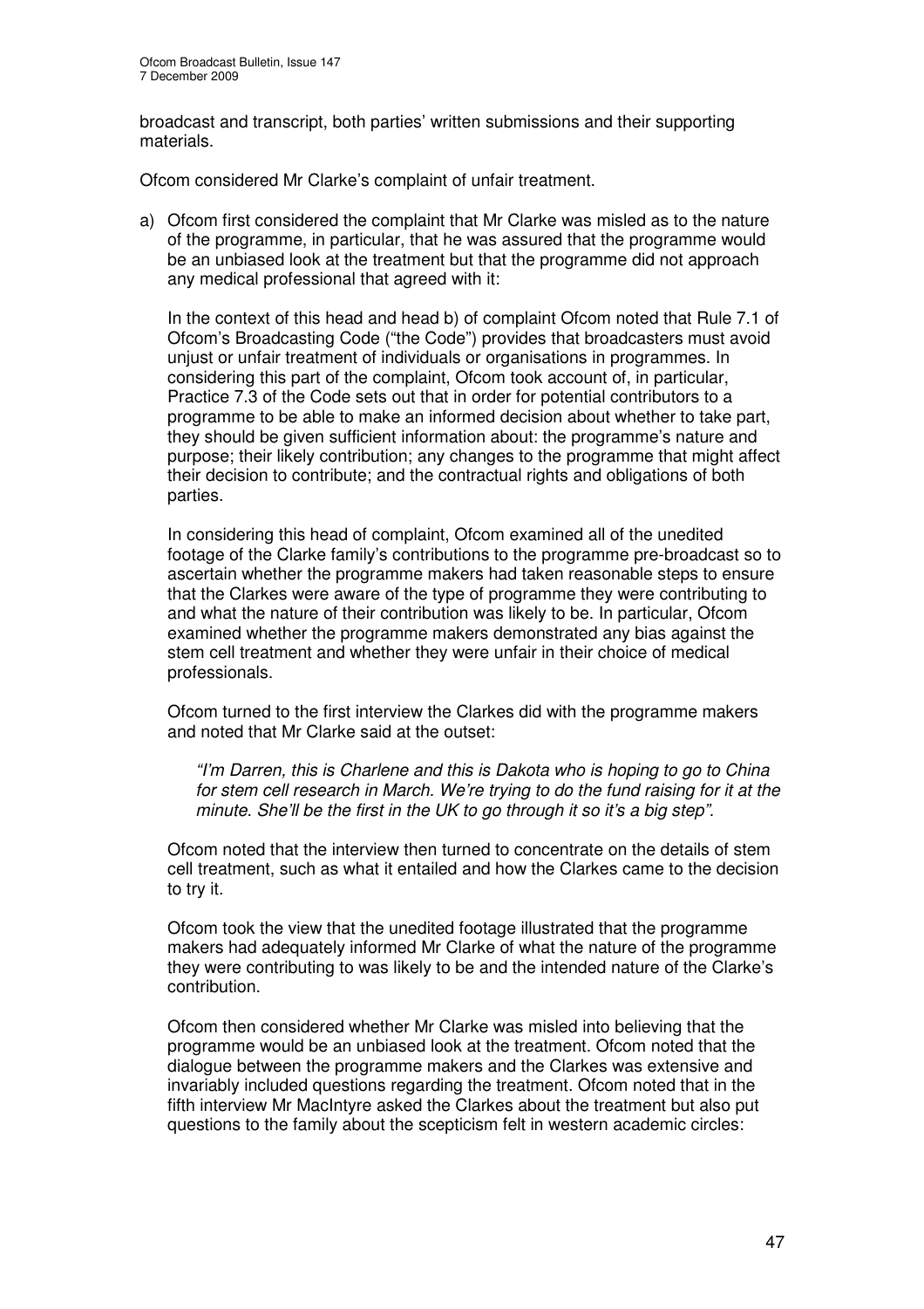broadcast and transcript, both parties' written submissions and their supporting materials.

Ofcom considered Mr Clarke's complaint of unfair treatment.

a) Ofcom first considered the complaint that Mr Clarke was misled as to the nature of the programme, in particular, that he was assured that the programme would be an unbiased look at the treatment but that the programme did not approach any medical professional that agreed with it:

   In the context of this head and head b) of complaint Ofcom noted that Rule 7.1 of Ofcom's Broadcasting Code ("the Code") provides that broadcasters must avoid unjust or unfair treatment of individuals or organisations in programmes. In considering this part of the complaint, Ofcom took account of, in particular, Practice 7.3 of the Code sets out that in order for potential contributors to a programme to be able to make an informed decision about whether to take part, they should be given sufficient information about: the programme's nature and purpose; their likely contribution; any changes to the programme that might affect their decision to contribute; and the contractual rights and obligations of both parties.

   In considering this head of complaint, Ofcom examined all of the unedited footage of the Clarke family's contributions to the programme pre-broadcast so to ascertain whether the programme makers had taken reasonable steps to ensure that the Clarkes were aware of the type of programme they were contributing to and what the nature of their contribution was likely to be. In particular, Ofcom examined whether the programme makers demonstrated any bias against the stem cell treatment and whether they were unfair in their choice of medical professionals.

   Ofcom turned to the first interview the Clarkes did with the programme makers and noted that Mr Clarke said at the outset:

   > *"I'm Darren, this is Charlene and this is Dakota who is hoping to go to China for stem cell research in March. We're trying to do the fund raising for it at the minute. She'll be the first in the UK to go through it so it's a big step".*

   Ofcom noted that the interview then turned to concentrate on the details of stem cell treatment, such as what it entailed and how the Clarkes came to the decision to try it.

   Ofcom took the view that the unedited footage illustrated that the programme makers had adequately informed Mr Clarke of what the nature of the programme they were contributing to was likely to be and the intended nature of the Clarke's contribution.

   Ofcom then considered whether Mr Clarke was misled into believing that the programme would be an unbiased look at the treatment. Ofcom noted that the dialogue between the programme makers and the Clarkes was extensive and invariably included questions regarding the treatment. Ofcom noted that in the fifth interview Mr MacIntyre asked the Clarkes about the treatment but also put questions to the family about the scepticism felt in western academic circles: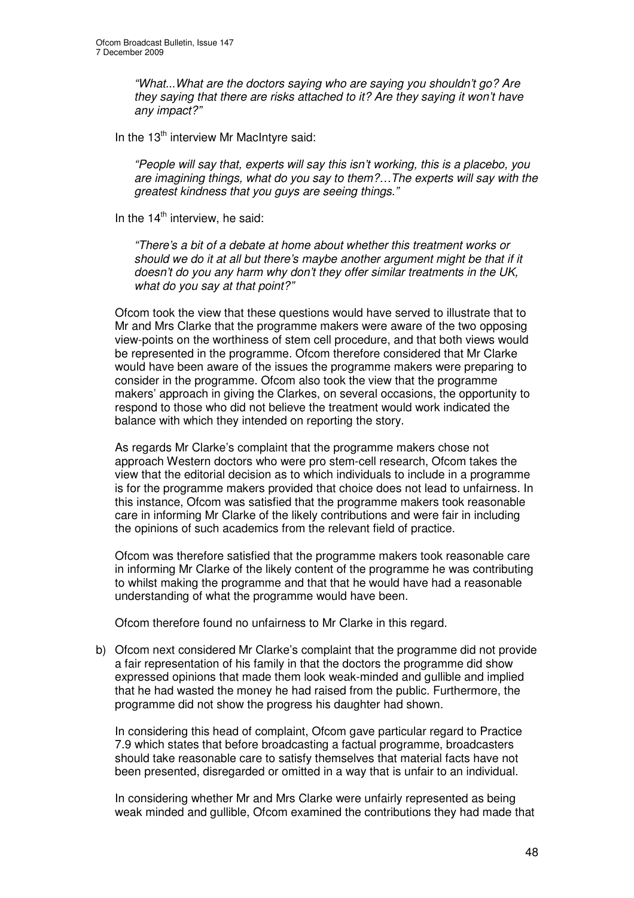*"What...What are the doctors saying who are saying you shouldn't go? Are they saying that there are risks attached to it? Are they saying it won't have any impact?"*

In the 13th interview Mr MacIntyre said:

*"People will say that, experts will say this isn't working, this is a placebo, you are imagining things, what do you say to them?…The experts will say with the greatest kindness that you guys are seeing things."*

In the 14th interview, he said:

*"There's a bit of a debate at home about whether this treatment works or should we do it at all but there's maybe another argument might be that if it doesn't do you any harm why don't they offer similar treatments in the UK, what do you say at that point?"*

Ofcom took the view that these questions would have served to illustrate that to Mr and Mrs Clarke that the programme makers were aware of the two opposing view-points on the worthiness of stem cell procedure, and that both views would be represented in the programme. Ofcom therefore considered that Mr Clarke would have been aware of the issues the programme makers were preparing to consider in the programme. Ofcom also took the view that the programme makers' approach in giving the Clarkes, on several occasions, the opportunity to respond to those who did not believe the treatment would work indicated the balance with which they intended on reporting the story.

As regards Mr Clarke's complaint that the programme makers chose not approach Western doctors who were pro stem-cell research, Ofcom takes the view that the editorial decision as to which individuals to include in a programme is for the programme makers provided that choice does not lead to unfairness. In this instance, Ofcom was satisfied that the programme makers took reasonable care in informing Mr Clarke of the likely contributions and were fair in including the opinions of such academics from the relevant field of practice.

Ofcom was therefore satisfied that the programme makers took reasonable care in informing Mr Clarke of the likely content of the programme he was contributing to whilst making the programme and that that he would have had a reasonable understanding of what the programme would have been.

Ofcom therefore found no unfairness to Mr Clarke in this regard.

b) Ofcom next considered Mr Clarke's complaint that the programme did not provide a fair representation of his family in that the doctors the programme did show expressed opinions that made them look weak-minded and gullible and implied that he had wasted the money he had raised from the public. Furthermore, the programme did not show the progress his daughter had shown.

   In considering this head of complaint, Ofcom gave particular regard to Practice 7.9 which states that before broadcasting a factual programme, broadcasters should take reasonable care to satisfy themselves that material facts have not been presented, disregarded or omitted in a way that is unfair to an individual.

   In considering whether Mr and Mrs Clarke were unfairly represented as being weak minded and gullible, Ofcom examined the contributions they had made that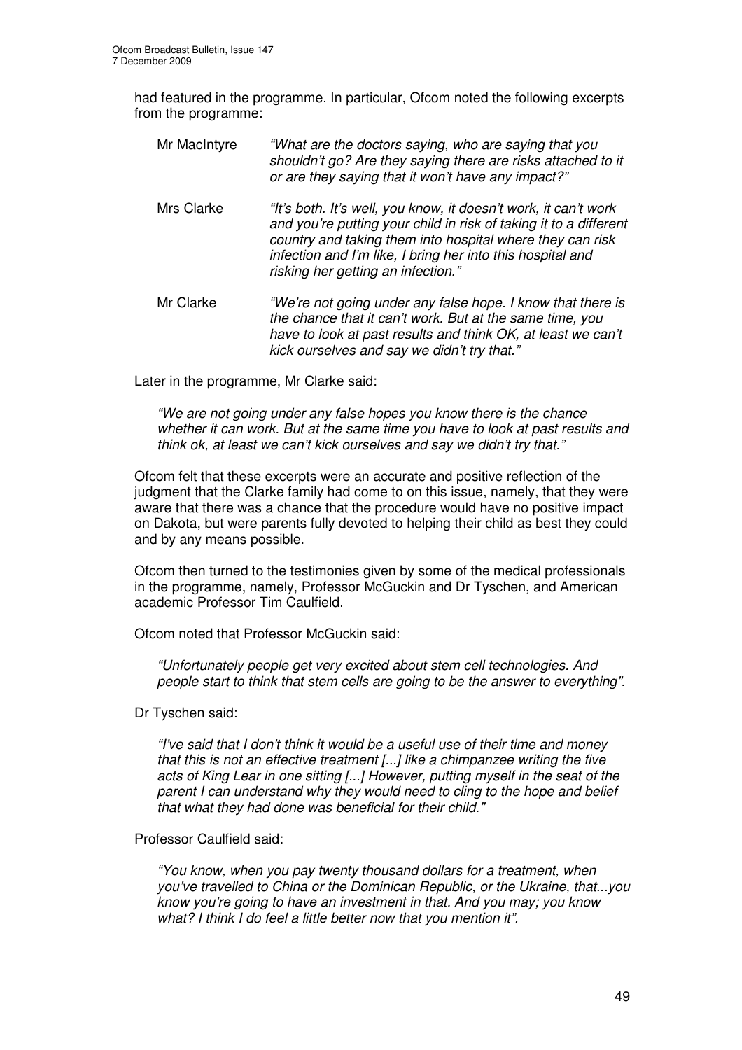had featured in the programme. In particular, Ofcom noted the following excerpts from the programme:

| | |
|---|---|
| Mr MacIntyre | *"What are the doctors saying, who are saying that you shouldn't go? Are they saying there are risks attached to it or are they saying that it won't have any impact?"* |
| Mrs Clarke | *"It's both. It's well, you know, it doesn't work, it can't work and you're putting your child in risk of taking it to a different country and taking them into hospital where they can risk infection and I'm like, I bring her into this hospital and risking her getting an infection."* |
| Mr Clarke | *"We're not going under any false hope. I know that there is the chance that it can't work. But at the same time, you have to look at past results and think OK, at least we can't kick ourselves and say we didn't try that."* |

Later in the programme, Mr Clarke said:

> *"We are not going under any false hopes you know there is the chance whether it can work. But at the same time you have to look at past results and think ok, at least we can't kick ourselves and say we didn't try that."*

Ofcom felt that these excerpts were an accurate and positive reflection of the judgment that the Clarke family had come to on this issue, namely, that they were aware that there was a chance that the procedure would have no positive impact on Dakota, but were parents fully devoted to helping their child as best they could and by any means possible.

Ofcom then turned to the testimonies given by some of the medical professionals in the programme, namely, Professor McGuckin and Dr Tyschen, and American academic Professor Tim Caulfield.

Ofcom noted that Professor McGuckin said:

> *"Unfortunately people get very excited about stem cell technologies. And people start to think that stem cells are going to be the answer to everything".*

Dr Tyschen said:

> *"I've said that I don't think it would be a useful use of their time and money that this is not an effective treatment [...] like a chimpanzee writing the five acts of King Lear in one sitting [...] However, putting myself in the seat of the parent I can understand why they would need to cling to the hope and belief that what they had done was beneficial for their child."*

Professor Caulfield said:

> *"You know, when you pay twenty thousand dollars for a treatment, when you've travelled to China or the Dominican Republic, or the Ukraine, that...you know you're going to have an investment in that. And you may; you know what? I think I do feel a little better now that you mention it".*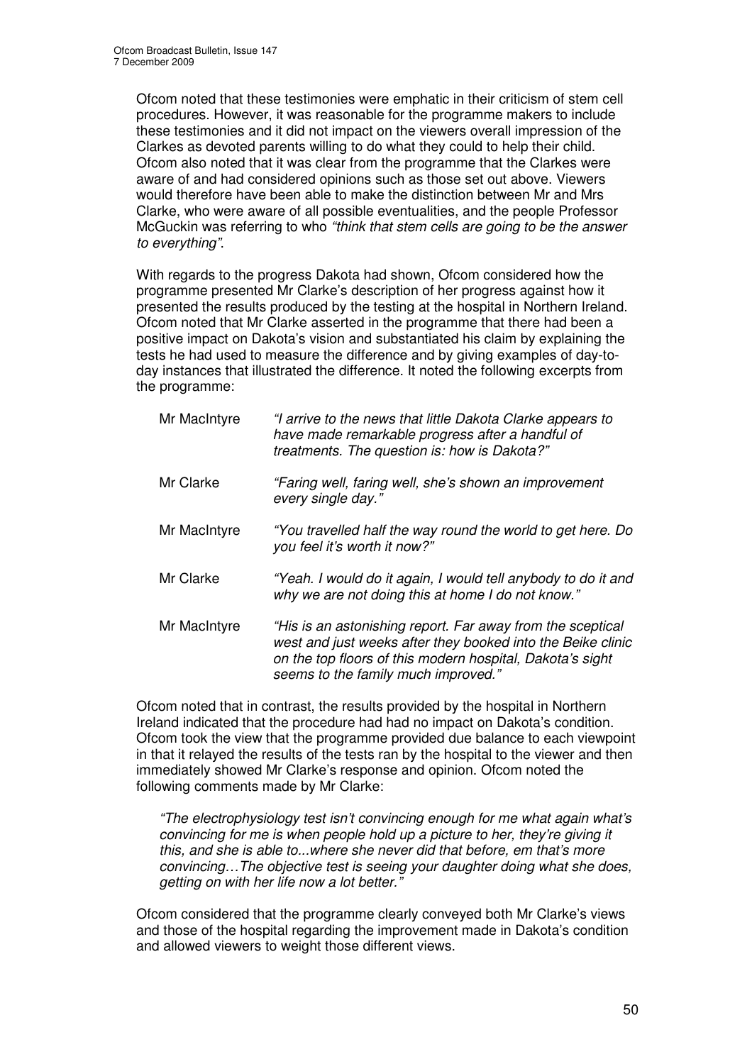Ofcom noted that these testimonies were emphatic in their criticism of stem cell procedures. However, it was reasonable for the programme makers to include these testimonies and it did not impact on the viewers overall impression of the Clarkes as devoted parents willing to do what they could to help their child. Ofcom also noted that it was clear from the programme that the Clarkes were aware of and had considered opinions such as those set out above. Viewers would therefore have been able to make the distinction between Mr and Mrs Clarke, who were aware of all possible eventualities, and the people Professor McGuckin was referring to who *"think that stem cells are going to be the answer to everything"*.

With regards to the progress Dakota had shown, Ofcom considered how the programme presented Mr Clarke's description of her progress against how it presented the results produced by the testing at the hospital in Northern Ireland. Ofcom noted that Mr Clarke asserted in the programme that there had been a positive impact on Dakota's vision and substantiated his claim by explaining the tests he had used to measure the difference and by giving examples of day-to-day instances that illustrated the difference. It noted the following excerpts from the programme:

| | |
|---|---|
| Mr MacIntyre | *"I arrive to the news that little Dakota Clarke appears to have made remarkable progress after a handful of treatments. The question is: how is Dakota?"* |
| Mr Clarke | *"Faring well, faring well, she's shown an improvement every single day."* |
| Mr MacIntyre | *"You travelled half the way round the world to get here. Do you feel it's worth it now?"* |
| Mr Clarke | *"Yeah. I would do it again, I would tell anybody to do it and why we are not doing this at home I do not know."* |
| Mr MacIntyre | *"His is an astonishing report. Far away from the sceptical west and just weeks after they booked into the Beike clinic on the top floors of this modern hospital, Dakota's sight seems to the family much improved."* |

Ofcom noted that in contrast, the results provided by the hospital in Northern Ireland indicated that the procedure had had no impact on Dakota's condition. Ofcom took the view that the programme provided due balance to each viewpoint in that it relayed the results of the tests ran by the hospital to the viewer and then immediately showed Mr Clarke's response and opinion. Ofcom noted the following comments made by Mr Clarke:

> *"The electrophysiology test isn't convincing enough for me what again what's convincing for me is when people hold up a picture to her, they're giving it this, and she is able to...where she never did that before, em that's more convincing…The objective test is seeing your daughter doing what she does, getting on with her life now a lot better."*

Ofcom considered that the programme clearly conveyed both Mr Clarke's views and those of the hospital regarding the improvement made in Dakota's condition and allowed viewers to weight those different views.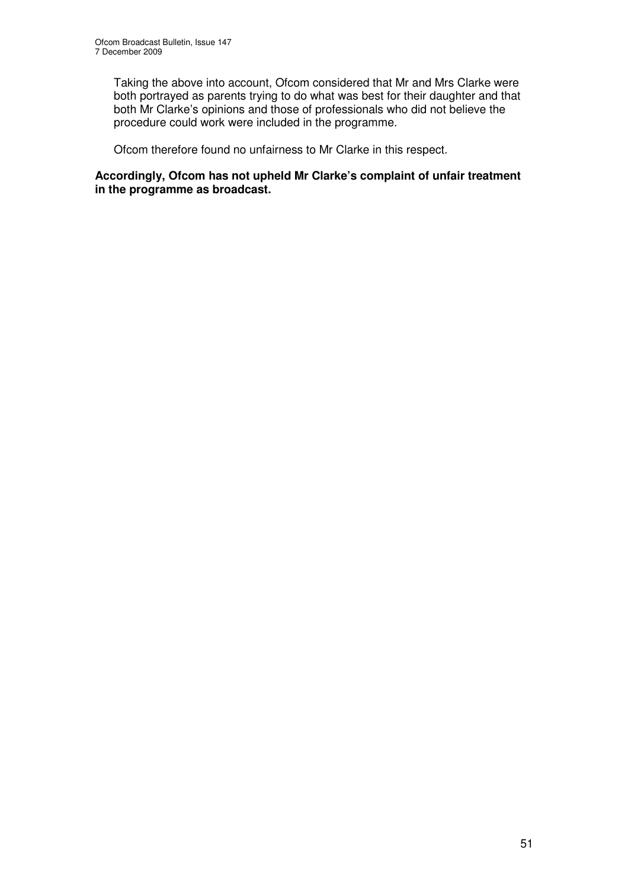Taking the above into account, Ofcom considered that Mr and Mrs Clarke were both portrayed as parents trying to do what was best for their daughter and that both Mr Clarke's opinions and those of professionals who did not believe the procedure could work were included in the programme.

Ofcom therefore found no unfairness to Mr Clarke in this respect.

**Accordingly, Ofcom has not upheld Mr Clarke's complaint of unfair treatment in the programme as broadcast.**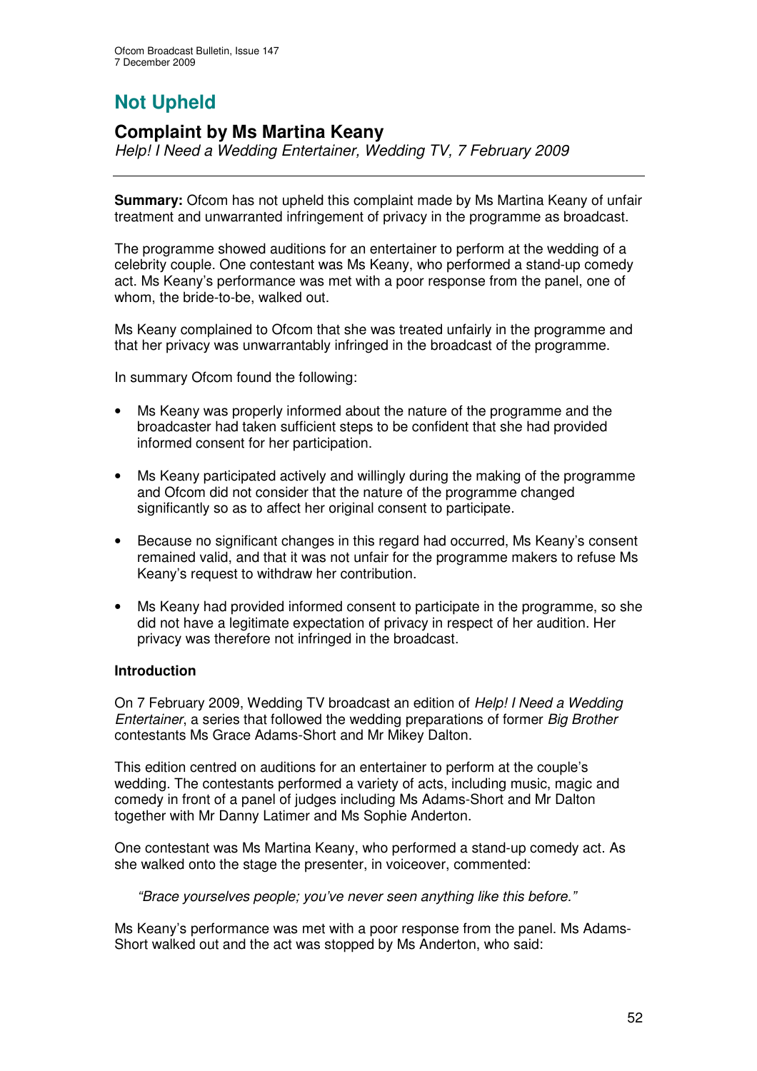# Not Upheld

## Complaint by Ms Martina Keany

*Help! I Need a Wedding Entertainer, Wedding TV, 7 February 2009*

---

**Summary:** Ofcom has not upheld this complaint made by Ms Martina Keany of unfair treatment and unwarranted infringement of privacy in the programme as broadcast.

The programme showed auditions for an entertainer to perform at the wedding of a celebrity couple. One contestant was Ms Keany, who performed a stand-up comedy act. Ms Keany's performance was met with a poor response from the panel, one of whom, the bride-to-be, walked out.

Ms Keany complained to Ofcom that she was treated unfairly in the programme and that her privacy was unwarrantably infringed in the broadcast of the programme.

In summary Ofcom found the following:

- Ms Keany was properly informed about the nature of the programme and the broadcaster had taken sufficient steps to be confident that she had provided informed consent for her participation.
- Ms Keany participated actively and willingly during the making of the programme and Ofcom did not consider that the nature of the programme changed significantly so as to affect her original consent to participate.
- Because no significant changes in this regard had occurred, Ms Keany's consent remained valid, and that it was not unfair for the programme makers to refuse Ms Keany's request to withdraw her contribution.
- Ms Keany had provided informed consent to participate in the programme, so she did not have a legitimate expectation of privacy in respect of her audition. Her privacy was therefore not infringed in the broadcast.

**Introduction**

On 7 February 2009, Wedding TV broadcast an edition of *Help! I Need a Wedding Entertainer*, a series that followed the wedding preparations of former *Big Brother* contestants Ms Grace Adams-Short and Mr Mikey Dalton.

This edition centred on auditions for an entertainer to perform at the couple's wedding. The contestants performed a variety of acts, including music, magic and comedy in front of a panel of judges including Ms Adams-Short and Mr Dalton together with Mr Danny Latimer and Ms Sophie Anderton.

One contestant was Ms Martina Keany, who performed a stand-up comedy act. As she walked onto the stage the presenter, in voiceover, commented:

> *"Brace yourselves people; you've never seen anything like this before."*

Ms Keany's performance was met with a poor response from the panel. Ms Adams-Short walked out and the act was stopped by Ms Anderton, who said: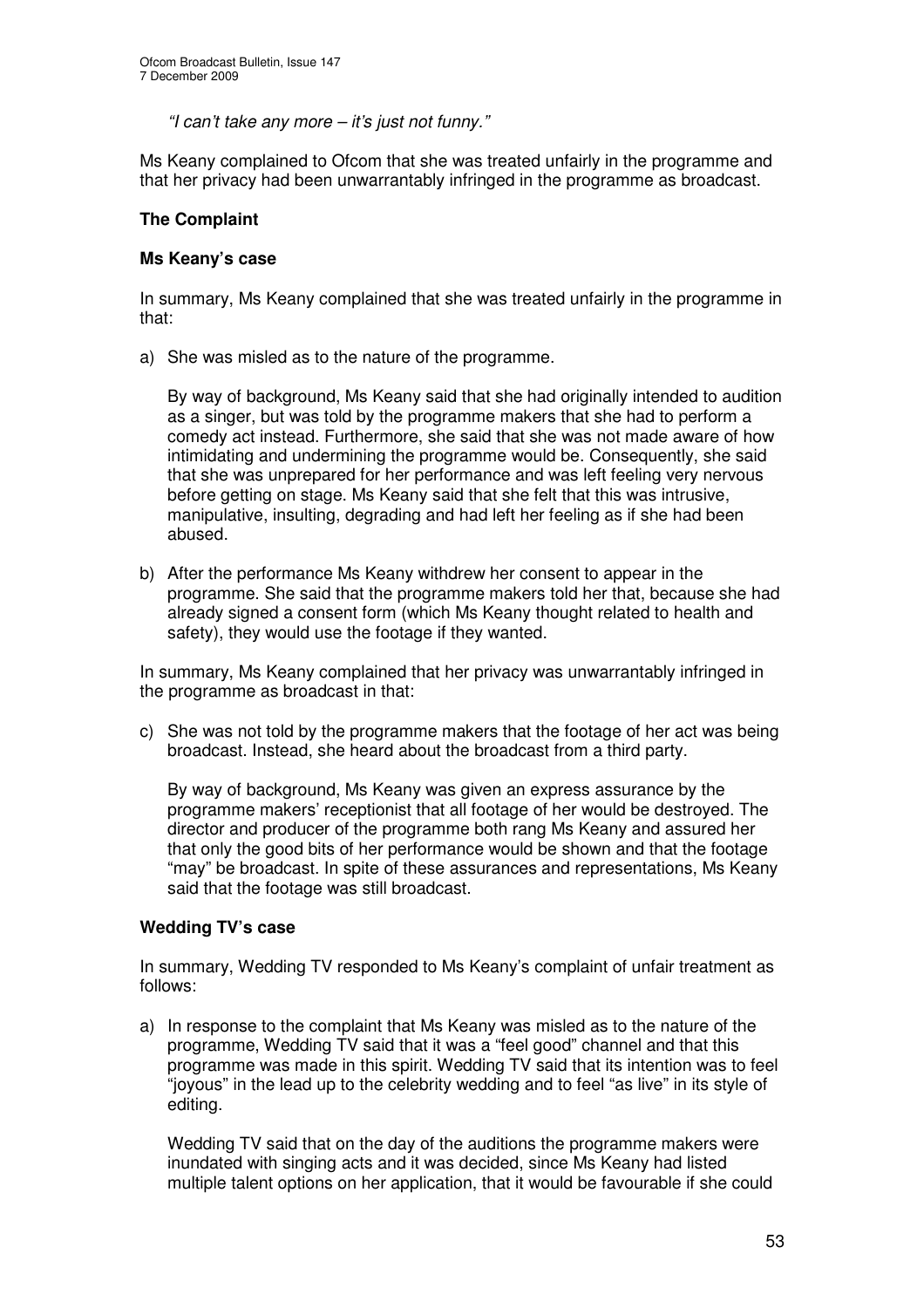*"I can't take any more – it's just not funny."*

Ms Keany complained to Ofcom that she was treated unfairly in the programme and that her privacy had been unwarrantably infringed in the programme as broadcast.

### The Complaint

#### Ms Keany's case

In summary, Ms Keany complained that she was treated unfairly in the programme in that:

a) She was misled as to the nature of the programme.

   By way of background, Ms Keany said that she had originally intended to audition as a singer, but was told by the programme makers that she had to perform a comedy act instead. Furthermore, she said that she was not made aware of how intimidating and undermining the programme would be. Consequently, she said that she was unprepared for her performance and was left feeling very nervous before getting on stage. Ms Keany said that she felt that this was intrusive, manipulative, insulting, degrading and had left her feeling as if she had been abused.

b) After the performance Ms Keany withdrew her consent to appear in the programme. She said that the programme makers told her that, because she had already signed a consent form (which Ms Keany thought related to health and safety), they would use the footage if they wanted.

In summary, Ms Keany complained that her privacy was unwarrantably infringed in the programme as broadcast in that:

c) She was not told by the programme makers that the footage of her act was being broadcast. Instead, she heard about the broadcast from a third party.

   By way of background, Ms Keany was given an express assurance by the programme makers' receptionist that all footage of her would be destroyed. The director and producer of the programme both rang Ms Keany and assured her that only the good bits of her performance would be shown and that the footage "may" be broadcast. In spite of these assurances and representations, Ms Keany said that the footage was still broadcast.

#### Wedding TV's case

In summary, Wedding TV responded to Ms Keany's complaint of unfair treatment as follows:

a) In response to the complaint that Ms Keany was misled as to the nature of the programme, Wedding TV said that it was a "feel good" channel and that this programme was made in this spirit. Wedding TV said that its intention was to feel "joyous" in the lead up to the celebrity wedding and to feel "as live" in its style of editing.

   Wedding TV said that on the day of the auditions the programme makers were inundated with singing acts and it was decided, since Ms Keany had listed multiple talent options on her application, that it would be favourable if she could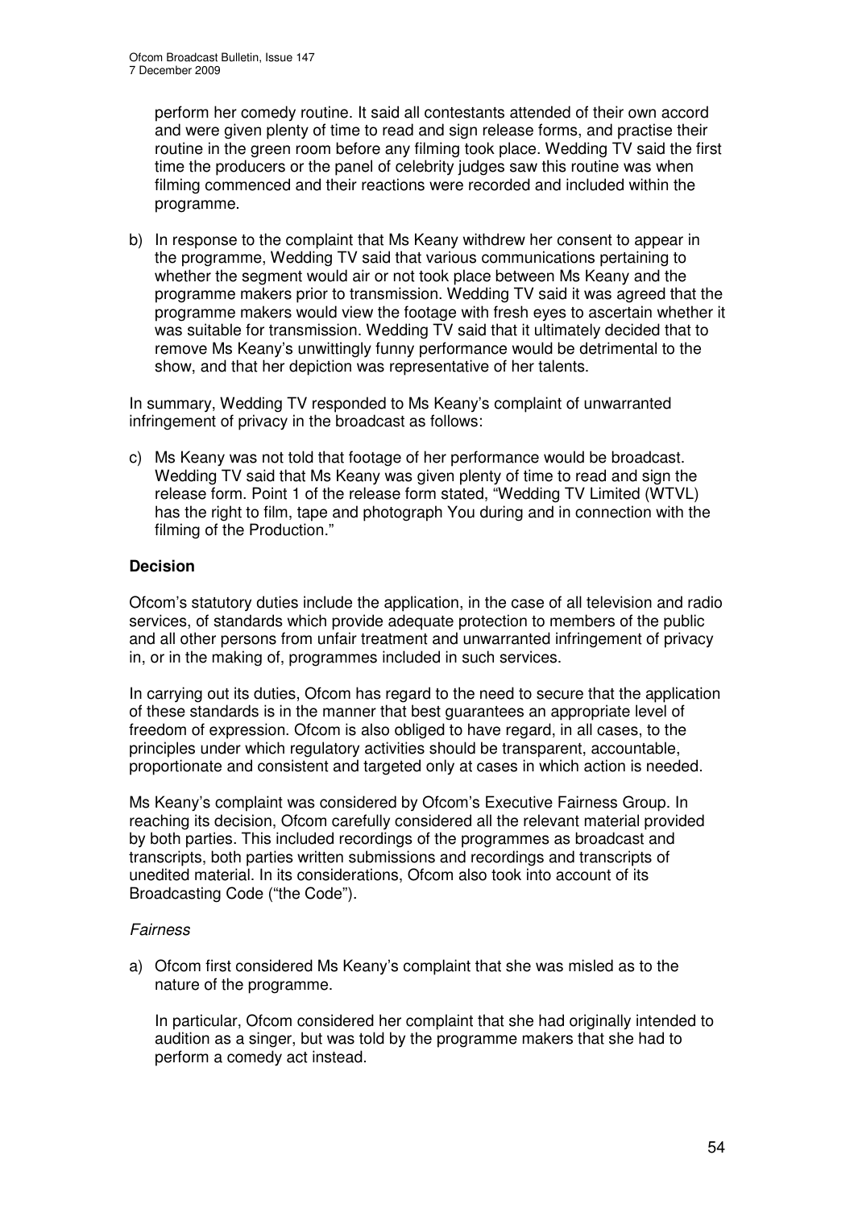perform her comedy routine. It said all contestants attended of their own accord and were given plenty of time to read and sign release forms, and practise their routine in the green room before any filming took place. Wedding TV said the first time the producers or the panel of celebrity judges saw this routine was when filming commenced and their reactions were recorded and included within the programme.

b) In response to the complaint that Ms Keany withdrew her consent to appear in the programme, Wedding TV said that various communications pertaining to whether the segment would air or not took place between Ms Keany and the programme makers prior to transmission. Wedding TV said it was agreed that the programme makers would view the footage with fresh eyes to ascertain whether it was suitable for transmission. Wedding TV said that it ultimately decided that to remove Ms Keany's unwittingly funny performance would be detrimental to the show, and that her depiction was representative of her talents.

In summary, Wedding TV responded to Ms Keany's complaint of unwarranted infringement of privacy in the broadcast as follows:

c) Ms Keany was not told that footage of her performance would be broadcast. Wedding TV said that Ms Keany was given plenty of time to read and sign the release form. Point 1 of the release form stated, "Wedding TV Limited (WTVL) has the right to film, tape and photograph You during and in connection with the filming of the Production."

**Decision**

Ofcom's statutory duties include the application, in the case of all television and radio services, of standards which provide adequate protection to members of the public and all other persons from unfair treatment and unwarranted infringement of privacy in, or in the making of, programmes included in such services.

In carrying out its duties, Ofcom has regard to the need to secure that the application of these standards is in the manner that best guarantees an appropriate level of freedom of expression. Ofcom is also obliged to have regard, in all cases, to the principles under which regulatory activities should be transparent, accountable, proportionate and consistent and targeted only at cases in which action is needed.

Ms Keany's complaint was considered by Ofcom's Executive Fairness Group. In reaching its decision, Ofcom carefully considered all the relevant material provided by both parties. This included recordings of the programmes as broadcast and transcripts, both parties written submissions and recordings and transcripts of unedited material. In its considerations, Ofcom also took into account of its Broadcasting Code ("the Code").

*Fairness*

a) Ofcom first considered Ms Keany's complaint that she was misled as to the nature of the programme.

   In particular, Ofcom considered her complaint that she had originally intended to audition as a singer, but was told by the programme makers that she had to perform a comedy act instead.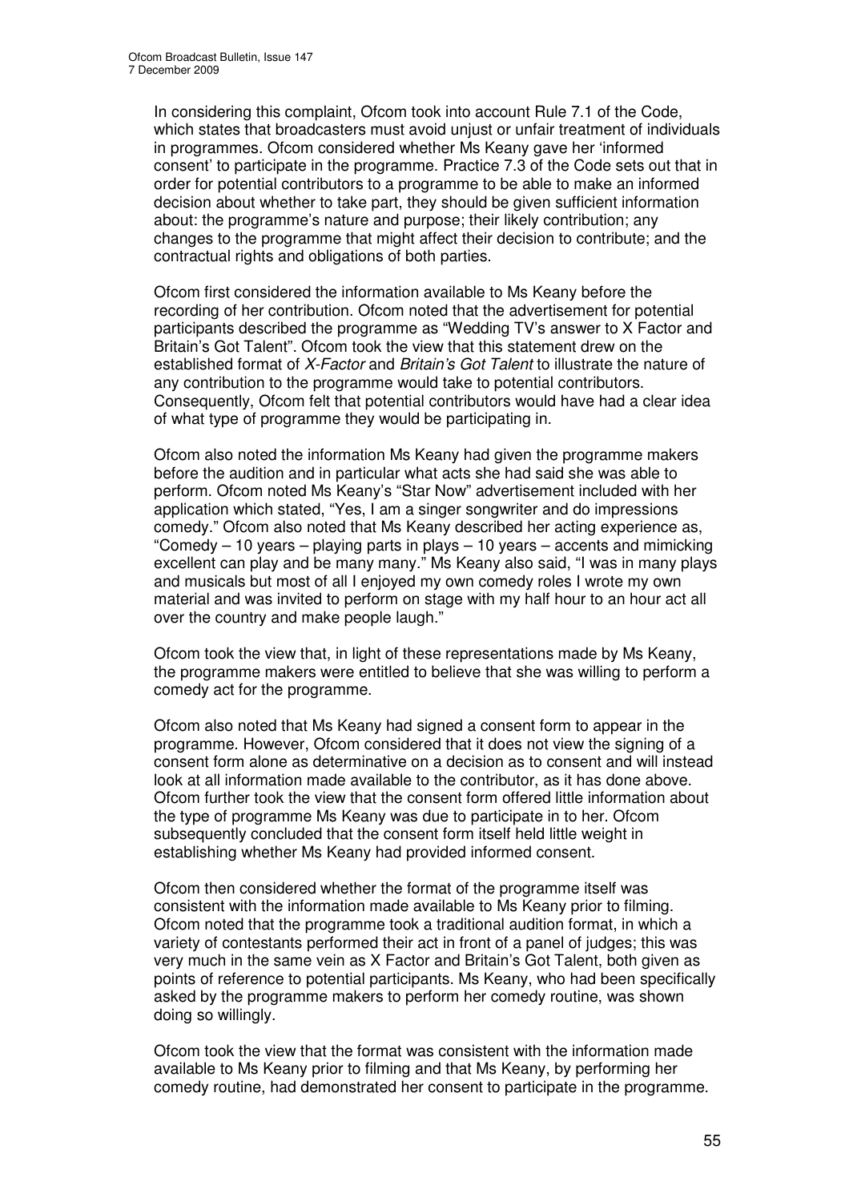In considering this complaint, Ofcom took into account Rule 7.1 of the Code, which states that broadcasters must avoid unjust or unfair treatment of individuals in programmes. Ofcom considered whether Ms Keany gave her 'informed consent' to participate in the programme. Practice 7.3 of the Code sets out that in order for potential contributors to a programme to be able to make an informed decision about whether to take part, they should be given sufficient information about: the programme's nature and purpose; their likely contribution; any changes to the programme that might affect their decision to contribute; and the contractual rights and obligations of both parties.

Ofcom first considered the information available to Ms Keany before the recording of her contribution. Ofcom noted that the advertisement for potential participants described the programme as "Wedding TV's answer to X Factor and Britain's Got Talent". Ofcom took the view that this statement drew on the established format of *X-Factor* and *Britain's Got Talent* to illustrate the nature of any contribution to the programme would take to potential contributors. Consequently, Ofcom felt that potential contributors would have had a clear idea of what type of programme they would be participating in.

Ofcom also noted the information Ms Keany had given the programme makers before the audition and in particular what acts she had said she was able to perform. Ofcom noted Ms Keany's "Star Now" advertisement included with her application which stated, "Yes, I am a singer songwriter and do impressions comedy." Ofcom also noted that Ms Keany described her acting experience as, "Comedy – 10 years – playing parts in plays – 10 years – accents and mimicking excellent can play and be many many." Ms Keany also said, "I was in many plays and musicals but most of all I enjoyed my own comedy roles I wrote my own material and was invited to perform on stage with my half hour to an hour act all over the country and make people laugh."

Ofcom took the view that, in light of these representations made by Ms Keany, the programme makers were entitled to believe that she was willing to perform a comedy act for the programme.

Ofcom also noted that Ms Keany had signed a consent form to appear in the programme. However, Ofcom considered that it does not view the signing of a consent form alone as determinative on a decision as to consent and will instead look at all information made available to the contributor, as it has done above. Ofcom further took the view that the consent form offered little information about the type of programme Ms Keany was due to participate in to her. Ofcom subsequently concluded that the consent form itself held little weight in establishing whether Ms Keany had provided informed consent.

Ofcom then considered whether the format of the programme itself was consistent with the information made available to Ms Keany prior to filming. Ofcom noted that the programme took a traditional audition format, in which a variety of contestants performed their act in front of a panel of judges; this was very much in the same vein as X Factor and Britain's Got Talent, both given as points of reference to potential participants. Ms Keany, who had been specifically asked by the programme makers to perform her comedy routine, was shown doing so willingly.

Ofcom took the view that the format was consistent with the information made available to Ms Keany prior to filming and that Ms Keany, by performing her comedy routine, had demonstrated her consent to participate in the programme.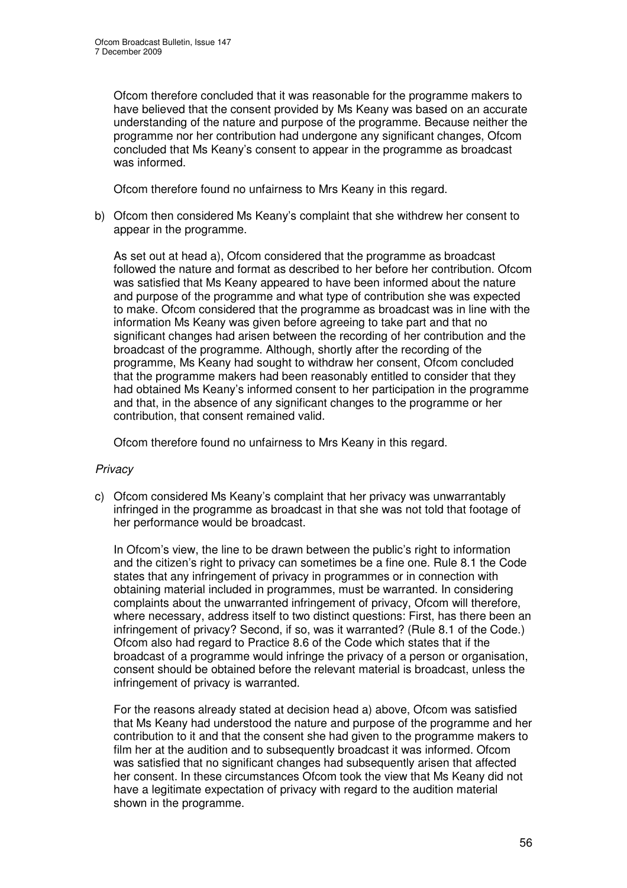Ofcom therefore concluded that it was reasonable for the programme makers to have believed that the consent provided by Ms Keany was based on an accurate understanding of the nature and purpose of the programme. Because neither the programme nor her contribution had undergone any significant changes, Ofcom concluded that Ms Keany's consent to appear in the programme as broadcast was informed.

Ofcom therefore found no unfairness to Mrs Keany in this regard.

b) Ofcom then considered Ms Keany's complaint that she withdrew her consent to appear in the programme.

As set out at head a), Ofcom considered that the programme as broadcast followed the nature and format as described to her before her contribution. Ofcom was satisfied that Ms Keany appeared to have been informed about the nature and purpose of the programme and what type of contribution she was expected to make. Ofcom considered that the programme as broadcast was in line with the information Ms Keany was given before agreeing to take part and that no significant changes had arisen between the recording of her contribution and the broadcast of the programme. Although, shortly after the recording of the programme, Ms Keany had sought to withdraw her consent, Ofcom concluded that the programme makers had been reasonably entitled to consider that they had obtained Ms Keany's informed consent to her participation in the programme and that, in the absence of any significant changes to the programme or her contribution, that consent remained valid.

Ofcom therefore found no unfairness to Mrs Keany in this regard.

*Privacy*

c) Ofcom considered Ms Keany's complaint that her privacy was unwarrantably infringed in the programme as broadcast in that she was not told that footage of her performance would be broadcast.

In Ofcom's view, the line to be drawn between the public's right to information and the citizen's right to privacy can sometimes be a fine one. Rule 8.1 the Code states that any infringement of privacy in programmes or in connection with obtaining material included in programmes, must be warranted. In considering complaints about the unwarranted infringement of privacy, Ofcom will therefore, where necessary, address itself to two distinct questions: First, has there been an infringement of privacy? Second, if so, was it warranted? (Rule 8.1 of the Code.) Ofcom also had regard to Practice 8.6 of the Code which states that if the broadcast of a programme would infringe the privacy of a person or organisation, consent should be obtained before the relevant material is broadcast, unless the infringement of privacy is warranted.

For the reasons already stated at decision head a) above, Ofcom was satisfied that Ms Keany had understood the nature and purpose of the programme and her contribution to it and that the consent she had given to the programme makers to film her at the audition and to subsequently broadcast it was informed. Ofcom was satisfied that no significant changes had subsequently arisen that affected her consent. In these circumstances Ofcom took the view that Ms Keany did not have a legitimate expectation of privacy with regard to the audition material shown in the programme.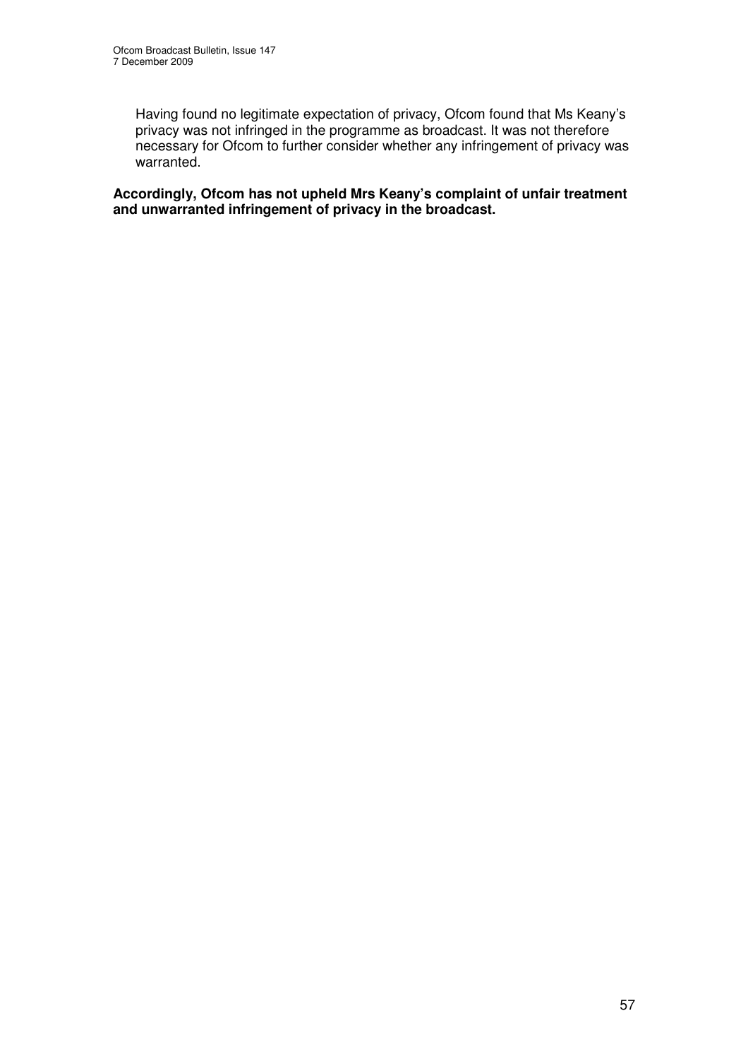Having found no legitimate expectation of privacy, Ofcom found that Ms Keany's privacy was not infringed in the programme as broadcast. It was not therefore necessary for Ofcom to further consider whether any infringement of privacy was warranted.

**Accordingly, Ofcom has not upheld Mrs Keany's complaint of unfair treatment and unwarranted infringement of privacy in the broadcast.**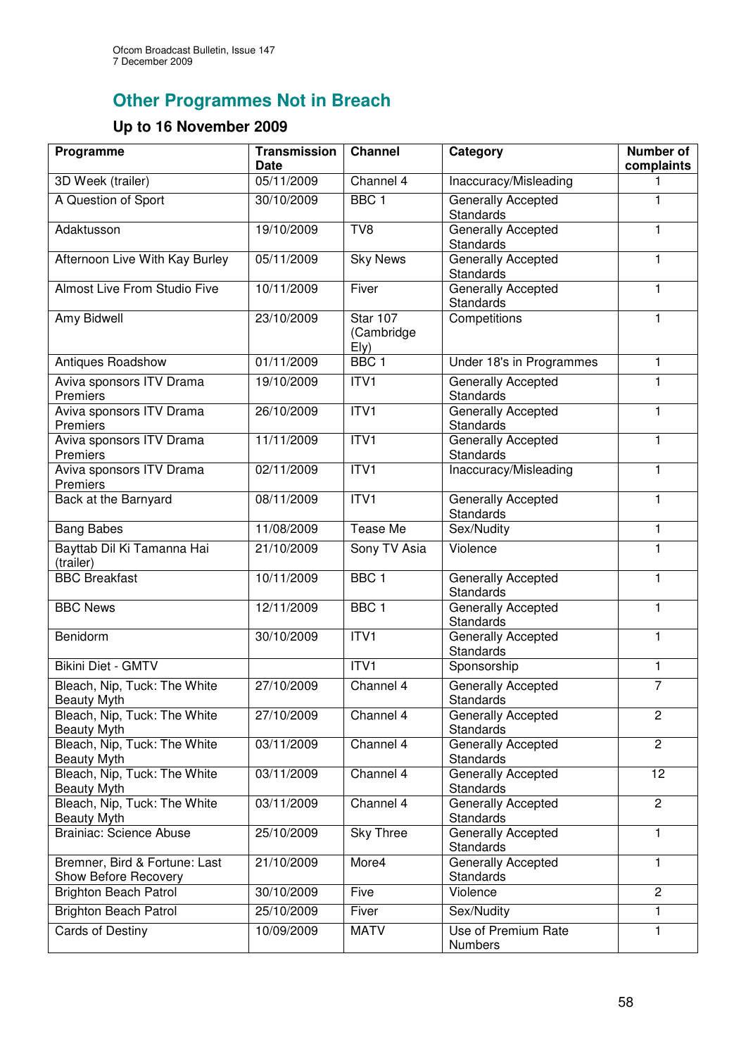## Other Programmes Not in Breach

### Up to 16 November 2009

| Programme | Transmission Date | Channel | Category | Number of complaints |
|---|---|---|---|---|
| 3D Week (trailer) | 05/11/2009 | Channel 4 | Inaccuracy/Misleading | 1 |
| A Question of Sport | 30/10/2009 | BBC 1 | Generally Accepted Standards | 1 |
| Adaktusson | 19/10/2009 | TV8 | Generally Accepted Standards | 1 |
| Afternoon Live With Kay Burley | 05/11/2009 | Sky News | Generally Accepted Standards | 1 |
| Almost Live From Studio Five | 10/11/2009 | Fiver | Generally Accepted Standards | 1 |
| Amy Bidwell | 23/10/2009 | Star 107 (Cambridge Ely) | Competitions | 1 |
| Antiques Roadshow | 01/11/2009 | BBC 1 | Under 18's in Programmes | 1 |
| Aviva sponsors ITV Drama Premiers | 19/10/2009 | ITV1 | Generally Accepted Standards | 1 |
| Aviva sponsors ITV Drama Premiers | 26/10/2009 | ITV1 | Generally Accepted Standards | 1 |
| Aviva sponsors ITV Drama Premiers | 11/11/2009 | ITV1 | Generally Accepted Standards | 1 |
| Aviva sponsors ITV Drama Premiers | 02/11/2009 | ITV1 | Inaccuracy/Misleading | 1 |
| Back at the Barnyard | 08/11/2009 | ITV1 | Generally Accepted Standards | 1 |
| Bang Babes | 11/08/2009 | Tease Me | Sex/Nudity | 1 |
| Bayttab Dil Ki Tamanna Hai (trailer) | 21/10/2009 | Sony TV Asia | Violence | 1 |
| BBC Breakfast | 10/11/2009 | BBC 1 | Generally Accepted Standards | 1 |
| BBC News | 12/11/2009 | BBC 1 | Generally Accepted Standards | 1 |
| Benidorm | 30/10/2009 | ITV1 | Generally Accepted Standards | 1 |
| Bikini Diet - GMTV | | ITV1 | Sponsorship | 1 |
| Bleach, Nip, Tuck: The White Beauty Myth | 27/10/2009 | Channel 4 | Generally Accepted Standards | 7 |
| Bleach, Nip, Tuck: The White Beauty Myth | 27/10/2009 | Channel 4 | Generally Accepted Standards | 2 |
| Bleach, Nip, Tuck: The White Beauty Myth | 03/11/2009 | Channel 4 | Generally Accepted Standards | 2 |
| Bleach, Nip, Tuck: The White Beauty Myth | 03/11/2009 | Channel 4 | Generally Accepted Standards | 12 |
| Bleach, Nip, Tuck: The White Beauty Myth | 03/11/2009 | Channel 4 | Generally Accepted Standards | 2 |
| Brainiac: Science Abuse | 25/10/2009 | Sky Three | Generally Accepted Standards | 1 |
| Bremner, Bird & Fortune: Last Show Before Recovery | 21/10/2009 | More4 | Generally Accepted Standards | 1 |
| Brighton Beach Patrol | 30/10/2009 | Five | Violence | 2 |
| Brighton Beach Patrol | 25/10/2009 | Fiver | Sex/Nudity | 1 |
| Cards of Destiny | 10/09/2009 | MATV | Use of Premium Rate Numbers | 1 |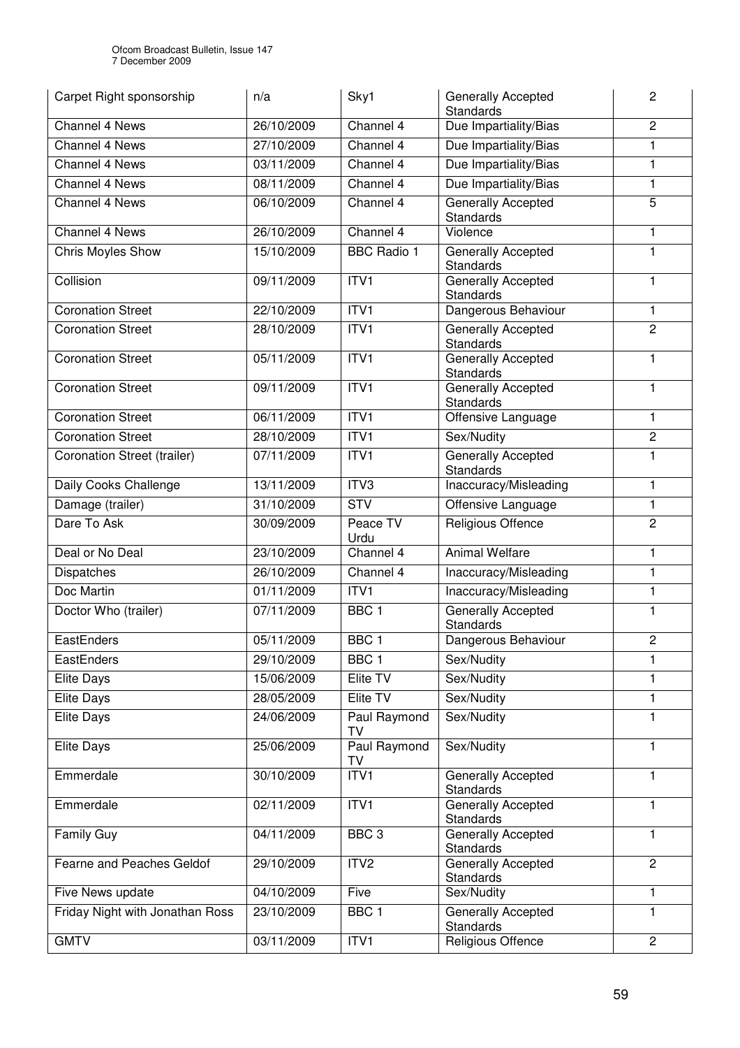| Carpet Right sponsorship | n/a | Sky1 | Generally Accepted Standards | 2 |
|---|---|---|---|---|
| Channel 4 News | 26/10/2009 | Channel 4 | Due Impartiality/Bias | 2 |
| Channel 4 News | 27/10/2009 | Channel 4 | Due Impartiality/Bias | 1 |
| Channel 4 News | 03/11/2009 | Channel 4 | Due Impartiality/Bias | 1 |
| Channel 4 News | 08/11/2009 | Channel 4 | Due Impartiality/Bias | 1 |
| Channel 4 News | 06/10/2009 | Channel 4 | Generally Accepted Standards | 5 |
| Channel 4 News | 26/10/2009 | Channel 4 | Violence | 1 |
| Chris Moyles Show | 15/10/2009 | BBC Radio 1 | Generally Accepted Standards | 1 |
| Collision | 09/11/2009 | ITV1 | Generally Accepted Standards | 1 |
| Coronation Street | 22/10/2009 | ITV1 | Dangerous Behaviour | 1 |
| Coronation Street | 28/10/2009 | ITV1 | Generally Accepted Standards | 2 |
| Coronation Street | 05/11/2009 | ITV1 | Generally Accepted Standards | 1 |
| Coronation Street | 09/11/2009 | ITV1 | Generally Accepted Standards | 1 |
| Coronation Street | 06/11/2009 | ITV1 | Offensive Language | 1 |
| Coronation Street | 28/10/2009 | ITV1 | Sex/Nudity | 2 |
| Coronation Street (trailer) | 07/11/2009 | ITV1 | Generally Accepted Standards | 1 |
| Daily Cooks Challenge | 13/11/2009 | ITV3 | Inaccuracy/Misleading | 1 |
| Damage (trailer) | 31/10/2009 | STV | Offensive Language | 1 |
| Dare To Ask | 30/09/2009 | Peace TV Urdu | Religious Offence | 2 |
| Deal or No Deal | 23/10/2009 | Channel 4 | Animal Welfare | 1 |
| Dispatches | 26/10/2009 | Channel 4 | Inaccuracy/Misleading | 1 |
| Doc Martin | 01/11/2009 | ITV1 | Inaccuracy/Misleading | 1 |
| Doctor Who (trailer) | 07/11/2009 | BBC 1 | Generally Accepted Standards | 1 |
| EastEnders | 05/11/2009 | BBC 1 | Dangerous Behaviour | 2 |
| EastEnders | 29/10/2009 | BBC 1 | Sex/Nudity | 1 |
| Elite Days | 15/06/2009 | Elite TV | Sex/Nudity | 1 |
| Elite Days | 28/05/2009 | Elite TV | Sex/Nudity | 1 |
| Elite Days | 24/06/2009 | Paul Raymond TV | Sex/Nudity | 1 |
| Elite Days | 25/06/2009 | Paul Raymond TV | Sex/Nudity | 1 |
| Emmerdale | 30/10/2009 | ITV1 | Generally Accepted Standards | 1 |
| Emmerdale | 02/11/2009 | ITV1 | Generally Accepted Standards | 1 |
| Family Guy | 04/11/2009 | BBC 3 | Generally Accepted Standards | 1 |
| Fearne and Peaches Geldof | 29/10/2009 | ITV2 | Generally Accepted Standards | 2 |
| Five News update | 04/10/2009 | Five | Sex/Nudity | 1 |
| Friday Night with Jonathan Ross | 23/10/2009 | BBC 1 | Generally Accepted Standards | 1 |
| GMTV | 03/11/2009 | ITV1 | Religious Offence | 2 |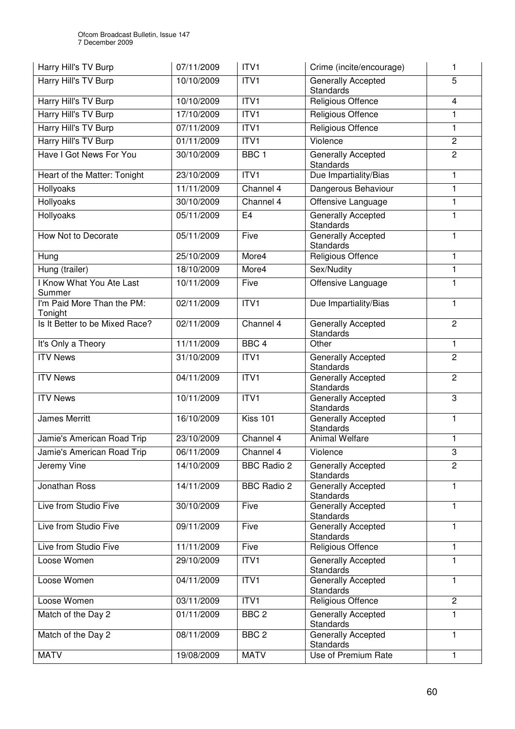| Harry Hill's TV Burp | 07/11/2009 | ITV1 | Crime (incite/encourage) | 1 |
|---|---|---|---|---|
| Harry Hill's TV Burp | 10/10/2009 | ITV1 | Generally Accepted Standards | 5 |
| Harry Hill's TV Burp | 10/10/2009 | ITV1 | Religious Offence | 4 |
| Harry Hill's TV Burp | 17/10/2009 | ITV1 | Religious Offence | 1 |
| Harry Hill's TV Burp | 07/11/2009 | ITV1 | Religious Offence | 1 |
| Harry Hill's TV Burp | 01/11/2009 | ITV1 | Violence | 2 |
| Have I Got News For You | 30/10/2009 | BBC 1 | Generally Accepted Standards | 2 |
| Heart of the Matter: Tonight | 23/10/2009 | ITV1 | Due Impartiality/Bias | 1 |
| Hollyoaks | 11/11/2009 | Channel 4 | Dangerous Behaviour | 1 |
| Hollyoaks | 30/10/2009 | Channel 4 | Offensive Language | 1 |
| Hollyoaks | 05/11/2009 | E4 | Generally Accepted Standards | 1 |
| How Not to Decorate | 05/11/2009 | Five | Generally Accepted Standards | 1 |
| Hung | 25/10/2009 | More4 | Religious Offence | 1 |
| Hung (trailer) | 18/10/2009 | More4 | Sex/Nudity | 1 |
| I Know What You Ate Last Summer | 10/11/2009 | Five | Offensive Language | 1 |
| I'm Paid More Than the PM: Tonight | 02/11/2009 | ITV1 | Due Impartiality/Bias | 1 |
| Is It Better to be Mixed Race? | 02/11/2009 | Channel 4 | Generally Accepted Standards | 2 |
| It's Only a Theory | 11/11/2009 | BBC 4 | Other | 1 |
| ITV News | 31/10/2009 | ITV1 | Generally Accepted Standards | 2 |
| ITV News | 04/11/2009 | ITV1 | Generally Accepted Standards | 2 |
| ITV News | 10/11/2009 | ITV1 | Generally Accepted Standards | 3 |
| James Merritt | 16/10/2009 | Kiss 101 | Generally Accepted Standards | 1 |
| Jamie's American Road Trip | 23/10/2009 | Channel 4 | Animal Welfare | 1 |
| Jamie's American Road Trip | 06/11/2009 | Channel 4 | Violence | 3 |
| Jeremy Vine | 14/10/2009 | BBC Radio 2 | Generally Accepted Standards | 2 |
| Jonathan Ross | 14/11/2009 | BBC Radio 2 | Generally Accepted Standards | 1 |
| Live from Studio Five | 30/10/2009 | Five | Generally Accepted Standards | 1 |
| Live from Studio Five | 09/11/2009 | Five | Generally Accepted Standards | 1 |
| Live from Studio Five | 11/11/2009 | Five | Religious Offence | 1 |
| Loose Women | 29/10/2009 | ITV1 | Generally Accepted Standards | 1 |
| Loose Women | 04/11/2009 | ITV1 | Generally Accepted Standards | 1 |
| Loose Women | 03/11/2009 | ITV1 | Religious Offence | 2 |
| Match of the Day 2 | 01/11/2009 | BBC 2 | Generally Accepted Standards | 1 |
| Match of the Day 2 | 08/11/2009 | BBC 2 | Generally Accepted Standards | 1 |
| MATV | 19/08/2009 | MATV | Use of Premium Rate | 1 |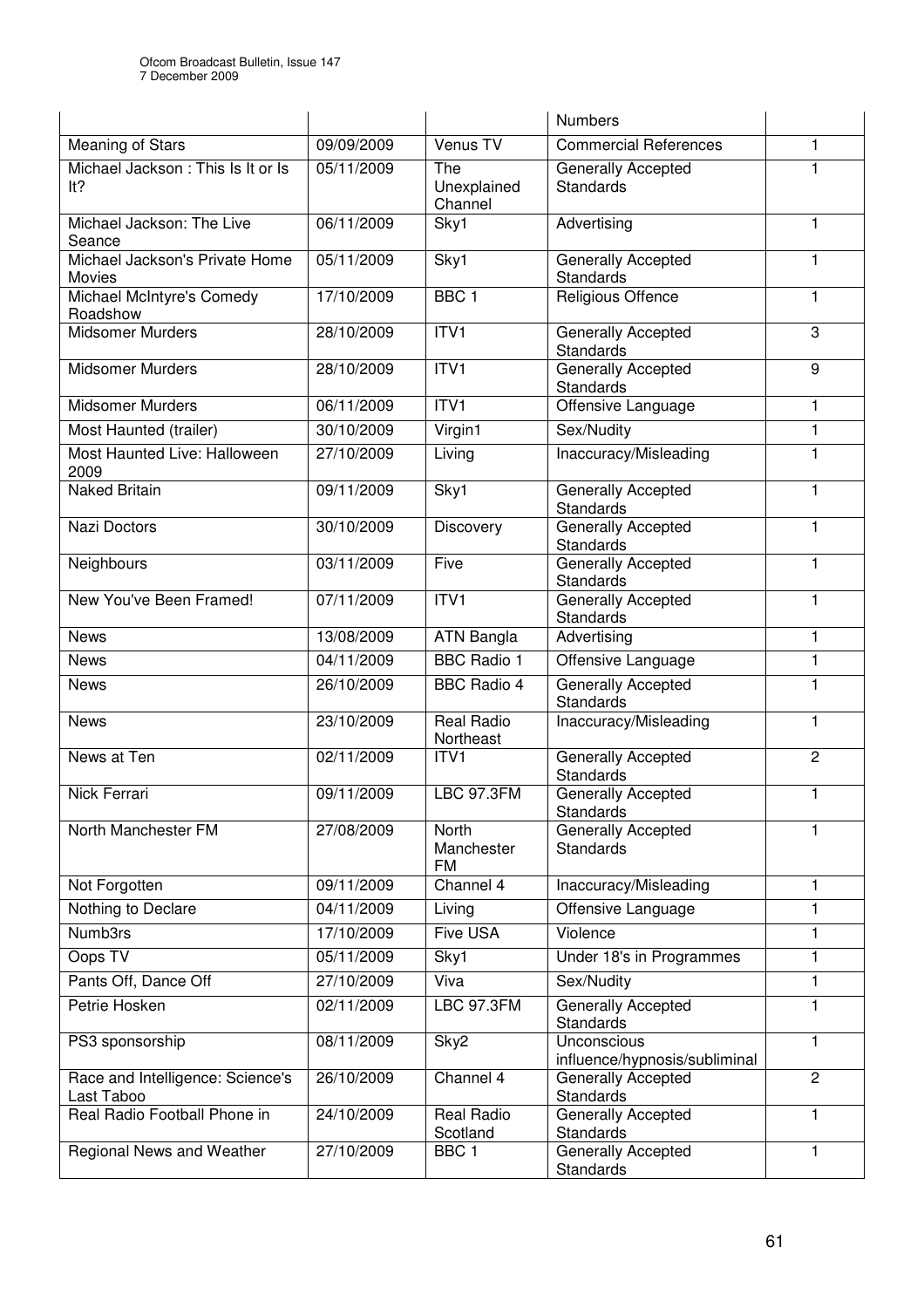| | | | Numbers | |
|---|---|---|---|---|
| Meaning of Stars | 09/09/2009 | Venus TV | Commercial References | 1 |
| Michael Jackson : This Is It or Is It? | 05/11/2009 | The Unexplained Channel | Generally Accepted Standards | 1 |
| Michael Jackson: The Live Seance | 06/11/2009 | Sky1 | Advertising | 1 |
| Michael Jackson's Private Home Movies | 05/11/2009 | Sky1 | Generally Accepted Standards | 1 |
| Michael McIntyre's Comedy Roadshow | 17/10/2009 | BBC 1 | Religious Offence | 1 |
| Midsomer Murders | 28/10/2009 | ITV1 | Generally Accepted Standards | 3 |
| Midsomer Murders | 28/10/2009 | ITV1 | Generally Accepted Standards | 9 |
| Midsomer Murders | 06/11/2009 | ITV1 | Offensive Language | 1 |
| Most Haunted (trailer) | 30/10/2009 | Virgin1 | Sex/Nudity | 1 |
| Most Haunted Live: Halloween 2009 | 27/10/2009 | Living | Inaccuracy/Misleading | 1 |
| Naked Britain | 09/11/2009 | Sky1 | Generally Accepted Standards | 1 |
| Nazi Doctors | 30/10/2009 | Discovery | Generally Accepted Standards | 1 |
| Neighbours | 03/11/2009 | Five | Generally Accepted Standards | 1 |
| New You've Been Framed! | 07/11/2009 | ITV1 | Generally Accepted Standards | 1 |
| News | 13/08/2009 | ATN Bangla | Advertising | 1 |
| News | 04/11/2009 | BBC Radio 1 | Offensive Language | 1 |
| News | 26/10/2009 | BBC Radio 4 | Generally Accepted Standards | 1 |
| News | 23/10/2009 | Real Radio Northeast | Inaccuracy/Misleading | 1 |
| News at Ten | 02/11/2009 | ITV1 | Generally Accepted Standards | 2 |
| Nick Ferrari | 09/11/2009 | LBC 97.3FM | Generally Accepted Standards | 1 |
| North Manchester FM | 27/08/2009 | North Manchester FM | Generally Accepted Standards | 1 |
| Not Forgotten | 09/11/2009 | Channel 4 | Inaccuracy/Misleading | 1 |
| Nothing to Declare | 04/11/2009 | Living | Offensive Language | 1 |
| Numb3rs | 17/10/2009 | Five USA | Violence | 1 |
| Oops TV | 05/11/2009 | Sky1 | Under 18's in Programmes | 1 |
| Pants Off, Dance Off | 27/10/2009 | Viva | Sex/Nudity | 1 |
| Petrie Hosken | 02/11/2009 | LBC 97.3FM | Generally Accepted Standards | 1 |
| PS3 sponsorship | 08/11/2009 | Sky2 | Unconscious influence/hypnosis/subliminal | 1 |
| Race and Intelligence: Science's Last Taboo | 26/10/2009 | Channel 4 | Generally Accepted Standards | 2 |
| Real Radio Football Phone in | 24/10/2009 | Real Radio Scotland | Generally Accepted Standards | 1 |
| Regional News and Weather | 27/10/2009 | BBC 1 | Generally Accepted Standards | 1 |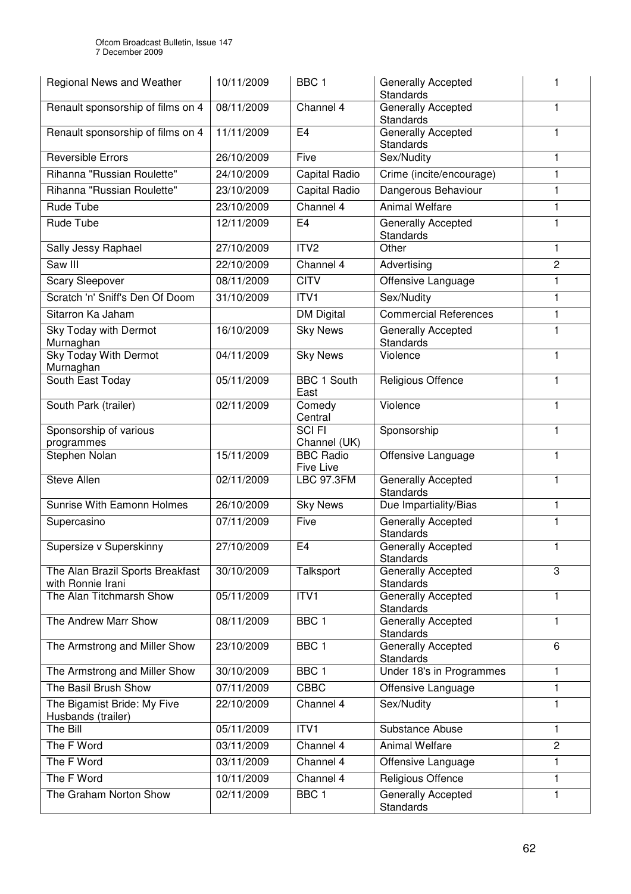| Regional News and Weather | 10/11/2009 | BBC 1 | Generally Accepted Standards | 1 |
|---|---|---|---|---|
| Renault sponsorship of films on 4 | 08/11/2009 | Channel 4 | Generally Accepted Standards | 1 |
| Renault sponsorship of films on 4 | 11/11/2009 | E4 | Generally Accepted Standards | 1 |
| Reversible Errors | 26/10/2009 | Five | Sex/Nudity | 1 |
| Rihanna "Russian Roulette" | 24/10/2009 | Capital Radio | Crime (incite/encourage) | 1 |
| Rihanna "Russian Roulette" | 23/10/2009 | Capital Radio | Dangerous Behaviour | 1 |
| Rude Tube | 23/10/2009 | Channel 4 | Animal Welfare | 1 |
| Rude Tube | 12/11/2009 | E4 | Generally Accepted Standards | 1 |
| Sally Jessy Raphael | 27/10/2009 | ITV2 | Other | 1 |
| Saw III | 22/10/2009 | Channel 4 | Advertising | 2 |
| Scary Sleepover | 08/11/2009 | CITV | Offensive Language | 1 |
| Scratch 'n' Sniff's Den Of Doom | 31/10/2009 | ITV1 | Sex/Nudity | 1 |
| Sitarron Ka Jaham | | DM Digital | Commercial References | 1 |
| Sky Today with Dermot Murnaghan | 16/10/2009 | Sky News | Generally Accepted Standards | 1 |
| Sky Today With Dermot Murnaghan | 04/11/2009 | Sky News | Violence | 1 |
| South East Today | 05/11/2009 | BBC 1 South East | Religious Offence | 1 |
| South Park (trailer) | 02/11/2009 | Comedy Central | Violence | 1 |
| Sponsorship of various programmes | | SCI FI Channel (UK) | Sponsorship | 1 |
| Stephen Nolan | 15/11/2009 | BBC Radio Five Live | Offensive Language | 1 |
| Steve Allen | 02/11/2009 | LBC 97.3FM | Generally Accepted Standards | 1 |
| Sunrise With Eamonn Holmes | 26/10/2009 | Sky News | Due Impartiality/Bias | 1 |
| Supercasino | 07/11/2009 | Five | Generally Accepted Standards | 1 |
| Supersize v Superskinny | 27/10/2009 | E4 | Generally Accepted Standards | 1 |
| The Alan Brazil Sports Breakfast with Ronnie Irani | 30/10/2009 | Talksport | Generally Accepted Standards | 3 |
| The Alan Titchmarsh Show | 05/11/2009 | ITV1 | Generally Accepted Standards | 1 |
| The Andrew Marr Show | 08/11/2009 | BBC 1 | Generally Accepted Standards | 1 |
| The Armstrong and Miller Show | 23/10/2009 | BBC 1 | Generally Accepted Standards | 6 |
| The Armstrong and Miller Show | 30/10/2009 | BBC 1 | Under 18's in Programmes | 1 |
| The Basil Brush Show | 07/11/2009 | CBBC | Offensive Language | 1 |
| The Bigamist Bride: My Five Husbands (trailer) | 22/10/2009 | Channel 4 | Sex/Nudity | 1 |
| The Bill | 05/11/2009 | ITV1 | Substance Abuse | 1 |
| The F Word | 03/11/2009 | Channel 4 | Animal Welfare | 2 |
| The F Word | 03/11/2009 | Channel 4 | Offensive Language | 1 |
| The F Word | 10/11/2009 | Channel 4 | Religious Offence | 1 |
| The Graham Norton Show | 02/11/2009 | BBC 1 | Generally Accepted Standards | 1 |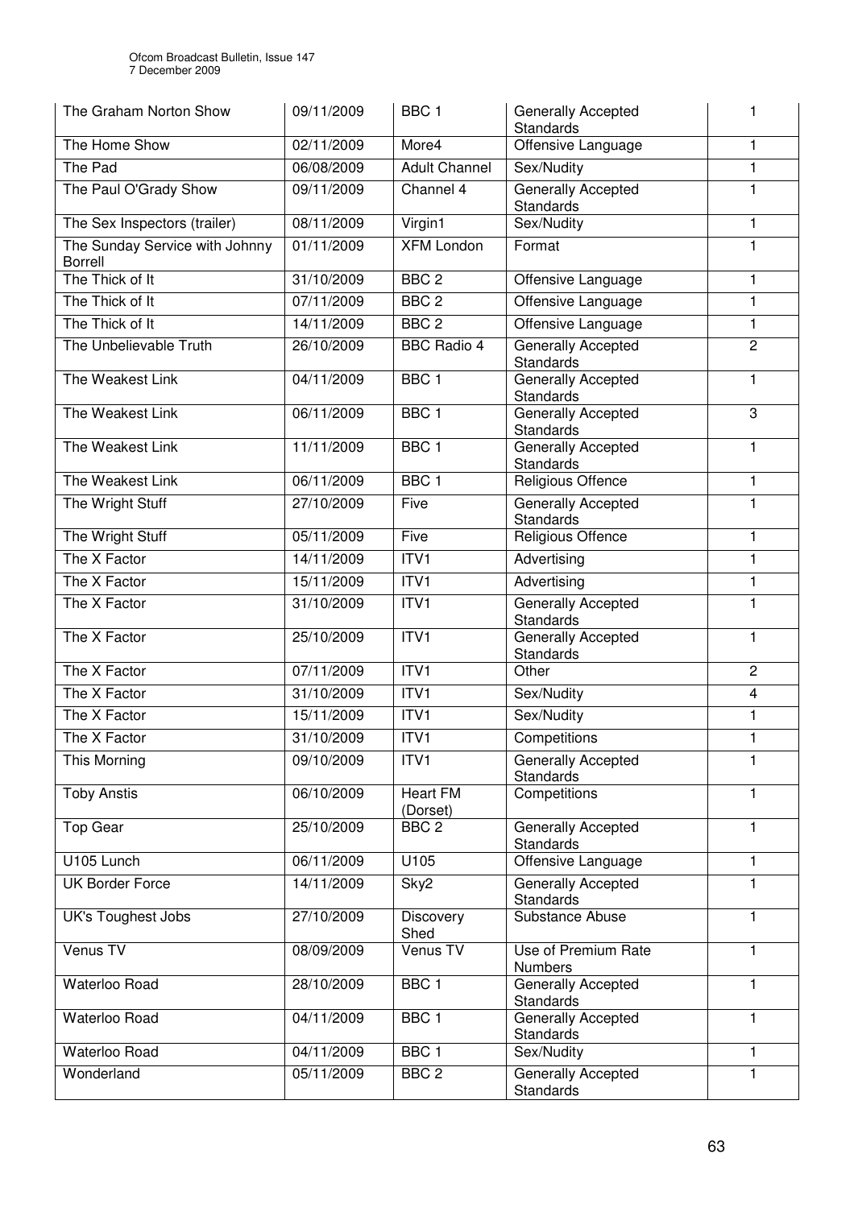| The Graham Norton Show | 09/11/2009 | BBC 1 | Generally Accepted Standards | 1 |
|---|---|---|---|---|
| The Home Show | 02/11/2009 | More4 | Offensive Language | 1 |
| The Pad | 06/08/2009 | Adult Channel | Sex/Nudity | 1 |
| The Paul O'Grady Show | 09/11/2009 | Channel 4 | Generally Accepted Standards | 1 |
| The Sex Inspectors (trailer) | 08/11/2009 | Virgin1 | Sex/Nudity | 1 |
| The Sunday Service with Johnny Borrell | 01/11/2009 | XFM London | Format | 1 |
| The Thick of It | 31/10/2009 | BBC 2 | Offensive Language | 1 |
| The Thick of It | 07/11/2009 | BBC 2 | Offensive Language | 1 |
| The Thick of It | 14/11/2009 | BBC 2 | Offensive Language | 1 |
| The Unbelievable Truth | 26/10/2009 | BBC Radio 4 | Generally Accepted Standards | 2 |
| The Weakest Link | 04/11/2009 | BBC 1 | Generally Accepted Standards | 1 |
| The Weakest Link | 06/11/2009 | BBC 1 | Generally Accepted Standards | 3 |
| The Weakest Link | 11/11/2009 | BBC 1 | Generally Accepted Standards | 1 |
| The Weakest Link | 06/11/2009 | BBC 1 | Religious Offence | 1 |
| The Wright Stuff | 27/10/2009 | Five | Generally Accepted Standards | 1 |
| The Wright Stuff | 05/11/2009 | Five | Religious Offence | 1 |
| The X Factor | 14/11/2009 | ITV1 | Advertising | 1 |
| The X Factor | 15/11/2009 | ITV1 | Advertising | 1 |
| The X Factor | 31/10/2009 | ITV1 | Generally Accepted Standards | 1 |
| The X Factor | 25/10/2009 | ITV1 | Generally Accepted Standards | 1 |
| The X Factor | 07/11/2009 | ITV1 | Other | 2 |
| The X Factor | 31/10/2009 | ITV1 | Sex/Nudity | 4 |
| The X Factor | 15/11/2009 | ITV1 | Sex/Nudity | 1 |
| The X Factor | 31/10/2009 | ITV1 | Competitions | 1 |
| This Morning | 09/10/2009 | ITV1 | Generally Accepted Standards | 1 |
| Toby Anstis | 06/10/2009 | Heart FM (Dorset) | Competitions | 1 |
| Top Gear | 25/10/2009 | BBC 2 | Generally Accepted Standards | 1 |
| U105 Lunch | 06/11/2009 | U105 | Offensive Language | 1 |
| UK Border Force | 14/11/2009 | Sky2 | Generally Accepted Standards | 1 |
| UK's Toughest Jobs | 27/10/2009 | Discovery Shed | Substance Abuse | 1 |
| Venus TV | 08/09/2009 | Venus TV | Use of Premium Rate Numbers | 1 |
| Waterloo Road | 28/10/2009 | BBC 1 | Generally Accepted Standards | 1 |
| Waterloo Road | 04/11/2009 | BBC 1 | Generally Accepted Standards | 1 |
| Waterloo Road | 04/11/2009 | BBC 1 | Sex/Nudity | 1 |
| Wonderland | 05/11/2009 | BBC 2 | Generally Accepted Standards | 1 |